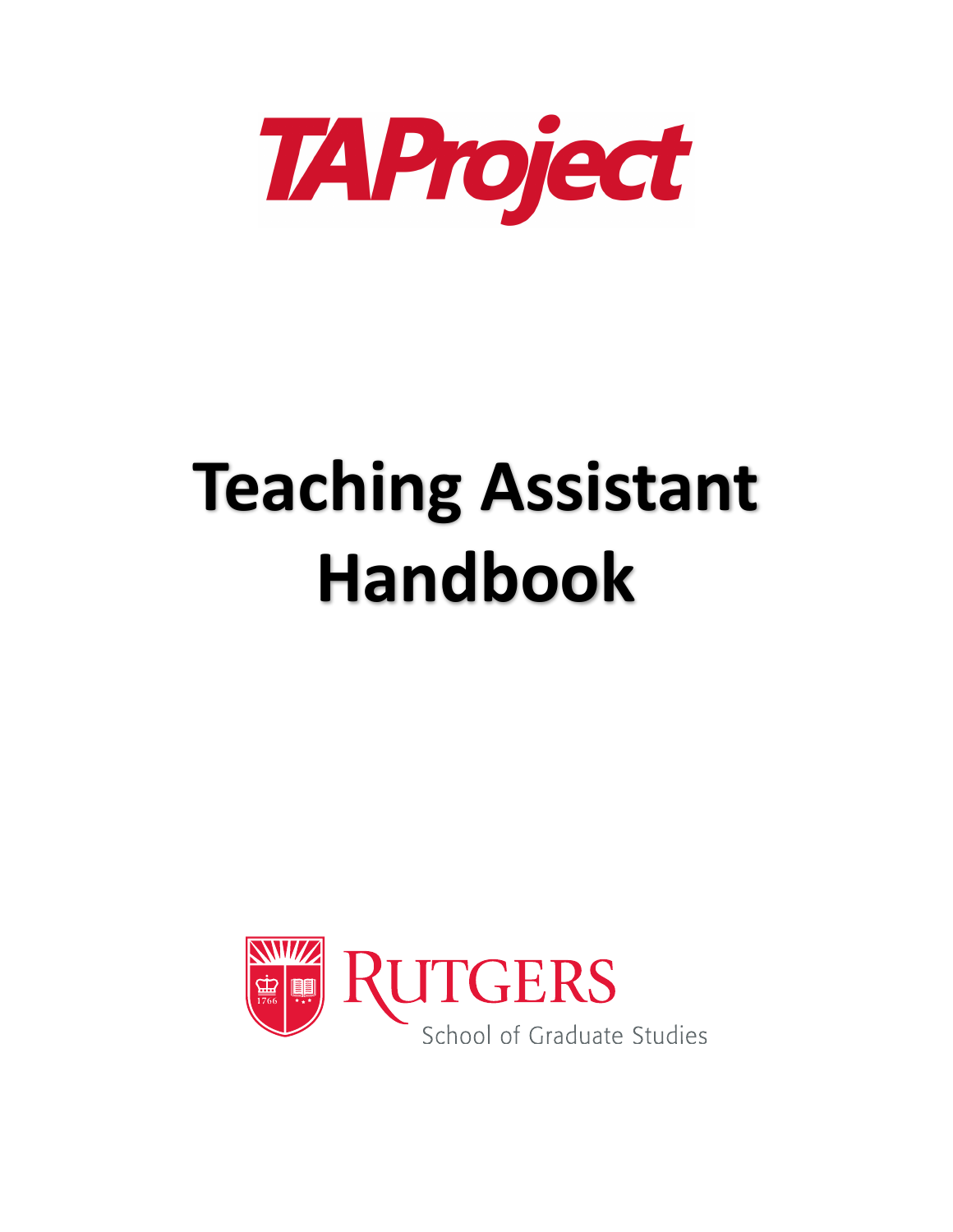**TAProject**

# Teaching Assistant Handbook

RUTGERS

School of Graduate Studies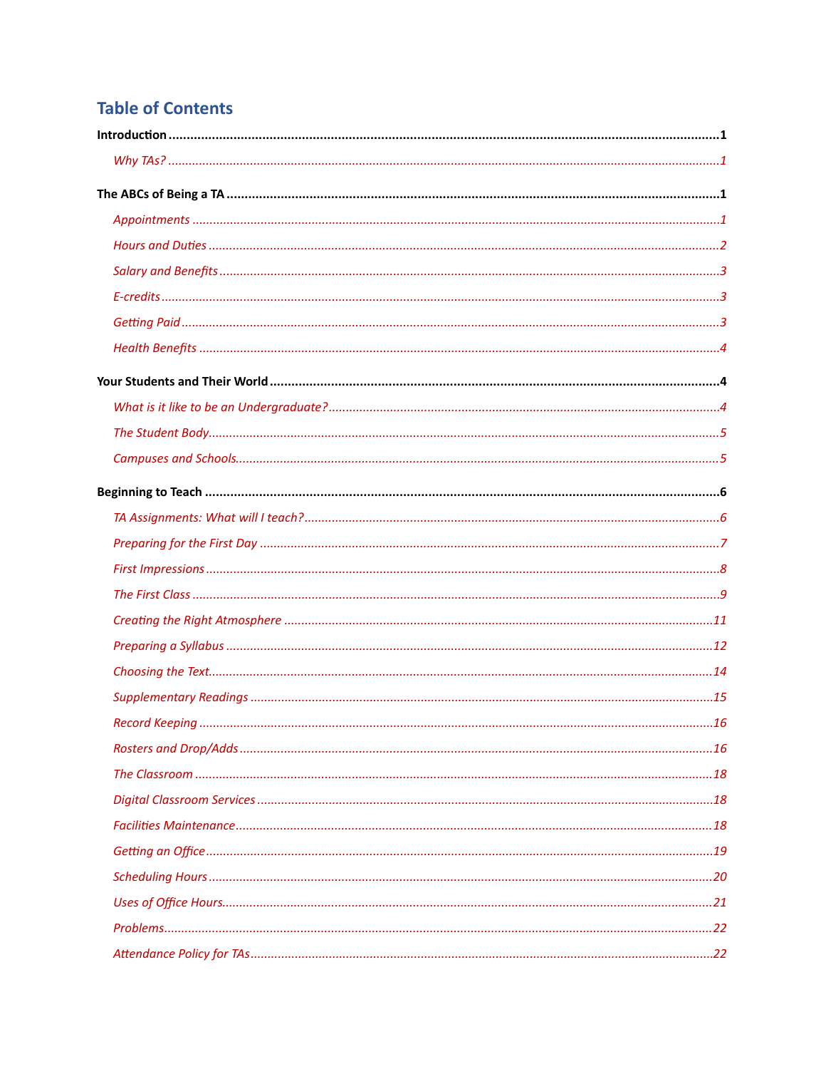## Table of Contents

**Introduction** .......... **1**

*Why TAs?* .......... *1*

**The ABCs of Being a TA** .......... **1**

*Appointments* .......... *1*

*Hours and Duties* .......... *2*

*Salary and Benefits* .......... *3*

*E-credits* .......... *3*

*Getting Paid* .......... *3*

*Health Benefits* .......... *4*

**Your Students and Their World** .......... **4**

*What is it like to be an Undergraduate?* .......... *4*

*The Student Body* .......... *5*

*Campuses and Schools* .......... *5*

**Beginning to Teach** .......... **6**

*TA Assignments: What will I teach?* .......... *6*

*Preparing for the First Day* .......... *7*

*First Impressions* .......... *8*

*The First Class* .......... *9*

*Creating the Right Atmosphere* .......... *11*

*Preparing a Syllabus* .......... *12*

*Choosing the Text* .......... *14*

*Supplementary Readings* .......... *15*

*Record Keeping* .......... *16*

*Rosters and Drop/Adds* .......... *16*

*The Classroom* .......... *18*

*Digital Classroom Services* .......... *18*

*Facilities Maintenance* .......... *18*

*Getting an Office* .......... *19*

*Scheduling Hours* .......... *20*

*Uses of Office Hours* .......... *21*

*Problems* .......... *22*

*Attendance Policy for TAs* .......... *22*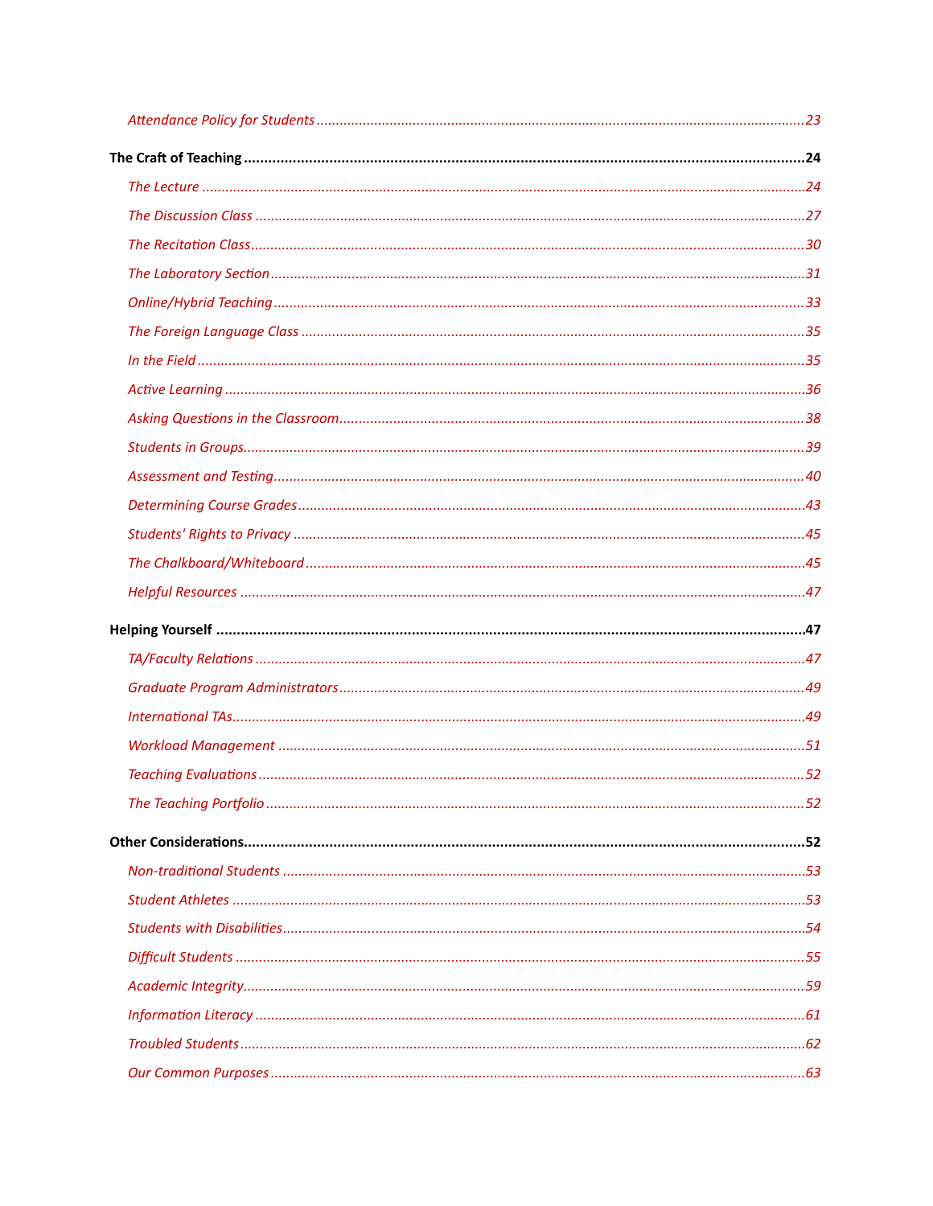*Attendance Policy for Students* ............................................................ 23

**The Craft of Teaching** ............................................................ **24**

*The Lecture* ............................................................ 24

*The Discussion Class* ............................................................ 27

*The Recitation Class* ............................................................ 30

*The Laboratory Section* ............................................................ 31

*Online/Hybrid Teaching* ............................................................ 33

*The Foreign Language Class* ............................................................ 35

*In the Field* ............................................................ 35

*Active Learning* ............................................................ 36

*Asking Questions in the Classroom* ............................................................ 38

*Students in Groups* ............................................................ 39

*Assessment and Testing* ............................................................ 40

*Determining Course Grades* ............................................................ 43

*Students' Rights to Privacy* ............................................................ 45

*The Chalkboard/Whiteboard* ............................................................ 45

*Helpful Resources* ............................................................ 47

**Helping Yourself** ............................................................ **47**

*TA/Faculty Relations* ............................................................ 47

*Graduate Program Administrators* ............................................................ 49

*International TAs* ............................................................ 49

*Workload Management* ............................................................ 51

*Teaching Evaluations* ............................................................ 52

*The Teaching Portfolio* ............................................................ 52

**Other Considerations** ............................................................ **52**

*Non-traditional Students* ............................................................ 53

*Student Athletes* ............................................................ 53

*Students with Disabilities* ............................................................ 54

*Difficult Students* ............................................................ 55

*Academic Integrity* ............................................................ 59

*Information Literacy* ............................................................ 61

*Troubled Students* ............................................................ 62

*Our Common Purposes* ............................................................ 63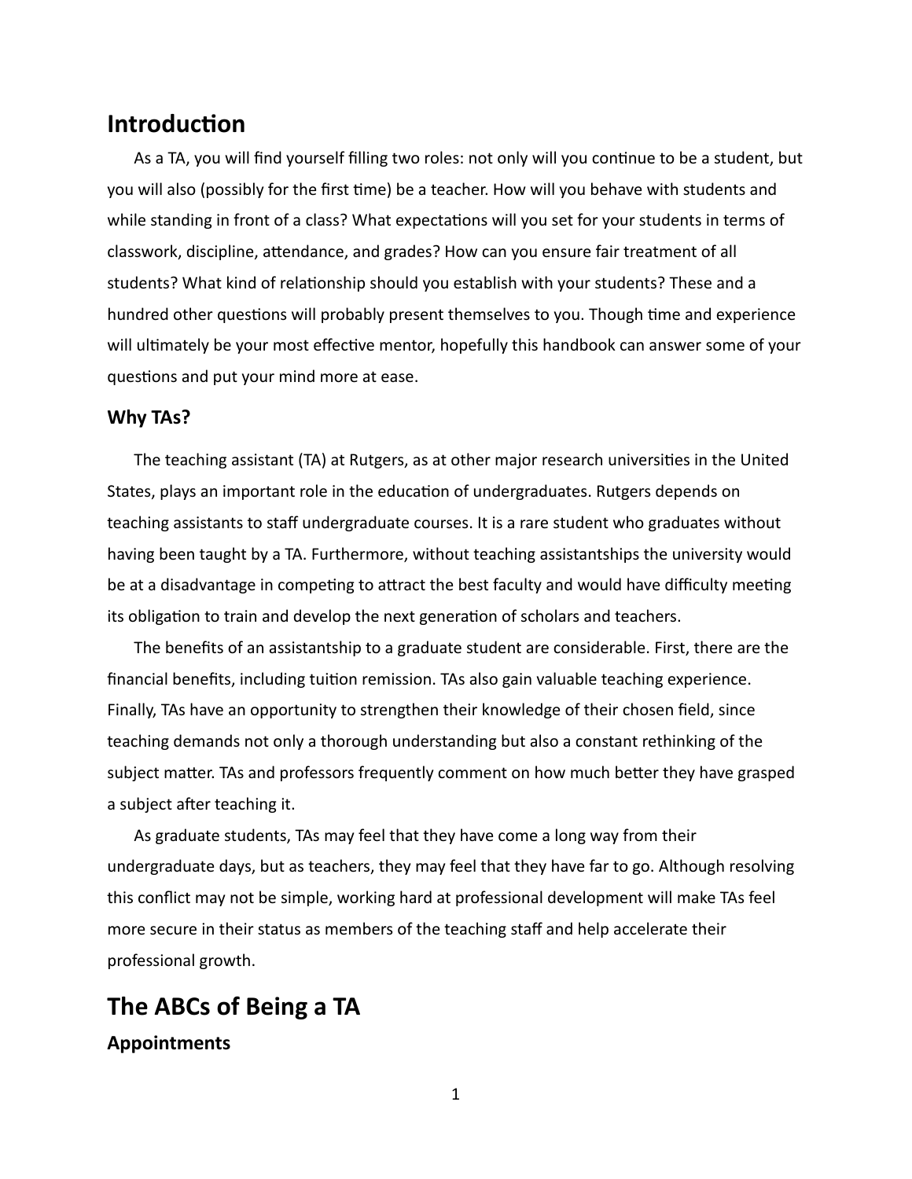# Introduction

As a TA, you will find yourself filling two roles: not only will you continue to be a student, but you will also (possibly for the first time) be a teacher. How will you behave with students and while standing in front of a class? What expectations will you set for your students in terms of classwork, discipline, attendance, and grades? How can you ensure fair treatment of all students? What kind of relationship should you establish with your students? These and a hundred other questions will probably present themselves to you. Though time and experience will ultimately be your most effective mentor, hopefully this handbook can answer some of your questions and put your mind more at ease.

## Why TAs?

The teaching assistant (TA) at Rutgers, as at other major research universities in the United States, plays an important role in the education of undergraduates. Rutgers depends on teaching assistants to staff undergraduate courses. It is a rare student who graduates without having been taught by a TA. Furthermore, without teaching assistantships the university would be at a disadvantage in competing to attract the best faculty and would have difficulty meeting its obligation to train and develop the next generation of scholars and teachers.

The benefits of an assistantship to a graduate student are considerable. First, there are the financial benefits, including tuition remission. TAs also gain valuable teaching experience. Finally, TAs have an opportunity to strengthen their knowledge of their chosen field, since teaching demands not only a thorough understanding but also a constant rethinking of the subject matter. TAs and professors frequently comment on how much better they have grasped a subject after teaching it.

As graduate students, TAs may feel that they have come a long way from their undergraduate days, but as teachers, they may feel that they have far to go. Although resolving this conflict may not be simple, working hard at professional development will make TAs feel more secure in their status as members of the teaching staff and help accelerate their professional growth.

# The ABCs of Being a TA

## Appointments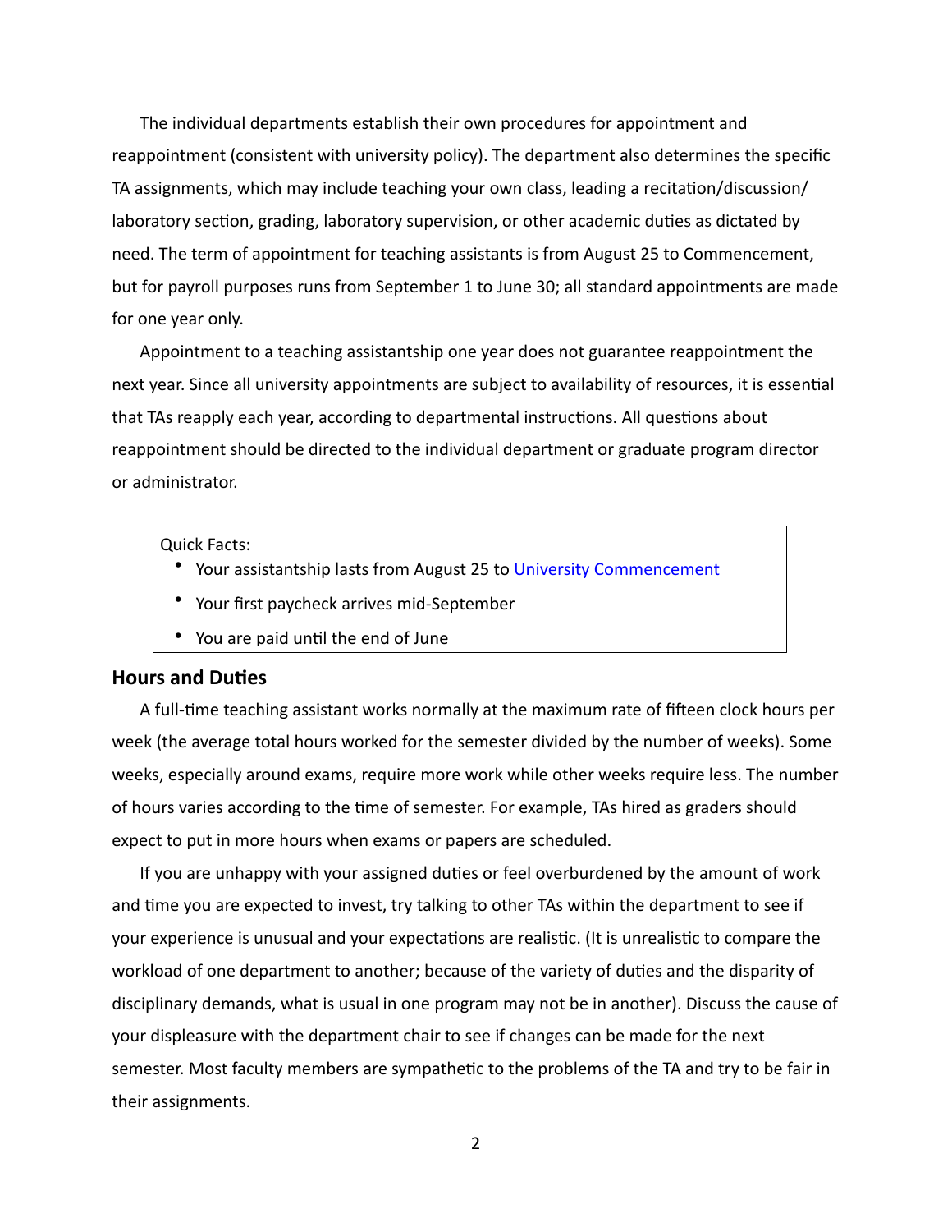The individual departments establish their own procedures for appointment and reappointment (consistent with university policy). The department also determines the specific TA assignments, which may include teaching your own class, leading a recitation/discussion/laboratory section, grading, laboratory supervision, or other academic duties as dictated by need. The term of appointment for teaching assistants is from August 25 to Commencement, but for payroll purposes runs from September 1 to June 30; all standard appointments are made for one year only.

Appointment to a teaching assistantship one year does not guarantee reappointment the next year. Since all university appointments are subject to availability of resources, it is essential that TAs reapply each year, according to departmental instructions. All questions about reappointment should be directed to the individual department or graduate program director or administrator.

> Quick Facts:
> - Your assistantship lasts from August 25 to [University Commencement]
> - Your first paycheck arrives mid-September
> - You are paid until the end of June

## Hours and Duties

A full-time teaching assistant works normally at the maximum rate of fifteen clock hours per week (the average total hours worked for the semester divided by the number of weeks). Some weeks, especially around exams, require more work while other weeks require less. The number of hours varies according to the time of semester. For example, TAs hired as graders should expect to put in more hours when exams or papers are scheduled.

If you are unhappy with your assigned duties or feel overburdened by the amount of work and time you are expected to invest, try talking to other TAs within the department to see if your experience is unusual and your expectations are realistic. (It is unrealistic to compare the workload of one department to another; because of the variety of duties and the disparity of disciplinary demands, what is usual in one program may not be in another). Discuss the cause of your displeasure with the department chair to see if changes can be made for the next semester. Most faculty members are sympathetic to the problems of the TA and try to be fair in their assignments.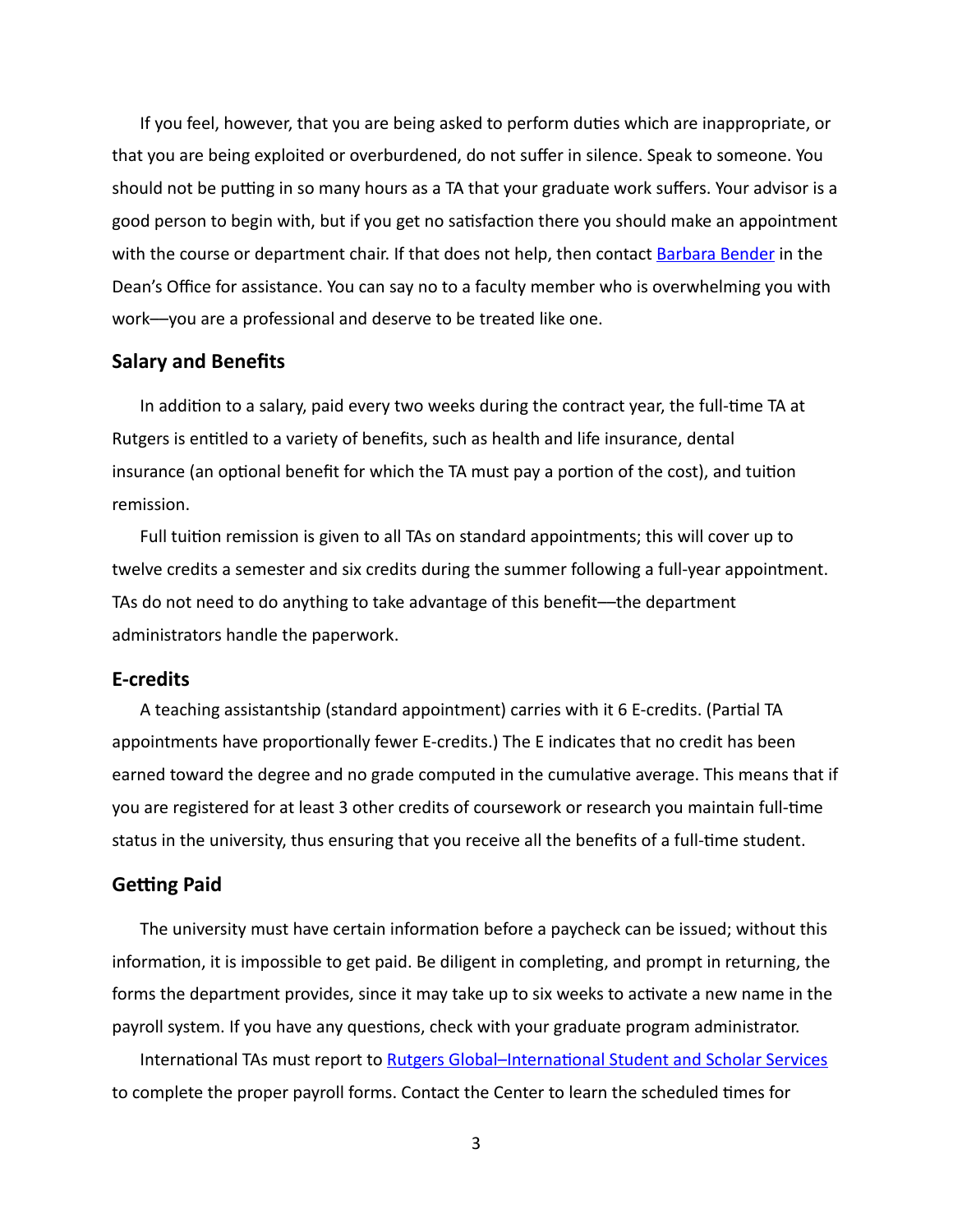If you feel, however, that you are being asked to perform duties which are inappropriate, or that you are being exploited or overburdened, do not suffer in silence. Speak to someone. You should not be putting in so many hours as a TA that your graduate work suffers. Your advisor is a good person to begin with, but if you get no satisfaction there you should make an appointment with the course or department chair. If that does not help, then contact Barbara Bender in the Dean's Office for assistance. You can say no to a faculty member who is overwhelming you with work—you are a professional and deserve to be treated like one.

## Salary and Benefits

In addition to a salary, paid every two weeks during the contract year, the full-time TA at Rutgers is entitled to a variety of benefits, such as health and life insurance, dental insurance (an optional benefit for which the TA must pay a portion of the cost), and tuition remission.

Full tuition remission is given to all TAs on standard appointments; this will cover up to twelve credits a semester and six credits during the summer following a full-year appointment. TAs do not need to do anything to take advantage of this benefit—the department administrators handle the paperwork.

## E-credits

A teaching assistantship (standard appointment) carries with it 6 E-credits. (Partial TA appointments have proportionally fewer E-credits.) The E indicates that no credit has been earned toward the degree and no grade computed in the cumulative average. This means that if you are registered for at least 3 other credits of coursework or research you maintain full-time status in the university, thus ensuring that you receive all the benefits of a full-time student.

## Getting Paid

The university must have certain information before a paycheck can be issued; without this information, it is impossible to get paid. Be diligent in completing, and prompt in returning, the forms the department provides, since it may take up to six weeks to activate a new name in the payroll system. If you have any questions, check with your graduate program administrator.

International TAs must report to Rutgers Global–International Student and Scholar Services to complete the proper payroll forms. Contact the Center to learn the scheduled times for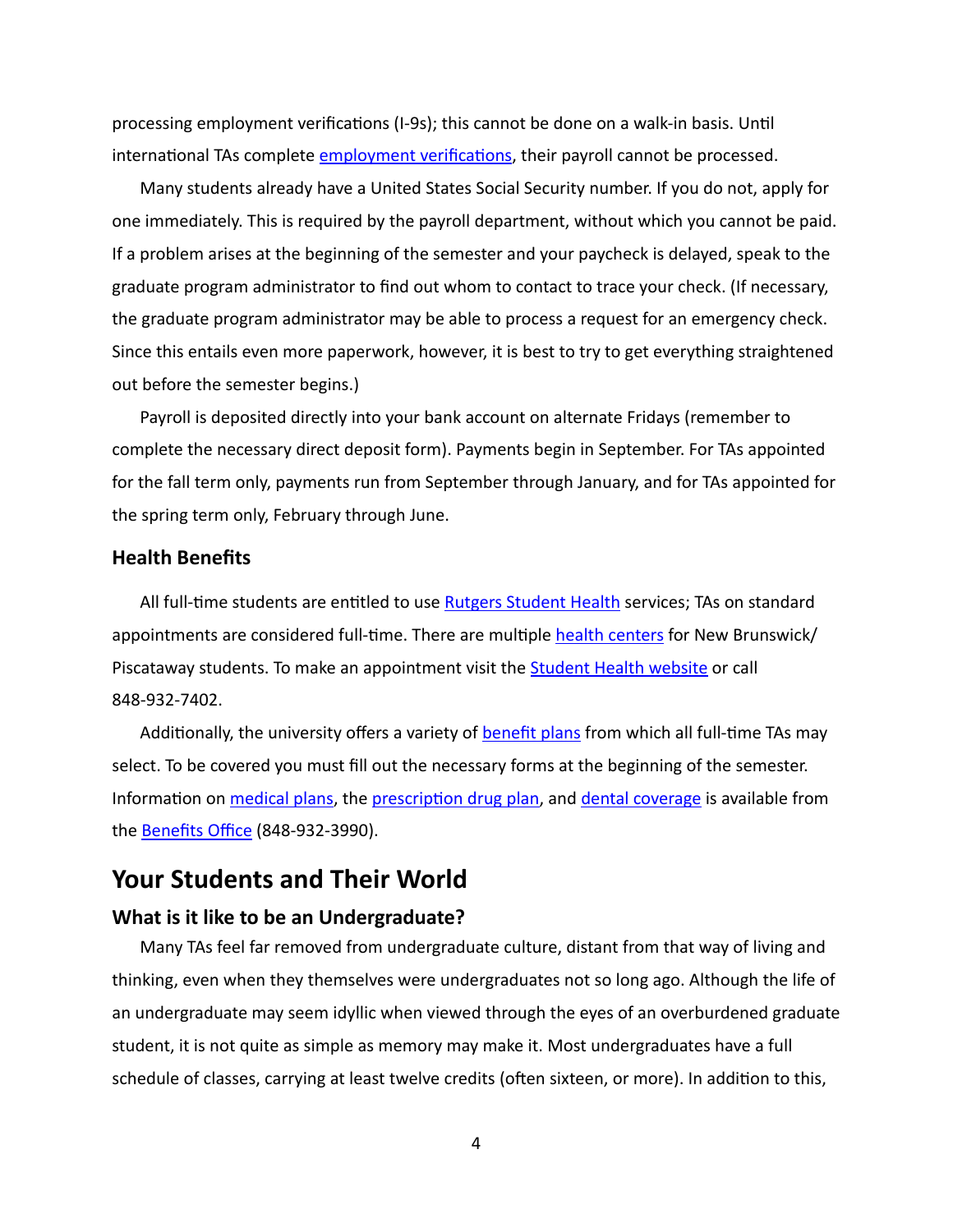processing employment verifications (I-9s); this cannot be done on a walk-in basis. Until international TAs complete [employment verifications](), their payroll cannot be processed.

Many students already have a United States Social Security number. If you do not, apply for one immediately. This is required by the payroll department, without which you cannot be paid. If a problem arises at the beginning of the semester and your paycheck is delayed, speak to the graduate program administrator to find out whom to contact to trace your check. (If necessary, the graduate program administrator may be able to process a request for an emergency check. Since this entails even more paperwork, however, it is best to try to get everything straightened out before the semester begins.)

Payroll is deposited directly into your bank account on alternate Fridays (remember to complete the necessary direct deposit form). Payments begin in September. For TAs appointed for the fall term only, payments run from September through January, and for TAs appointed for the spring term only, February through June.

### Health Benefits

All full-time students are entitled to use Rutgers Student Health services; TAs on standard appointments are considered full-time. There are multiple health centers for New Brunswick/ Piscataway students. To make an appointment visit the Student Health website or call 848-932-7402.

Additionally, the university offers a variety of benefit plans from which all full-time TAs may select. To be covered you must fill out the necessary forms at the beginning of the semester. Information on medical plans, the prescription drug plan, and dental coverage is available from the Benefits Office (848-932-3990).

## Your Students and Their World

### What is it like to be an Undergraduate?

Many TAs feel far removed from undergraduate culture, distant from that way of living and thinking, even when they themselves were undergraduates not so long ago. Although the life of an undergraduate may seem idyllic when viewed through the eyes of an overburdened graduate student, it is not quite as simple as memory may make it. Most undergraduates have a full schedule of classes, carrying at least twelve credits (often sixteen, or more). In addition to this,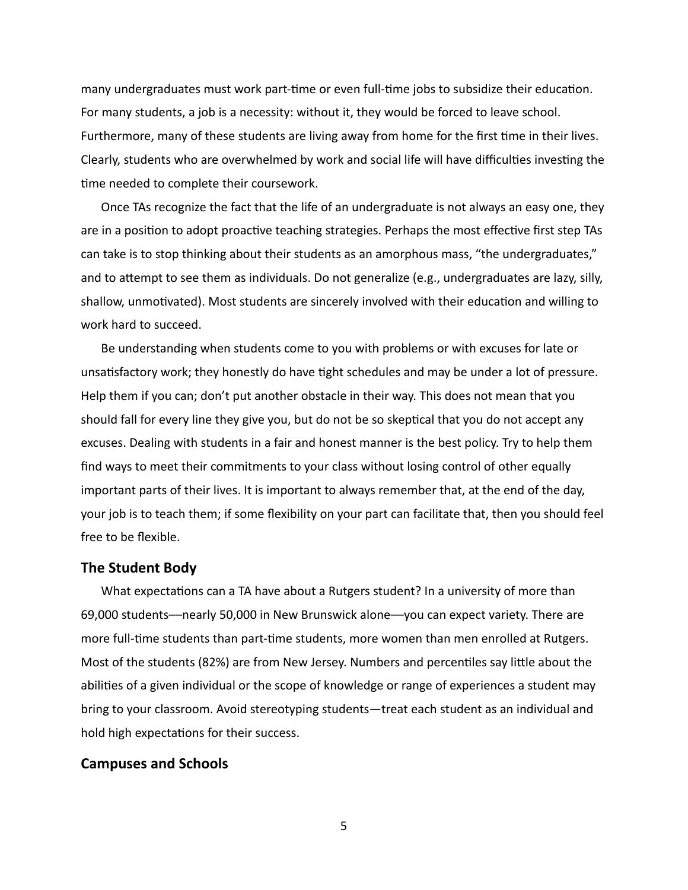many undergraduates must work part-time or even full-time jobs to subsidize their education. For many students, a job is a necessity: without it, they would be forced to leave school. Furthermore, many of these students are living away from home for the first time in their lives. Clearly, students who are overwhelmed by work and social life will have difficulties investing the time needed to complete their coursework.

Once TAs recognize the fact that the life of an undergraduate is not always an easy one, they are in a position to adopt proactive teaching strategies. Perhaps the most effective first step TAs can take is to stop thinking about their students as an amorphous mass, "the undergraduates," and to attempt to see them as individuals. Do not generalize (e.g., undergraduates are lazy, silly, shallow, unmotivated). Most students are sincerely involved with their education and willing to work hard to succeed.

Be understanding when students come to you with problems or with excuses for late or unsatisfactory work; they honestly do have tight schedules and may be under a lot of pressure. Help them if you can; don't put another obstacle in their way. This does not mean that you should fall for every line they give you, but do not be so skeptical that you do not accept any excuses. Dealing with students in a fair and honest manner is the best policy. Try to help them find ways to meet their commitments to your class without losing control of other equally important parts of their lives. It is important to always remember that, at the end of the day, your job is to teach them; if some flexibility on your part can facilitate that, then you should feel free to be flexible.

## The Student Body

What expectations can a TA have about a Rutgers student? In a university of more than 69,000 students—nearly 50,000 in New Brunswick alone—you can expect variety. There are more full-time students than part-time students, more women than men enrolled at Rutgers. Most of the students (82%) are from New Jersey. Numbers and percentiles say little about the abilities of a given individual or the scope of knowledge or range of experiences a student may bring to your classroom. Avoid stereotyping students—treat each student as an individual and hold high expectations for their success.

## Campuses and Schools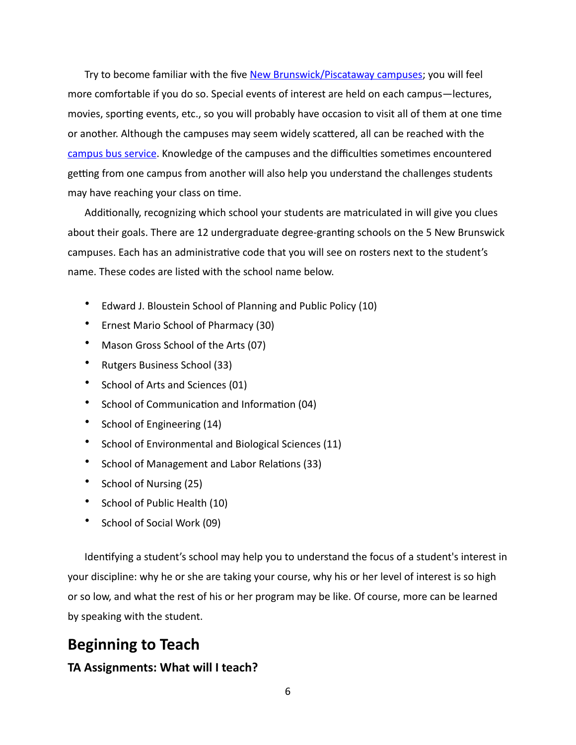Try to become familiar with the five [New Brunswick/Piscataway campuses](); you will feel more comfortable if you do so. Special events of interest are held on each campus—lectures, movies, sporting events, etc., so you will probably have occasion to visit all of them at one time or another. Although the campuses may seem widely scattered, all can be reached with the [campus bus service](). Knowledge of the campuses and the difficulties sometimes encountered getting from one campus from another will also help you understand the challenges students may have reaching your class on time.

Additionally, recognizing which school your students are matriculated in will give you clues about their goals. There are 12 undergraduate degree-granting schools on the 5 New Brunswick campuses. Each has an administrative code that you will see on rosters next to the student's name. These codes are listed with the school name below.

- Edward J. Bloustein School of Planning and Public Policy (10)
- Ernest Mario School of Pharmacy (30)
- Mason Gross School of the Arts (07)
- Rutgers Business School (33)
- School of Arts and Sciences (01)
- School of Communication and Information (04)
- School of Engineering (14)
- School of Environmental and Biological Sciences (11)
- School of Management and Labor Relations (33)
- School of Nursing (25)
- School of Public Health (10)
- School of Social Work (09)

Identifying a student's school may help you to understand the focus of a student's interest in your discipline: why he or she are taking your course, why his or her level of interest is so high or so low, and what the rest of his or her program may be like. Of course, more can be learned by speaking with the student.

## Beginning to Teach

### TA Assignments: What will I teach?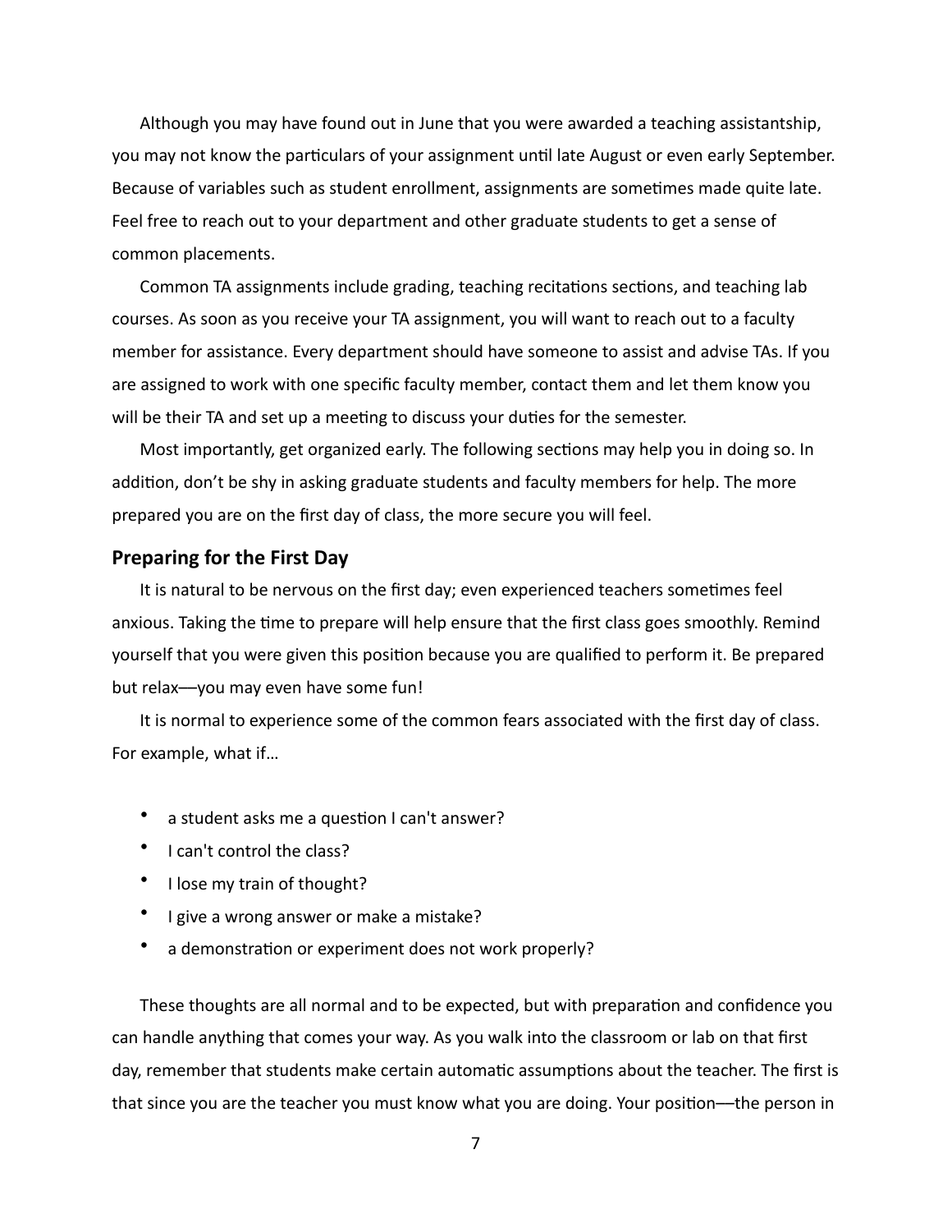Although you may have found out in June that you were awarded a teaching assistantship, you may not know the particulars of your assignment until late August or even early September. Because of variables such as student enrollment, assignments are sometimes made quite late. Feel free to reach out to your department and other graduate students to get a sense of common placements.

Common TA assignments include grading, teaching recitations sections, and teaching lab courses. As soon as you receive your TA assignment, you will want to reach out to a faculty member for assistance. Every department should have someone to assist and advise TAs. If you are assigned to work with one specific faculty member, contact them and let them know you will be their TA and set up a meeting to discuss your duties for the semester.

Most importantly, get organized early. The following sections may help you in doing so. In addition, don't be shy in asking graduate students and faculty members for help. The more prepared you are on the first day of class, the more secure you will feel.

### Preparing for the First Day

It is natural to be nervous on the first day; even experienced teachers sometimes feel anxious. Taking the time to prepare will help ensure that the first class goes smoothly. Remind yourself that you were given this position because you are qualified to perform it. Be prepared but relax—you may even have some fun!

It is normal to experience some of the common fears associated with the first day of class. For example, what if…

- a student asks me a question I can't answer?
- I can't control the class?
- I lose my train of thought?
- I give a wrong answer or make a mistake?
- a demonstration or experiment does not work properly?

These thoughts are all normal and to be expected, but with preparation and confidence you can handle anything that comes your way. As you walk into the classroom or lab on that first day, remember that students make certain automatic assumptions about the teacher. The first is that since you are the teacher you must know what you are doing. Your position—the person in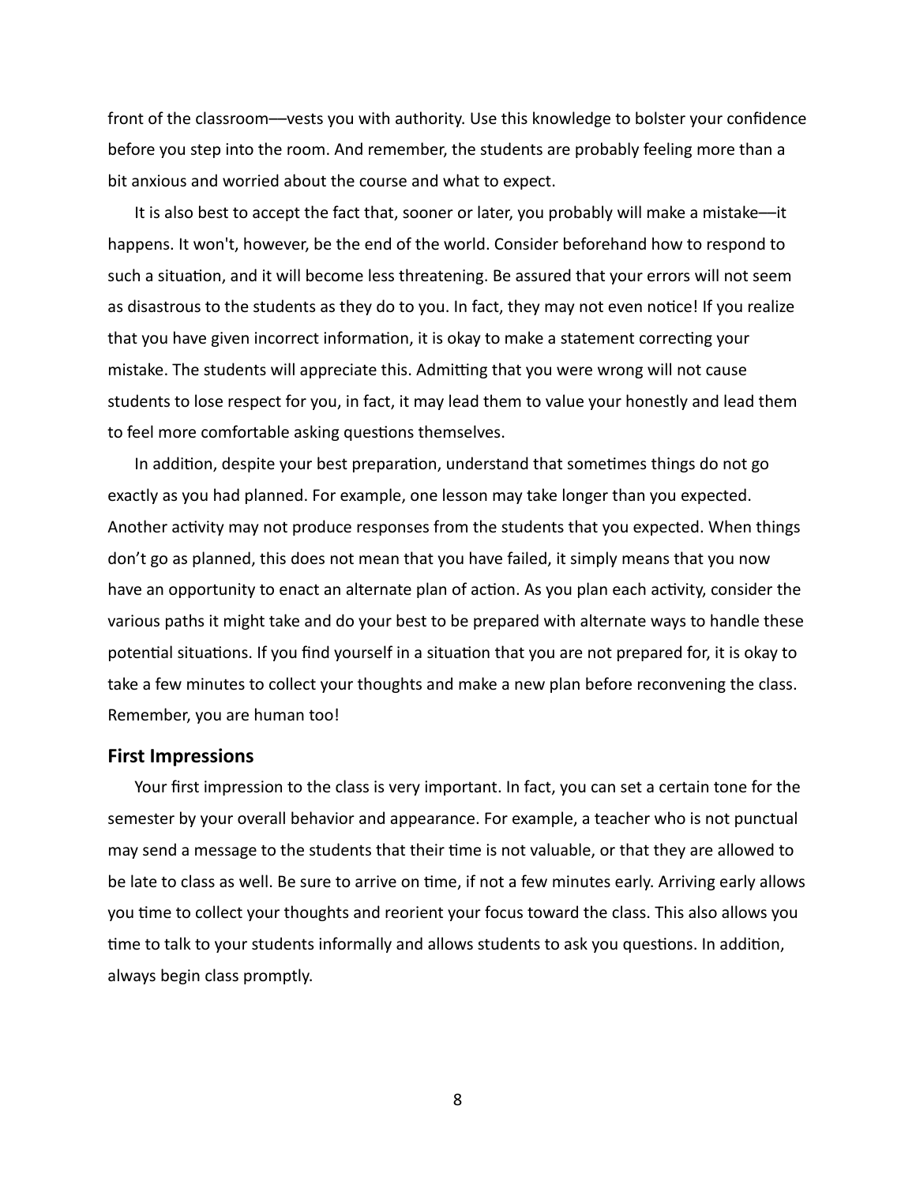front of the classroom—vests you with authority. Use this knowledge to bolster your confidence before you step into the room. And remember, the students are probably feeling more than a bit anxious and worried about the course and what to expect.

It is also best to accept the fact that, sooner or later, you probably will make a mistake—it happens. It won't, however, be the end of the world. Consider beforehand how to respond to such a situation, and it will become less threatening. Be assured that your errors will not seem as disastrous to the students as they do to you. In fact, they may not even notice! If you realize that you have given incorrect information, it is okay to make a statement correcting your mistake. The students will appreciate this. Admitting that you were wrong will not cause students to lose respect for you, in fact, it may lead them to value your honestly and lead them to feel more comfortable asking questions themselves.

In addition, despite your best preparation, understand that sometimes things do not go exactly as you had planned. For example, one lesson may take longer than you expected. Another activity may not produce responses from the students that you expected. When things don't go as planned, this does not mean that you have failed, it simply means that you now have an opportunity to enact an alternate plan of action. As you plan each activity, consider the various paths it might take and do your best to be prepared with alternate ways to handle these potential situations. If you find yourself in a situation that you are not prepared for, it is okay to take a few minutes to collect your thoughts and make a new plan before reconvening the class. Remember, you are human too!

### First Impressions

Your first impression to the class is very important. In fact, you can set a certain tone for the semester by your overall behavior and appearance. For example, a teacher who is not punctual may send a message to the students that their time is not valuable, or that they are allowed to be late to class as well. Be sure to arrive on time, if not a few minutes early. Arriving early allows you time to collect your thoughts and reorient your focus toward the class. This also allows you time to talk to your students informally and allows students to ask you questions. In addition, always begin class promptly.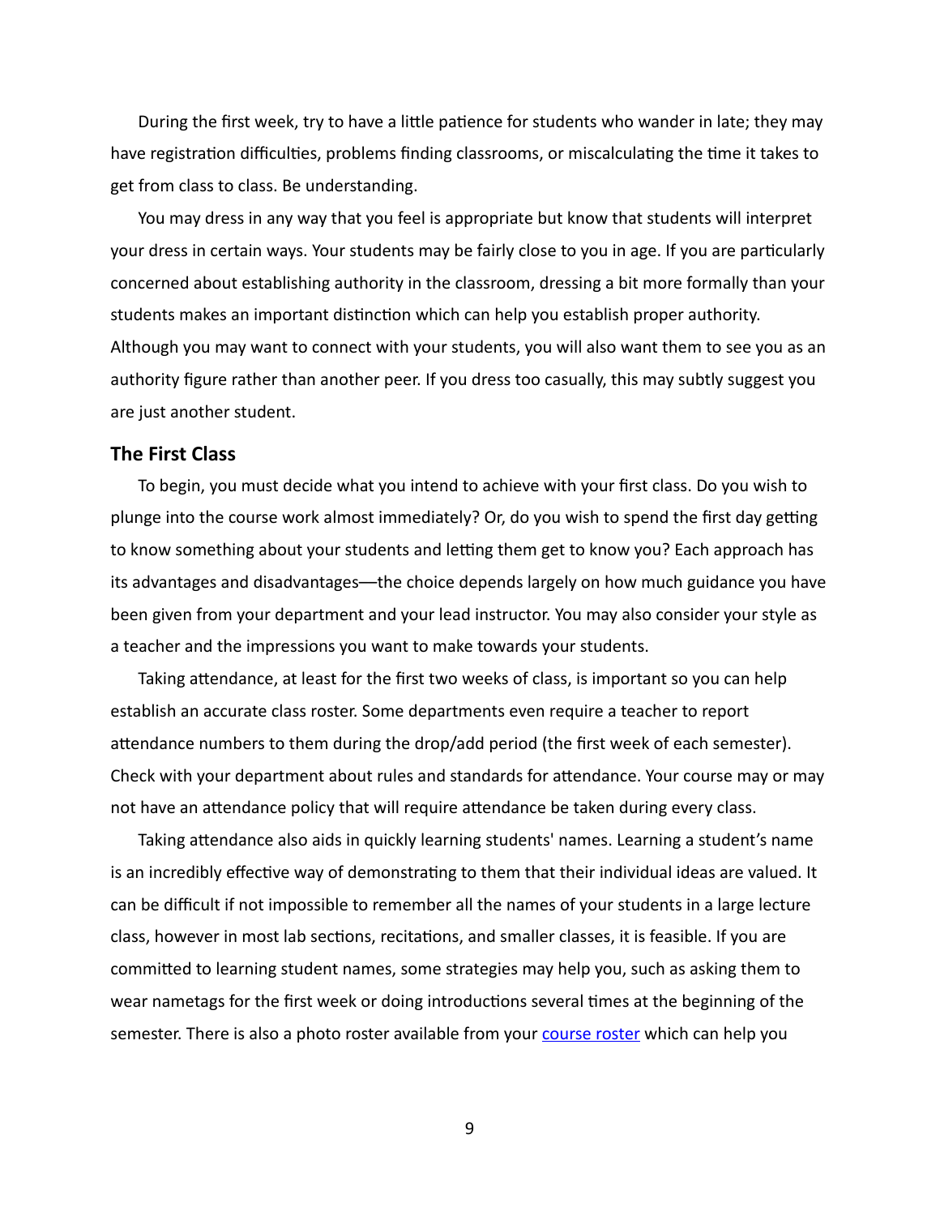During the first week, try to have a little patience for students who wander in late; they may have registration difficulties, problems finding classrooms, or miscalculating the time it takes to get from class to class. Be understanding.

You may dress in any way that you feel is appropriate but know that students will interpret your dress in certain ways. Your students may be fairly close to you in age. If you are particularly concerned about establishing authority in the classroom, dressing a bit more formally than your students makes an important distinction which can help you establish proper authority. Although you may want to connect with your students, you will also want them to see you as an authority figure rather than another peer. If you dress too casually, this may subtly suggest you are just another student.

### The First Class

To begin, you must decide what you intend to achieve with your first class. Do you wish to plunge into the course work almost immediately? Or, do you wish to spend the first day getting to know something about your students and letting them get to know you? Each approach has its advantages and disadvantages—the choice depends largely on how much guidance you have been given from your department and your lead instructor. You may also consider your style as a teacher and the impressions you want to make towards your students.

Taking attendance, at least for the first two weeks of class, is important so you can help establish an accurate class roster. Some departments even require a teacher to report attendance numbers to them during the drop/add period (the first week of each semester). Check with your department about rules and standards for attendance. Your course may or may not have an attendance policy that will require attendance be taken during every class.

Taking attendance also aids in quickly learning students' names. Learning a student's name is an incredibly effective way of demonstrating to them that their individual ideas are valued. It can be difficult if not impossible to remember all the names of your students in a large lecture class, however in most lab sections, recitations, and smaller classes, it is feasible. If you are committed to learning student names, some strategies may help you, such as asking them to wear nametags for the first week or doing introductions several times at the beginning of the semester. There is also a photo roster available from your course roster which can help you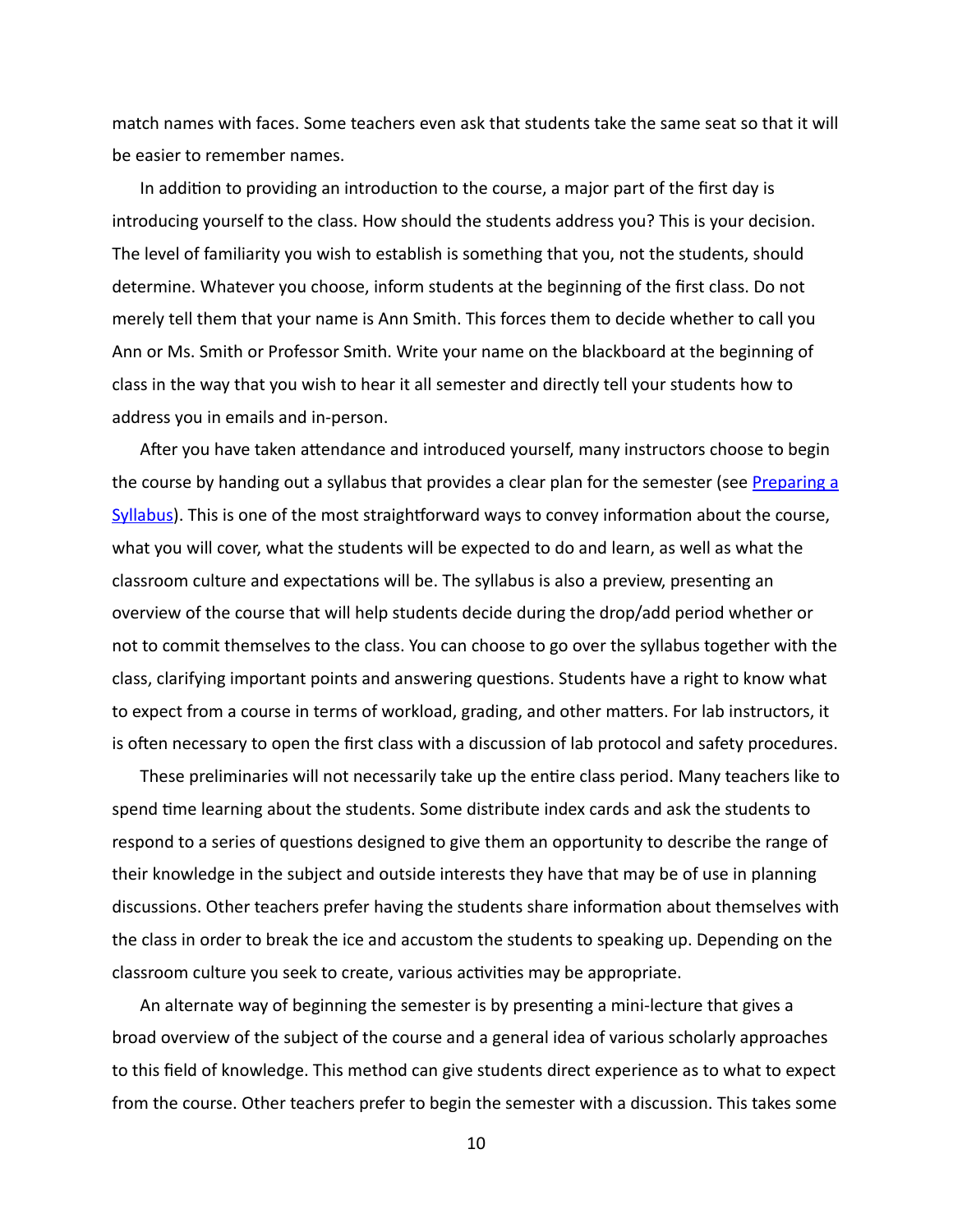match names with faces. Some teachers even ask that students take the same seat so that it will be easier to remember names.

In addition to providing an introduction to the course, a major part of the first day is introducing yourself to the class. How should the students address you? This is your decision. The level of familiarity you wish to establish is something that you, not the students, should determine. Whatever you choose, inform students at the beginning of the first class. Do not merely tell them that your name is Ann Smith. This forces them to decide whether to call you Ann or Ms. Smith or Professor Smith. Write your name on the blackboard at the beginning of class in the way that you wish to hear it all semester and directly tell your students how to address you in emails and in-person.

After you have taken attendance and introduced yourself, many instructors choose to begin the course by handing out a syllabus that provides a clear plan for the semester (see [Preparing a Syllabus]). This is one of the most straightforward ways to convey information about the course, what you will cover, what the students will be expected to do and learn, as well as what the classroom culture and expectations will be. The syllabus is also a preview, presenting an overview of the course that will help students decide during the drop/add period whether or not to commit themselves to the class. You can choose to go over the syllabus together with the class, clarifying important points and answering questions. Students have a right to know what to expect from a course in terms of workload, grading, and other matters. For lab instructors, it is often necessary to open the first class with a discussion of lab protocol and safety procedures.

These preliminaries will not necessarily take up the entire class period. Many teachers like to spend time learning about the students. Some distribute index cards and ask the students to respond to a series of questions designed to give them an opportunity to describe the range of their knowledge in the subject and outside interests they have that may be of use in planning discussions. Other teachers prefer having the students share information about themselves with the class in order to break the ice and accustom the students to speaking up. Depending on the classroom culture you seek to create, various activities may be appropriate.

An alternate way of beginning the semester is by presenting a mini-lecture that gives a broad overview of the subject of the course and a general idea of various scholarly approaches to this field of knowledge. This method can give students direct experience as to what to expect from the course. Other teachers prefer to begin the semester with a discussion. This takes some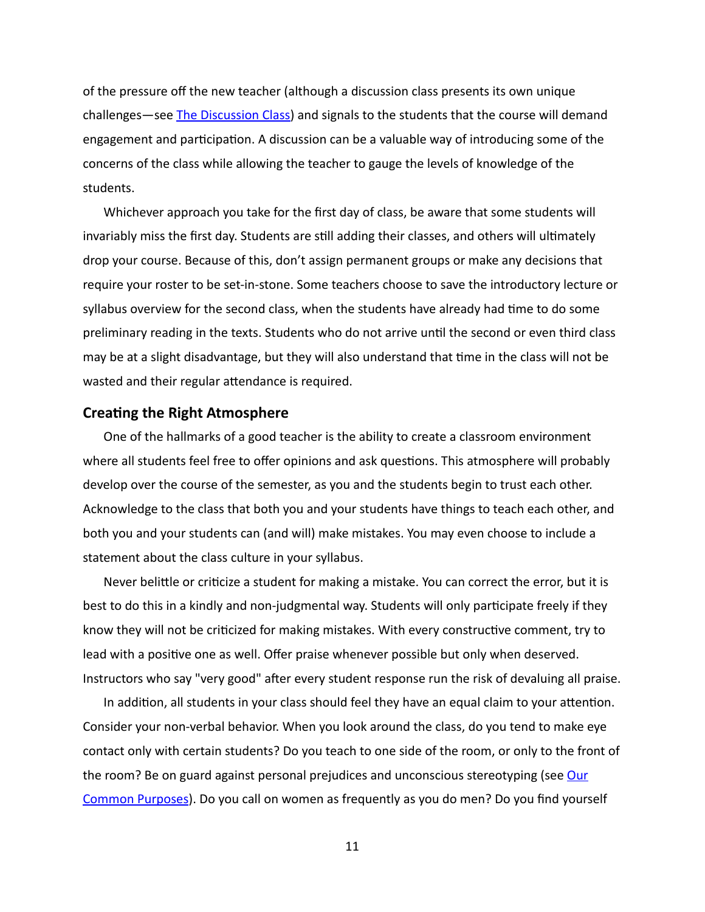of the pressure off the new teacher (although a discussion class presents its own unique challenges—see [The Discussion Class]) and signals to the students that the course will demand engagement and participation. A discussion can be a valuable way of introducing some of the concerns of the class while allowing the teacher to gauge the levels of knowledge of the students.

Whichever approach you take for the first day of class, be aware that some students will invariably miss the first day. Students are still adding their classes, and others will ultimately drop your course. Because of this, don't assign permanent groups or make any decisions that require your roster to be set-in-stone. Some teachers choose to save the introductory lecture or syllabus overview for the second class, when the students have already had time to do some preliminary reading in the texts. Students who do not arrive until the second or even third class may be at a slight disadvantage, but they will also understand that time in the class will not be wasted and their regular attendance is required.

### Creating the Right Atmosphere

One of the hallmarks of a good teacher is the ability to create a classroom environment where all students feel free to offer opinions and ask questions. This atmosphere will probably develop over the course of the semester, as you and the students begin to trust each other. Acknowledge to the class that both you and your students have things to teach each other, and both you and your students can (and will) make mistakes. You may even choose to include a statement about the class culture in your syllabus.

Never belittle or criticize a student for making a mistake. You can correct the error, but it is best to do this in a kindly and non-judgmental way. Students will only participate freely if they know they will not be criticized for making mistakes. With every constructive comment, try to lead with a positive one as well. Offer praise whenever possible but only when deserved. Instructors who say "very good" after every student response run the risk of devaluing all praise.

In addition, all students in your class should feel they have an equal claim to your attention. Consider your non-verbal behavior. When you look around the class, do you tend to make eye contact only with certain students? Do you teach to one side of the room, or only to the front of the room? Be on guard against personal prejudices and unconscious stereotyping (see [Our Common Purposes]). Do you call on women as frequently as you do men? Do you find yourself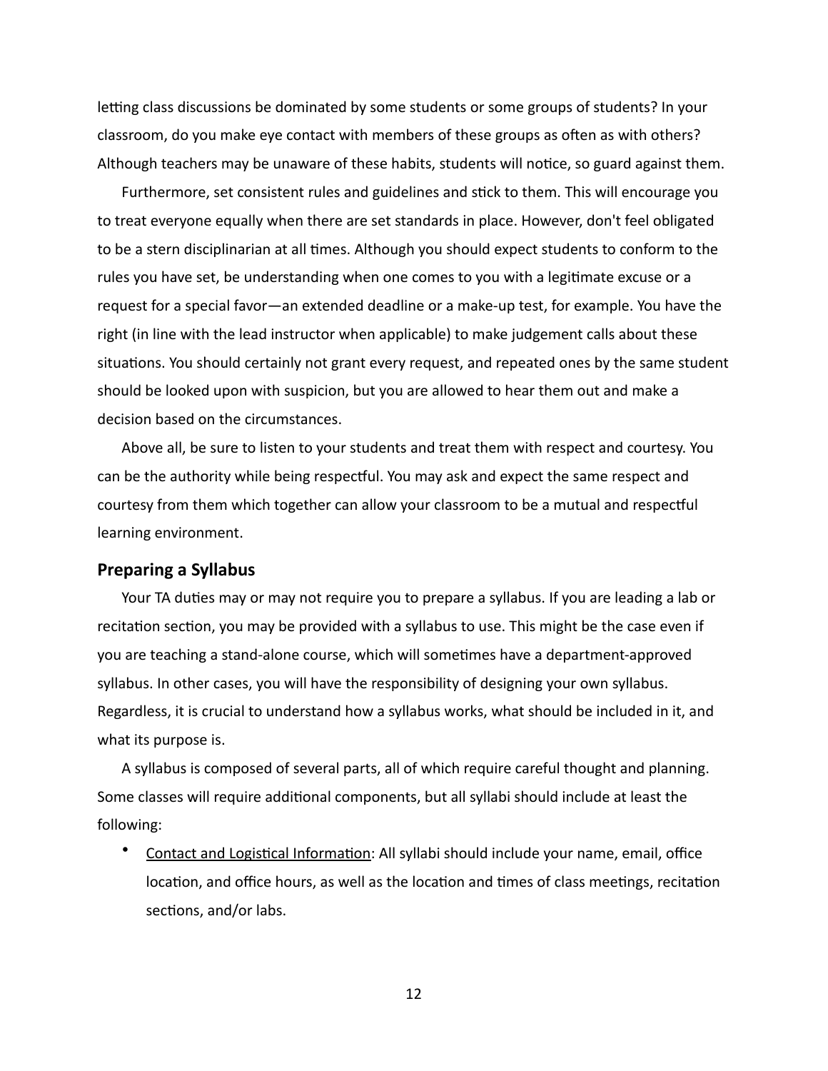letting class discussions be dominated by some students or some groups of students? In your classroom, do you make eye contact with members of these groups as often as with others? Although teachers may be unaware of these habits, students will notice, so guard against them.

Furthermore, set consistent rules and guidelines and stick to them. This will encourage you to treat everyone equally when there are set standards in place. However, don't feel obligated to be a stern disciplinarian at all times. Although you should expect students to conform to the rules you have set, be understanding when one comes to you with a legitimate excuse or a request for a special favor—an extended deadline or a make-up test, for example. You have the right (in line with the lead instructor when applicable) to make judgement calls about these situations. You should certainly not grant every request, and repeated ones by the same student should be looked upon with suspicion, but you are allowed to hear them out and make a decision based on the circumstances.

Above all, be sure to listen to your students and treat them with respect and courtesy. You can be the authority while being respectful. You may ask and expect the same respect and courtesy from them which together can allow your classroom to be a mutual and respectful learning environment.

## Preparing a Syllabus

Your TA duties may or may not require you to prepare a syllabus. If you are leading a lab or recitation section, you may be provided with a syllabus to use. This might be the case even if you are teaching a stand-alone course, which will sometimes have a department-approved syllabus. In other cases, you will have the responsibility of designing your own syllabus. Regardless, it is crucial to understand how a syllabus works, what should be included in it, and what its purpose is.

A syllabus is composed of several parts, all of which require careful thought and planning. Some classes will require additional components, but all syllabi should include at least the following:

- Contact and Logistical Information: All syllabi should include your name, email, office location, and office hours, as well as the location and times of class meetings, recitation sections, and/or labs.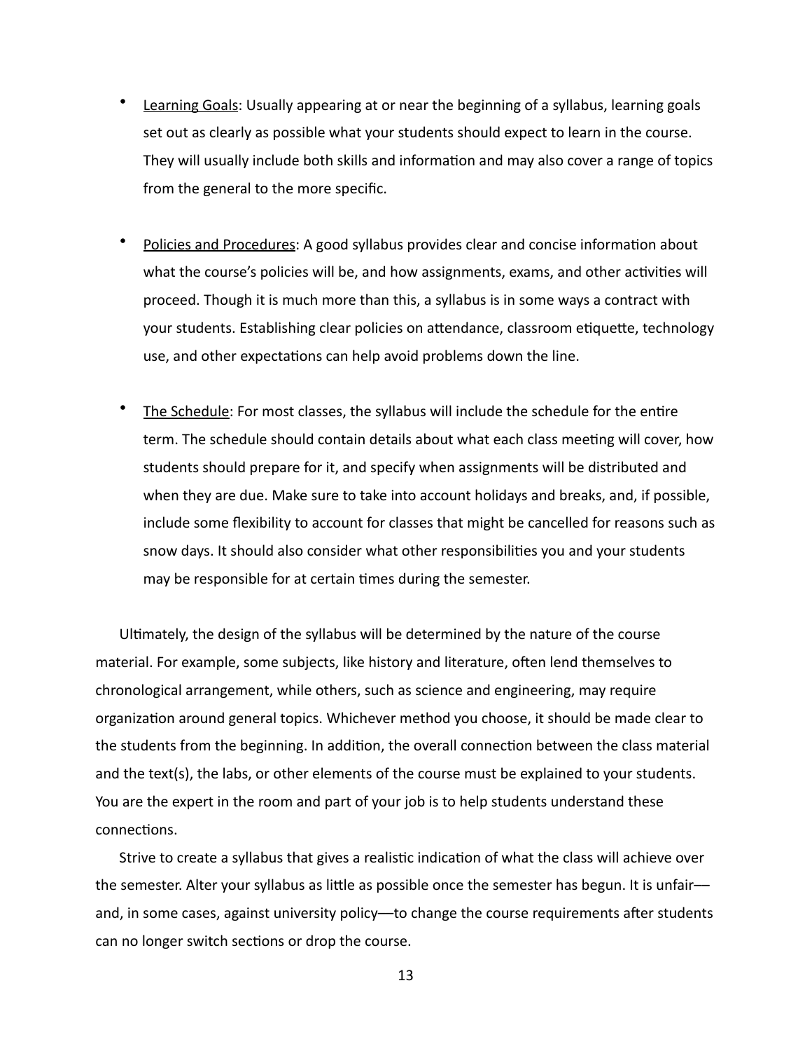- Learning Goals: Usually appearing at or near the beginning of a syllabus, learning goals set out as clearly as possible what your students should expect to learn in the course. They will usually include both skills and information and may also cover a range of topics from the general to the more specific.

- Policies and Procedures: A good syllabus provides clear and concise information about what the course's policies will be, and how assignments, exams, and other activities will proceed. Though it is much more than this, a syllabus is in some ways a contract with your students. Establishing clear policies on attendance, classroom etiquette, technology use, and other expectations can help avoid problems down the line.

- The Schedule: For most classes, the syllabus will include the schedule for the entire term. The schedule should contain details about what each class meeting will cover, how students should prepare for it, and specify when assignments will be distributed and when they are due. Make sure to take into account holidays and breaks, and, if possible, include some flexibility to account for classes that might be cancelled for reasons such as snow days. It should also consider what other responsibilities you and your students may be responsible for at certain times during the semester.

Ultimately, the design of the syllabus will be determined by the nature of the course material. For example, some subjects, like history and literature, often lend themselves to chronological arrangement, while others, such as science and engineering, may require organization around general topics. Whichever method you choose, it should be made clear to the students from the beginning. In addition, the overall connection between the class material and the text(s), the labs, or other elements of the course must be explained to your students. You are the expert in the room and part of your job is to help students understand these connections.

Strive to create a syllabus that gives a realistic indication of what the class will achieve over the semester. Alter your syllabus as little as possible once the semester has begun. It is unfair—and, in some cases, against university policy—to change the course requirements after students can no longer switch sections or drop the course.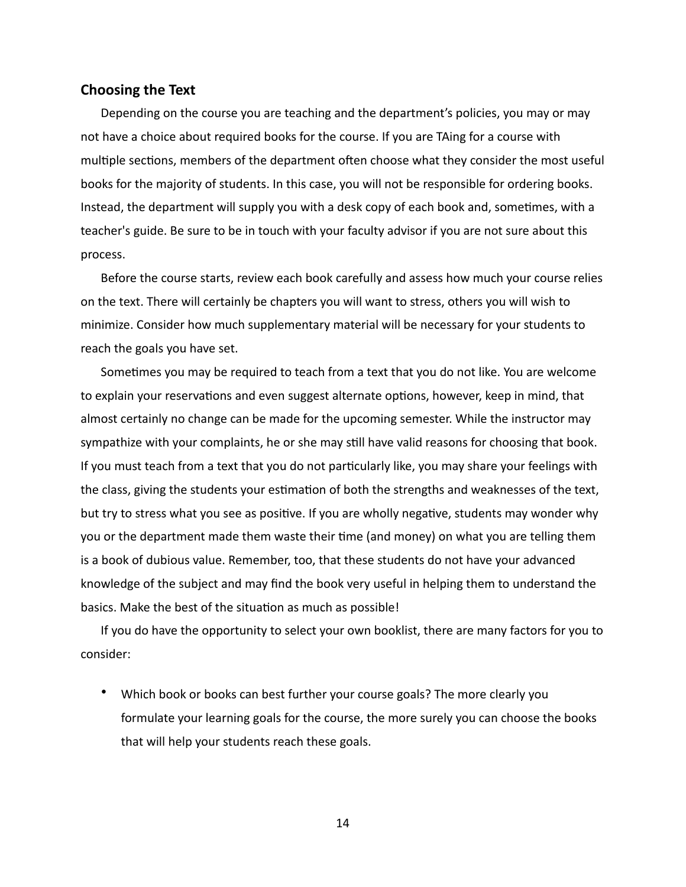## Choosing the Text

Depending on the course you are teaching and the department's policies, you may or may not have a choice about required books for the course. If you are TAing for a course with multiple sections, members of the department often choose what they consider the most useful books for the majority of students. In this case, you will not be responsible for ordering books. Instead, the department will supply you with a desk copy of each book and, sometimes, with a teacher's guide. Be sure to be in touch with your faculty advisor if you are not sure about this process.

Before the course starts, review each book carefully and assess how much your course relies on the text. There will certainly be chapters you will want to stress, others you will wish to minimize. Consider how much supplementary material will be necessary for your students to reach the goals you have set.

Sometimes you may be required to teach from a text that you do not like. You are welcome to explain your reservations and even suggest alternate options, however, keep in mind, that almost certainly no change can be made for the upcoming semester. While the instructor may sympathize with your complaints, he or she may still have valid reasons for choosing that book. If you must teach from a text that you do not particularly like, you may share your feelings with the class, giving the students your estimation of both the strengths and weaknesses of the text, but try to stress what you see as positive. If you are wholly negative, students may wonder why you or the department made them waste their time (and money) on what you are telling them is a book of dubious value. Remember, too, that these students do not have your advanced knowledge of the subject and may find the book very useful in helping them to understand the basics. Make the best of the situation as much as possible!

If you do have the opportunity to select your own booklist, there are many factors for you to consider:

- Which book or books can best further your course goals? The more clearly you formulate your learning goals for the course, the more surely you can choose the books that will help your students reach these goals.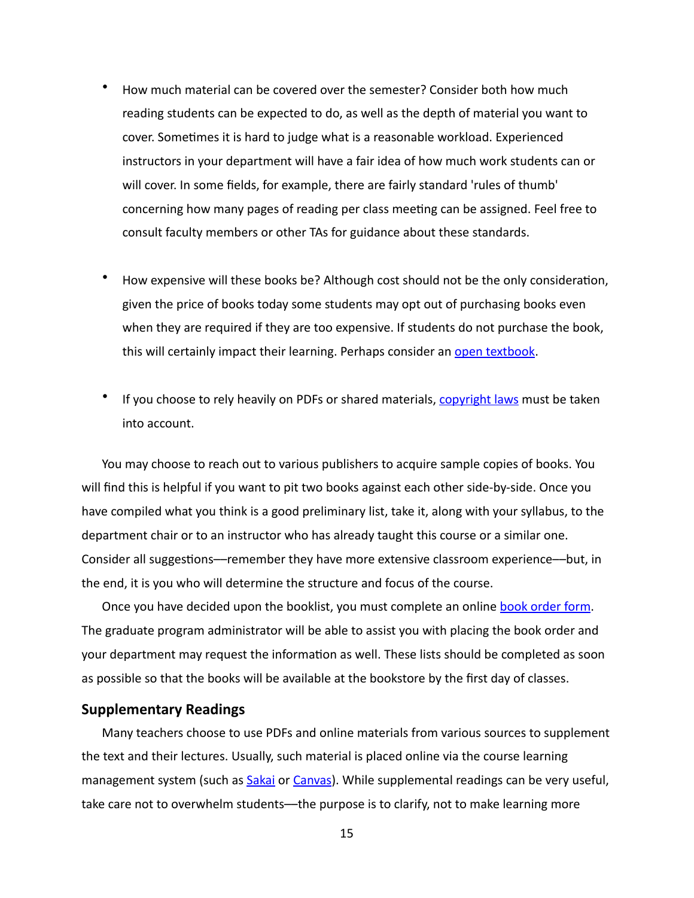- How much material can be covered over the semester? Consider both how much reading students can be expected to do, as well as the depth of material you want to cover. Sometimes it is hard to judge what is a reasonable workload. Experienced instructors in your department will have a fair idea of how much work students can or will cover. In some fields, for example, there are fairly standard 'rules of thumb' concerning how many pages of reading per class meeting can be assigned. Feel free to consult faculty members or other TAs for guidance about these standards.

- How expensive will these books be? Although cost should not be the only consideration, given the price of books today some students may opt out of purchasing books even when they are required if they are too expensive. If students do not purchase the book, this will certainly impact their learning. Perhaps consider an open textbook.

- If you choose to rely heavily on PDFs or shared materials, copyright laws must be taken into account.

You may choose to reach out to various publishers to acquire sample copies of books. You will find this is helpful if you want to pit two books against each other side-by-side. Once you have compiled what you think is a good preliminary list, take it, along with your syllabus, to the department chair or to an instructor who has already taught this course or a similar one. Consider all suggestions—remember they have more extensive classroom experience—but, in the end, it is you who will determine the structure and focus of the course.

Once you have decided upon the booklist, you must complete an online book order form. The graduate program administrator will be able to assist you with placing the book order and your department may request the information as well. These lists should be completed as soon as possible so that the books will be available at the bookstore by the first day of classes.

### Supplementary Readings

Many teachers choose to use PDFs and online materials from various sources to supplement the text and their lectures. Usually, such material is placed online via the course learning management system (such as Sakai or Canvas). While supplemental readings can be very useful, take care not to overwhelm students—the purpose is to clarify, not to make learning more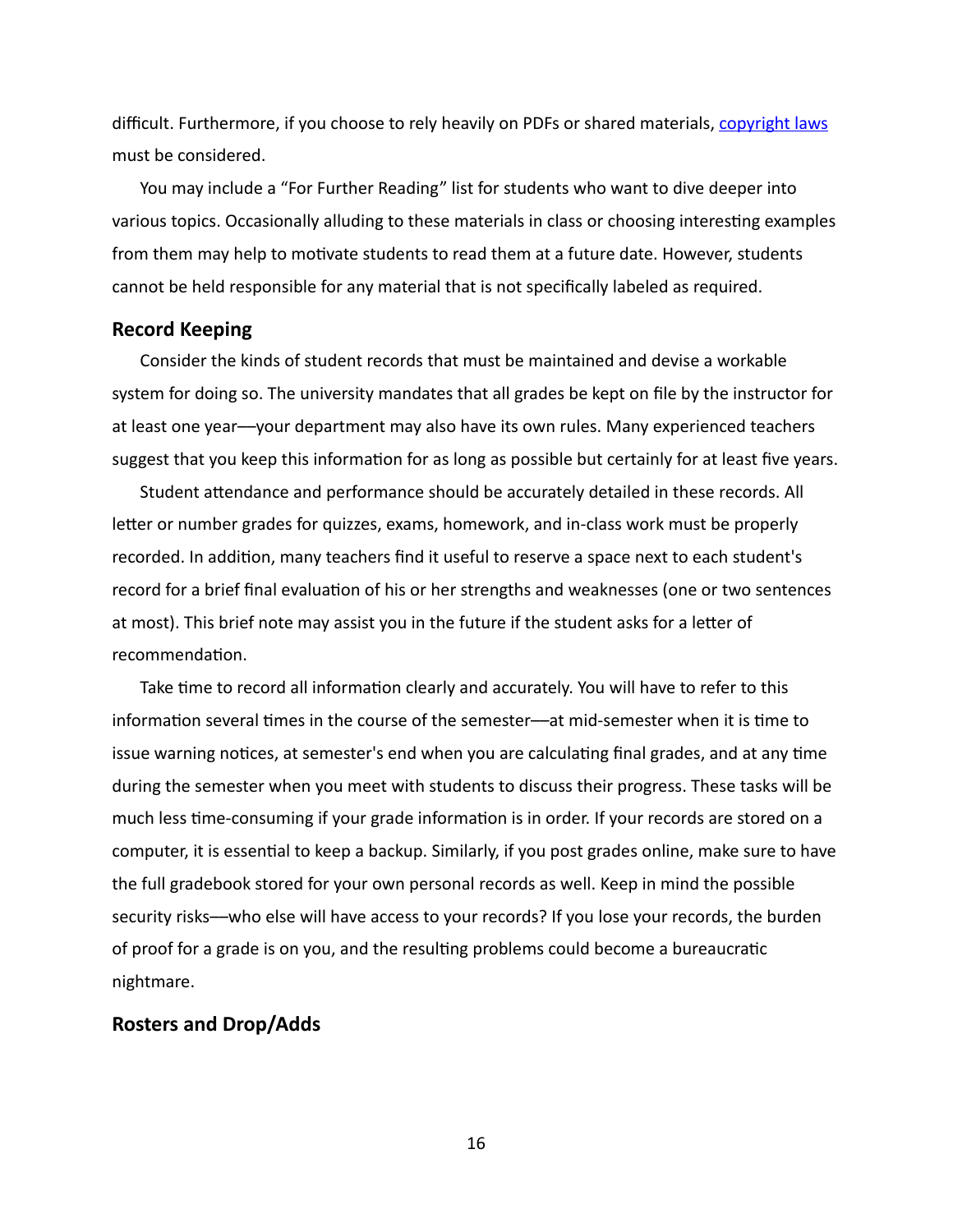difficult. Furthermore, if you choose to rely heavily on PDFs or shared materials, [copyright laws](#) must be considered.

You may include a "For Further Reading" list for students who want to dive deeper into various topics. Occasionally alluding to these materials in class or choosing interesting examples from them may help to motivate students to read them at a future date. However, students cannot be held responsible for any material that is not specifically labeled as required.

### Record Keeping

Consider the kinds of student records that must be maintained and devise a workable system for doing so. The university mandates that all grades be kept on file by the instructor for at least one year—your department may also have its own rules. Many experienced teachers suggest that you keep this information for as long as possible but certainly for at least five years.

Student attendance and performance should be accurately detailed in these records. All letter or number grades for quizzes, exams, homework, and in-class work must be properly recorded. In addition, many teachers find it useful to reserve a space next to each student's record for a brief final evaluation of his or her strengths and weaknesses (one or two sentences at most). This brief note may assist you in the future if the student asks for a letter of recommendation.

Take time to record all information clearly and accurately. You will have to refer to this information several times in the course of the semester—at mid-semester when it is time to issue warning notices, at semester's end when you are calculating final grades, and at any time during the semester when you meet with students to discuss their progress. These tasks will be much less time-consuming if your grade information is in order. If your records are stored on a computer, it is essential to keep a backup. Similarly, if you post grades online, make sure to have the full gradebook stored for your own personal records as well. Keep in mind the possible security risks—who else will have access to your records? If you lose your records, the burden of proof for a grade is on you, and the resulting problems could become a bureaucratic nightmare.

### Rosters and Drop/Adds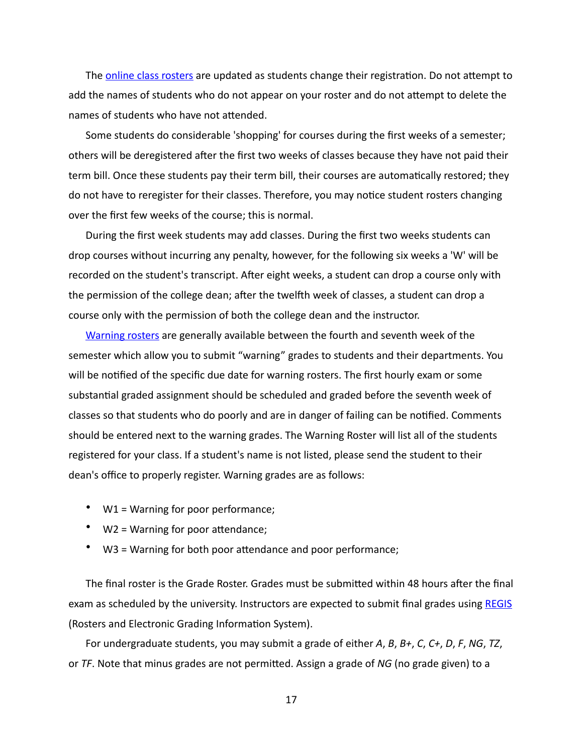The [online class rosters]() are updated as students change their registration. Do not attempt to add the names of students who do not appear on your roster and do not attempt to delete the names of students who have not attended.

Some students do considerable 'shopping' for courses during the first weeks of a semester; others will be deregistered after the first two weeks of classes because they have not paid their term bill. Once these students pay their term bill, their courses are automatically restored; they do not have to reregister for their classes. Therefore, you may notice student rosters changing over the first few weeks of the course; this is normal.

During the first week students may add classes. During the first two weeks students can drop courses without incurring any penalty, however, for the following six weeks a 'W' will be recorded on the student's transcript. After eight weeks, a student can drop a course only with the permission of the college dean; after the twelfth week of classes, a student can drop a course only with the permission of both the college dean and the instructor.

[Warning rosters]() are generally available between the fourth and seventh week of the semester which allow you to submit "warning" grades to students and their departments. You will be notified of the specific due date for warning rosters. The first hourly exam or some substantial graded assignment should be scheduled and graded before the seventh week of classes so that students who do poorly and are in danger of failing can be notified. Comments should be entered next to the warning grades. The Warning Roster will list all of the students registered for your class. If a student's name is not listed, please send the student to their dean's office to properly register. Warning grades are as follows:

- W1 = Warning for poor performance;
- W2 = Warning for poor attendance;
- W3 = Warning for both poor attendance and poor performance;

The final roster is the Grade Roster. Grades must be submitted within 48 hours after the final exam as scheduled by the university. Instructors are expected to submit final grades using [REGIS]() (Rosters and Electronic Grading Information System).

For undergraduate students, you may submit a grade of either *A*, *B*, *B+*, *C*, *C+*, *D*, *F*, *NG*, *TZ*, or *TF*. Note that minus grades are not permitted. Assign a grade of *NG* (no grade given) to a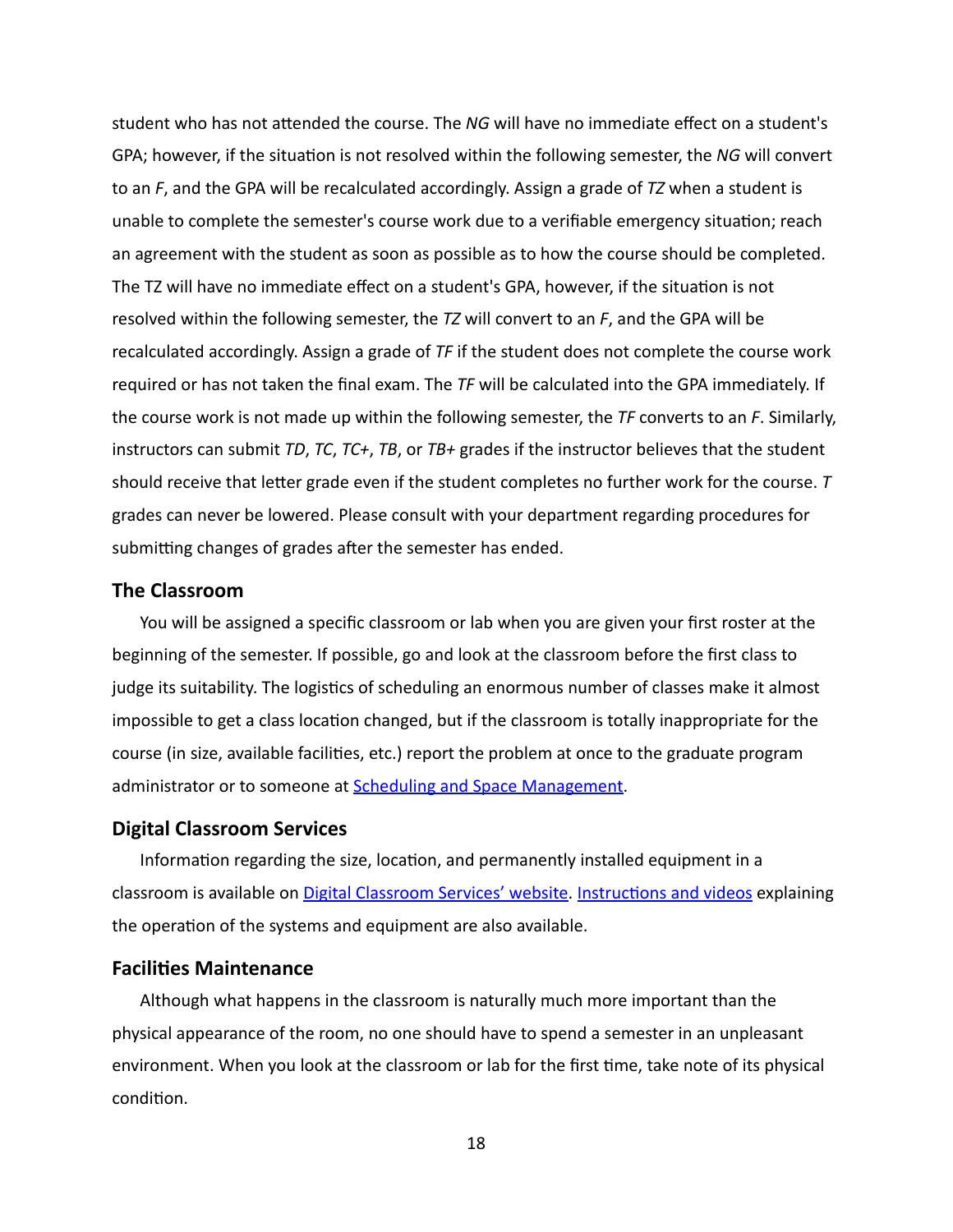student who has not attended the course. The *NG* will have no immediate effect on a student's GPA; however, if the situation is not resolved within the following semester, the *NG* will convert to an *F*, and the GPA will be recalculated accordingly. Assign a grade of *TZ* when a student is unable to complete the semester's course work due to a verifiable emergency situation; reach an agreement with the student as soon as possible as to how the course should be completed. The TZ will have no immediate effect on a student's GPA, however, if the situation is not resolved within the following semester, the *TZ* will convert to an *F*, and the GPA will be recalculated accordingly. Assign a grade of *TF* if the student does not complete the course work required or has not taken the final exam. The *TF* will be calculated into the GPA immediately. If the course work is not made up within the following semester, the *TF* converts to an *F*. Similarly, instructors can submit *TD*, *TC*, *TC+*, *TB*, or *TB+* grades if the instructor believes that the student should receive that letter grade even if the student completes no further work for the course. *T* grades can never be lowered. Please consult with your department regarding procedures for submitting changes of grades after the semester has ended.

## The Classroom

You will be assigned a specific classroom or lab when you are given your first roster at the beginning of the semester. If possible, go and look at the classroom before the first class to judge its suitability. The logistics of scheduling an enormous number of classes make it almost impossible to get a class location changed, but if the classroom is totally inappropriate for the course (in size, available facilities, etc.) report the problem at once to the graduate program administrator or to someone at Scheduling and Space Management.

## Digital Classroom Services

Information regarding the size, location, and permanently installed equipment in a classroom is available on Digital Classroom Services' website. Instructions and videos explaining the operation of the systems and equipment are also available.

## Facilities Maintenance

Although what happens in the classroom is naturally much more important than the physical appearance of the room, no one should have to spend a semester in an unpleasant environment. When you look at the classroom or lab for the first time, take note of its physical condition.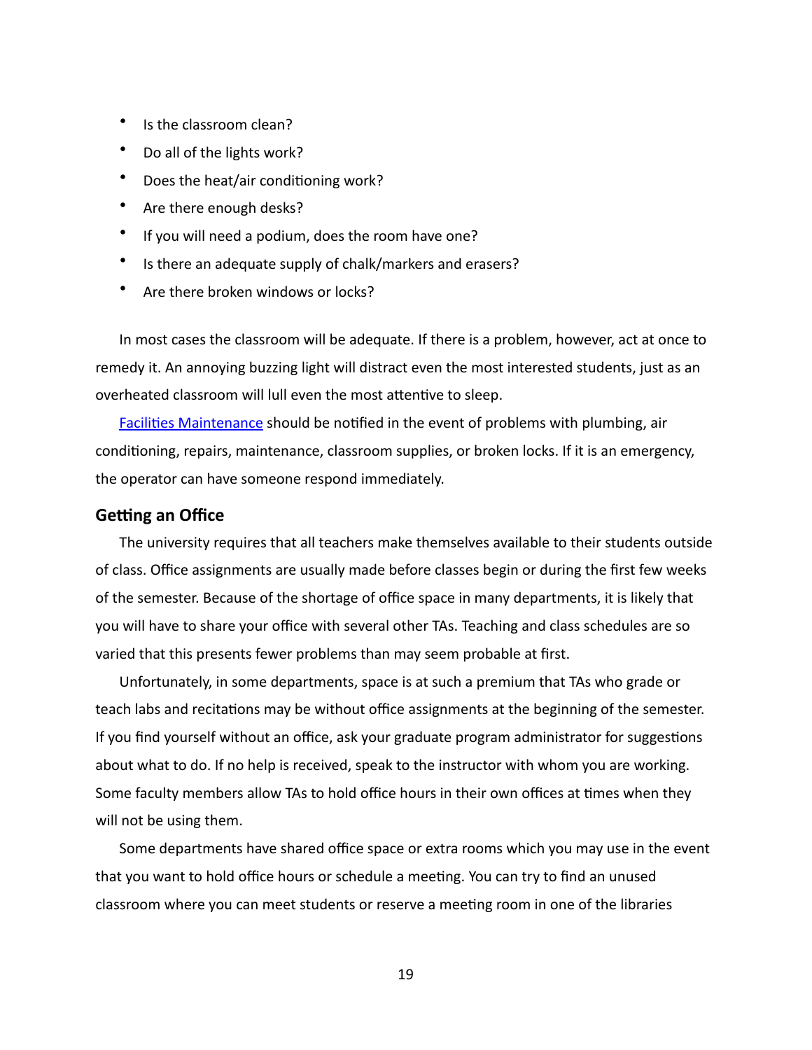- Is the classroom clean?
- Do all of the lights work?
- Does the heat/air conditioning work?
- Are there enough desks?
- If you will need a podium, does the room have one?
- Is there an adequate supply of chalk/markers and erasers?
- Are there broken windows or locks?

In most cases the classroom will be adequate. If there is a problem, however, act at once to remedy it. An annoying buzzing light will distract even the most interested students, just as an overheated classroom will lull even the most attentive to sleep.

Facilities Maintenance should be notified in the event of problems with plumbing, air conditioning, repairs, maintenance, classroom supplies, or broken locks. If it is an emergency, the operator can have someone respond immediately.

### Getting an Office

The university requires that all teachers make themselves available to their students outside of class. Office assignments are usually made before classes begin or during the first few weeks of the semester. Because of the shortage of office space in many departments, it is likely that you will have to share your office with several other TAs. Teaching and class schedules are so varied that this presents fewer problems than may seem probable at first.

Unfortunately, in some departments, space is at such a premium that TAs who grade or teach labs and recitations may be without office assignments at the beginning of the semester. If you find yourself without an office, ask your graduate program administrator for suggestions about what to do. If no help is received, speak to the instructor with whom you are working. Some faculty members allow TAs to hold office hours in their own offices at times when they will not be using them.

Some departments have shared office space or extra rooms which you may use in the event that you want to hold office hours or schedule a meeting. You can try to find an unused classroom where you can meet students or reserve a meeting room in one of the libraries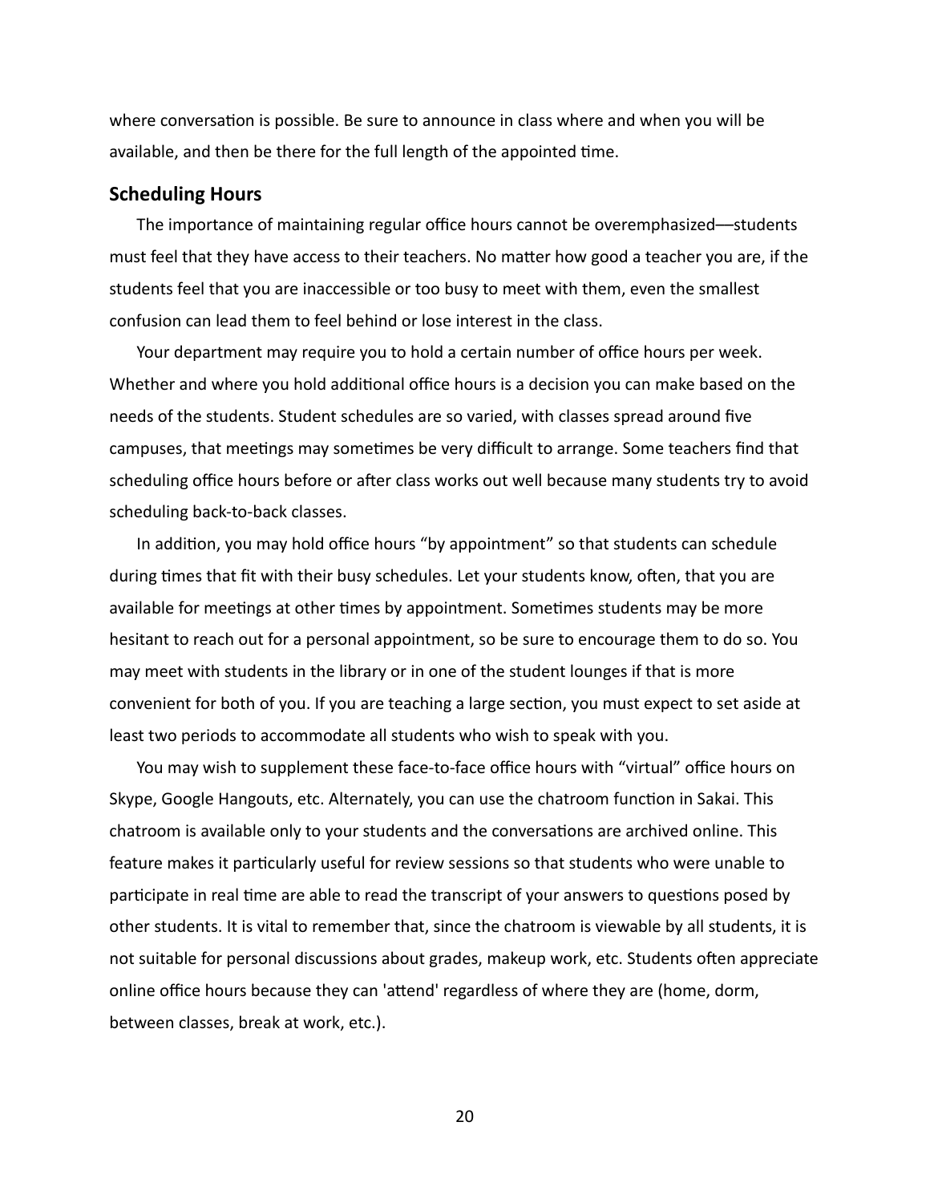where conversation is possible. Be sure to announce in class where and when you will be available, and then be there for the full length of the appointed time.

### Scheduling Hours

The importance of maintaining regular office hours cannot be overemphasized—students must feel that they have access to their teachers. No matter how good a teacher you are, if the students feel that you are inaccessible or too busy to meet with them, even the smallest confusion can lead them to feel behind or lose interest in the class.

Your department may require you to hold a certain number of office hours per week. Whether and where you hold additional office hours is a decision you can make based on the needs of the students. Student schedules are so varied, with classes spread around five campuses, that meetings may sometimes be very difficult to arrange. Some teachers find that scheduling office hours before or after class works out well because many students try to avoid scheduling back-to-back classes.

In addition, you may hold office hours "by appointment" so that students can schedule during times that fit with their busy schedules. Let your students know, often, that you are available for meetings at other times by appointment. Sometimes students may be more hesitant to reach out for a personal appointment, so be sure to encourage them to do so. You may meet with students in the library or in one of the student lounges if that is more convenient for both of you. If you are teaching a large section, you must expect to set aside at least two periods to accommodate all students who wish to speak with you.

You may wish to supplement these face-to-face office hours with "virtual" office hours on Skype, Google Hangouts, etc. Alternately, you can use the chatroom function in Sakai. This chatroom is available only to your students and the conversations are archived online. This feature makes it particularly useful for review sessions so that students who were unable to participate in real time are able to read the transcript of your answers to questions posed by other students. It is vital to remember that, since the chatroom is viewable by all students, it is not suitable for personal discussions about grades, makeup work, etc. Students often appreciate online office hours because they can 'attend' regardless of where they are (home, dorm, between classes, break at work, etc.).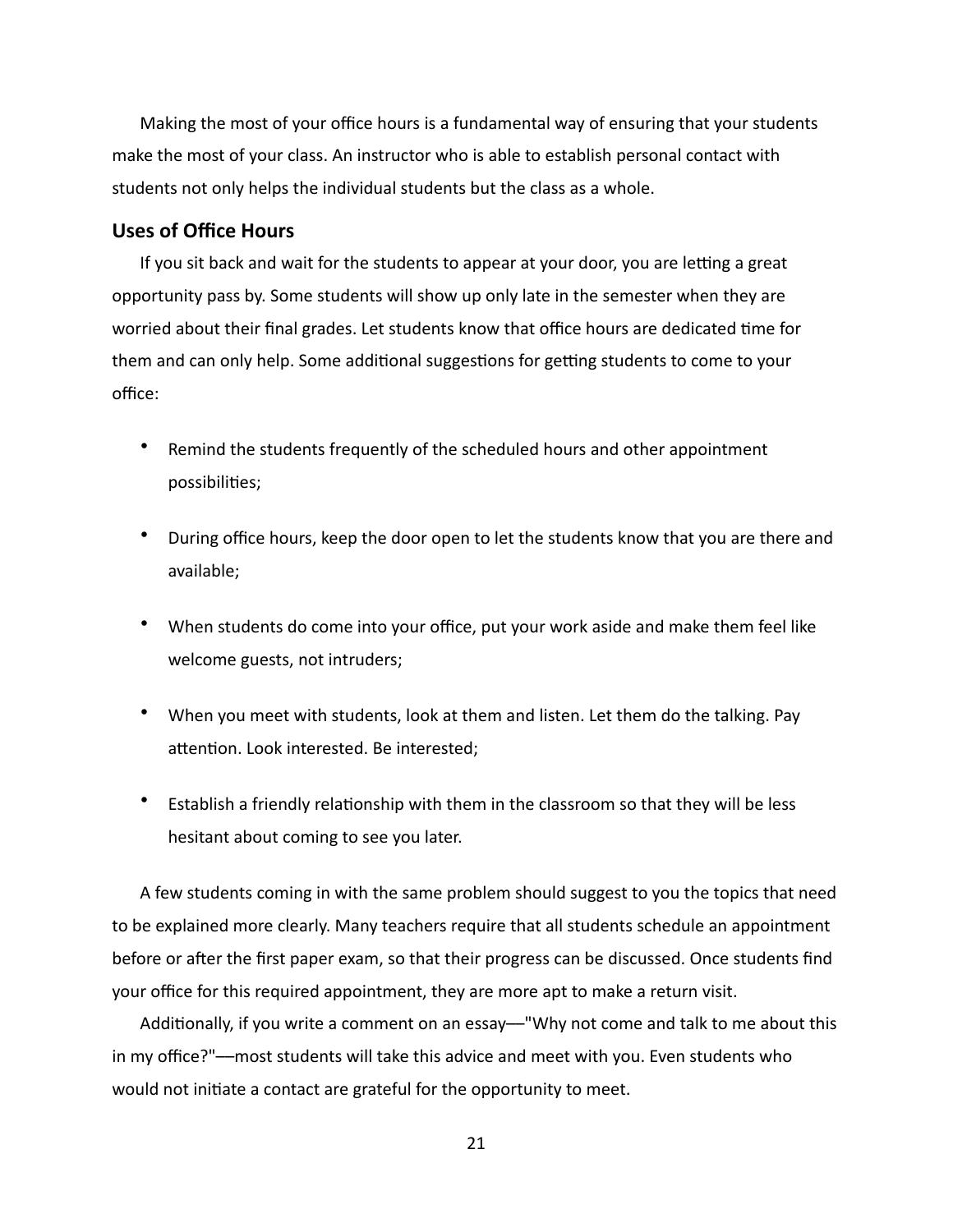Making the most of your office hours is a fundamental way of ensuring that your students make the most of your class. An instructor who is able to establish personal contact with students not only helps the individual students but the class as a whole.

### Uses of Office Hours

If you sit back and wait for the students to appear at your door, you are letting a great opportunity pass by. Some students will show up only late in the semester when they are worried about their final grades. Let students know that office hours are dedicated time for them and can only help. Some additional suggestions for getting students to come to your office:

- Remind the students frequently of the scheduled hours and other appointment possibilities;
- During office hours, keep the door open to let the students know that you are there and available;
- When students do come into your office, put your work aside and make them feel like welcome guests, not intruders;
- When you meet with students, look at them and listen. Let them do the talking. Pay attention. Look interested. Be interested;
- Establish a friendly relationship with them in the classroom so that they will be less hesitant about coming to see you later.

A few students coming in with the same problem should suggest to you the topics that need to be explained more clearly. Many teachers require that all students schedule an appointment before or after the first paper exam, so that their progress can be discussed. Once students find your office for this required appointment, they are more apt to make a return visit.

Additionally, if you write a comment on an essay—"Why not come and talk to me about this in my office?"—most students will take this advice and meet with you. Even students who would not initiate a contact are grateful for the opportunity to meet.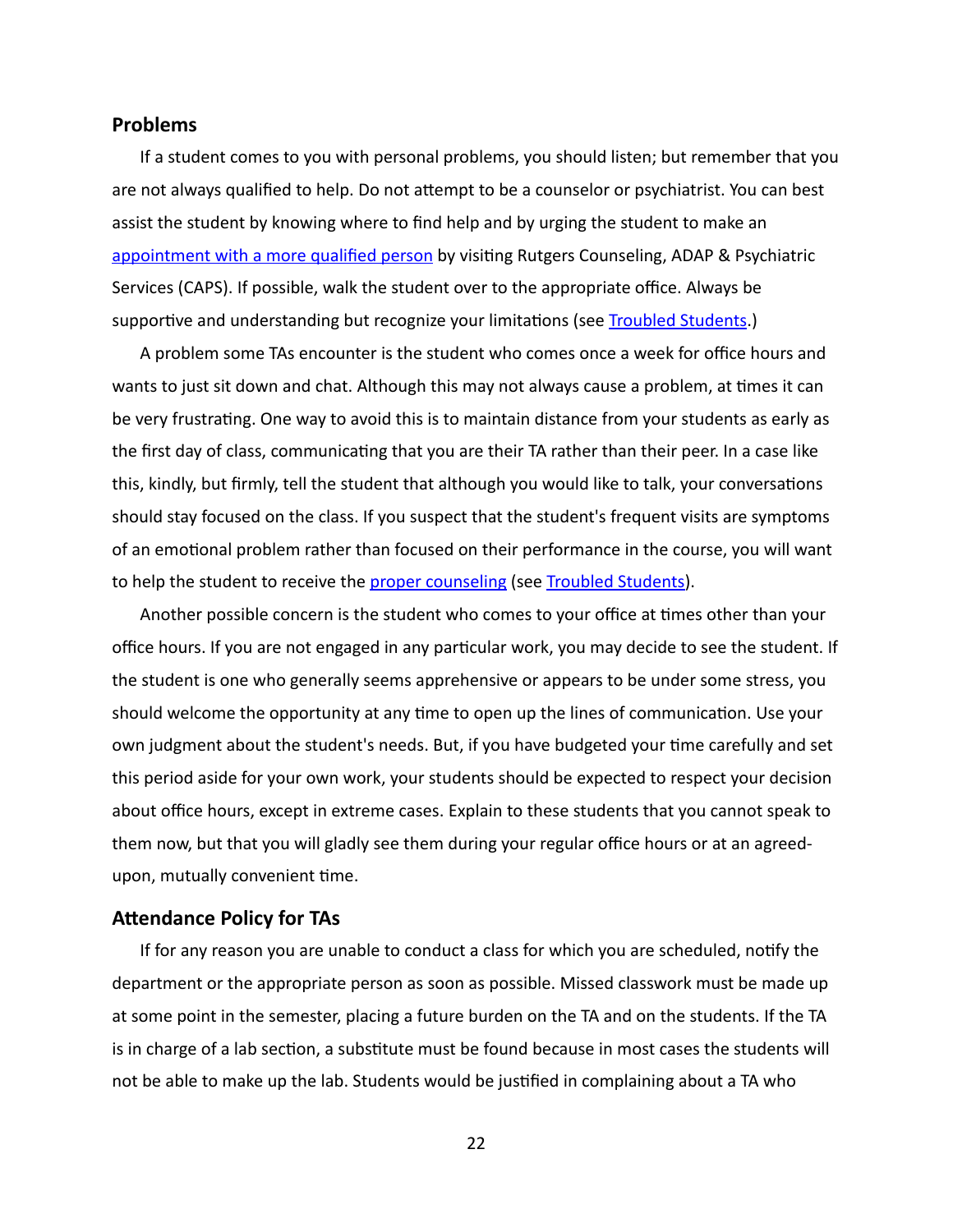## Problems

If a student comes to you with personal problems, you should listen; but remember that you are not always qualified to help. Do not attempt to be a counselor or psychiatrist. You can best assist the student by knowing where to find help and by urging the student to make an appointment with a more qualified person by visiting Rutgers Counseling, ADAP & Psychiatric Services (CAPS). If possible, walk the student over to the appropriate office. Always be supportive and understanding but recognize your limitations (see Troubled Students.)

A problem some TAs encounter is the student who comes once a week for office hours and wants to just sit down and chat. Although this may not always cause a problem, at times it can be very frustrating. One way to avoid this is to maintain distance from your students as early as the first day of class, communicating that you are their TA rather than their peer. In a case like this, kindly, but firmly, tell the student that although you would like to talk, your conversations should stay focused on the class. If you suspect that the student's frequent visits are symptoms of an emotional problem rather than focused on their performance in the course, you will want to help the student to receive the proper counseling (see Troubled Students).

Another possible concern is the student who comes to your office at times other than your office hours. If you are not engaged in any particular work, you may decide to see the student. If the student is one who generally seems apprehensive or appears to be under some stress, you should welcome the opportunity at any time to open up the lines of communication. Use your own judgment about the student's needs. But, if you have budgeted your time carefully and set this period aside for your own work, your students should be expected to respect your decision about office hours, except in extreme cases. Explain to these students that you cannot speak to them now, but that you will gladly see them during your regular office hours or at an agreed-upon, mutually convenient time.

## Attendance Policy for TAs

If for any reason you are unable to conduct a class for which you are scheduled, notify the department or the appropriate person as soon as possible. Missed classwork must be made up at some point in the semester, placing a future burden on the TA and on the students. If the TA is in charge of a lab section, a substitute must be found because in most cases the students will not be able to make up the lab. Students would be justified in complaining about a TA who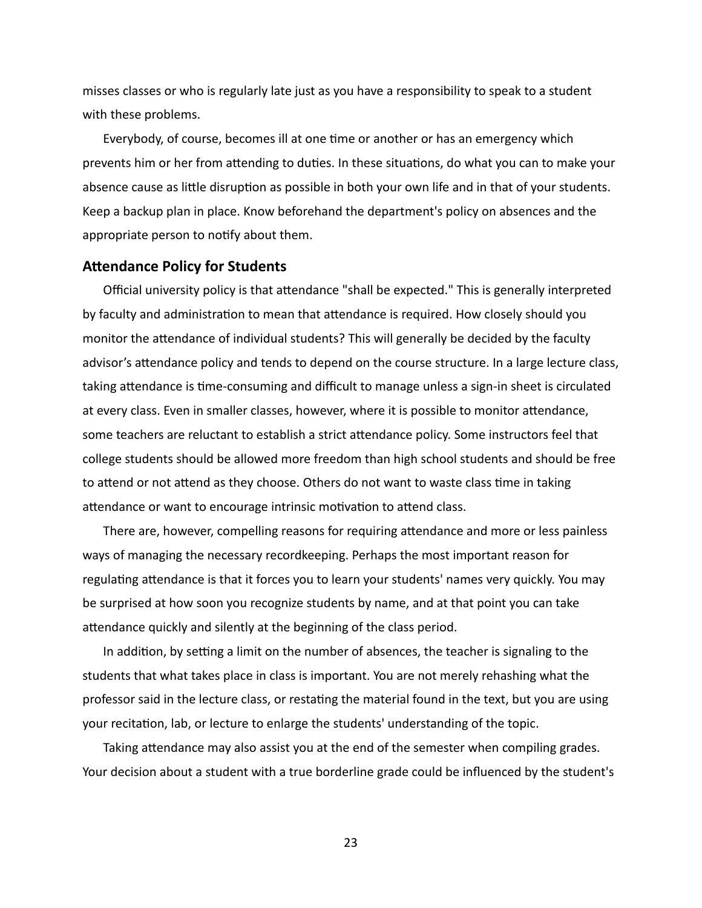misses classes or who is regularly late just as you have a responsibility to speak to a student with these problems.

Everybody, of course, becomes ill at one time or another or has an emergency which prevents him or her from attending to duties. In these situations, do what you can to make your absence cause as little disruption as possible in both your own life and in that of your students. Keep a backup plan in place. Know beforehand the department's policy on absences and the appropriate person to notify about them.

### Attendance Policy for Students

Official university policy is that attendance "shall be expected." This is generally interpreted by faculty and administration to mean that attendance is required. How closely should you monitor the attendance of individual students? This will generally be decided by the faculty advisor's attendance policy and tends to depend on the course structure. In a large lecture class, taking attendance is time-consuming and difficult to manage unless a sign-in sheet is circulated at every class. Even in smaller classes, however, where it is possible to monitor attendance, some teachers are reluctant to establish a strict attendance policy. Some instructors feel that college students should be allowed more freedom than high school students and should be free to attend or not attend as they choose. Others do not want to waste class time in taking attendance or want to encourage intrinsic motivation to attend class.

There are, however, compelling reasons for requiring attendance and more or less painless ways of managing the necessary recordkeeping. Perhaps the most important reason for regulating attendance is that it forces you to learn your students' names very quickly. You may be surprised at how soon you recognize students by name, and at that point you can take attendance quickly and silently at the beginning of the class period.

In addition, by setting a limit on the number of absences, the teacher is signaling to the students that what takes place in class is important. You are not merely rehashing what the professor said in the lecture class, or restating the material found in the text, but you are using your recitation, lab, or lecture to enlarge the students' understanding of the topic.

Taking attendance may also assist you at the end of the semester when compiling grades. Your decision about a student with a true borderline grade could be influenced by the student's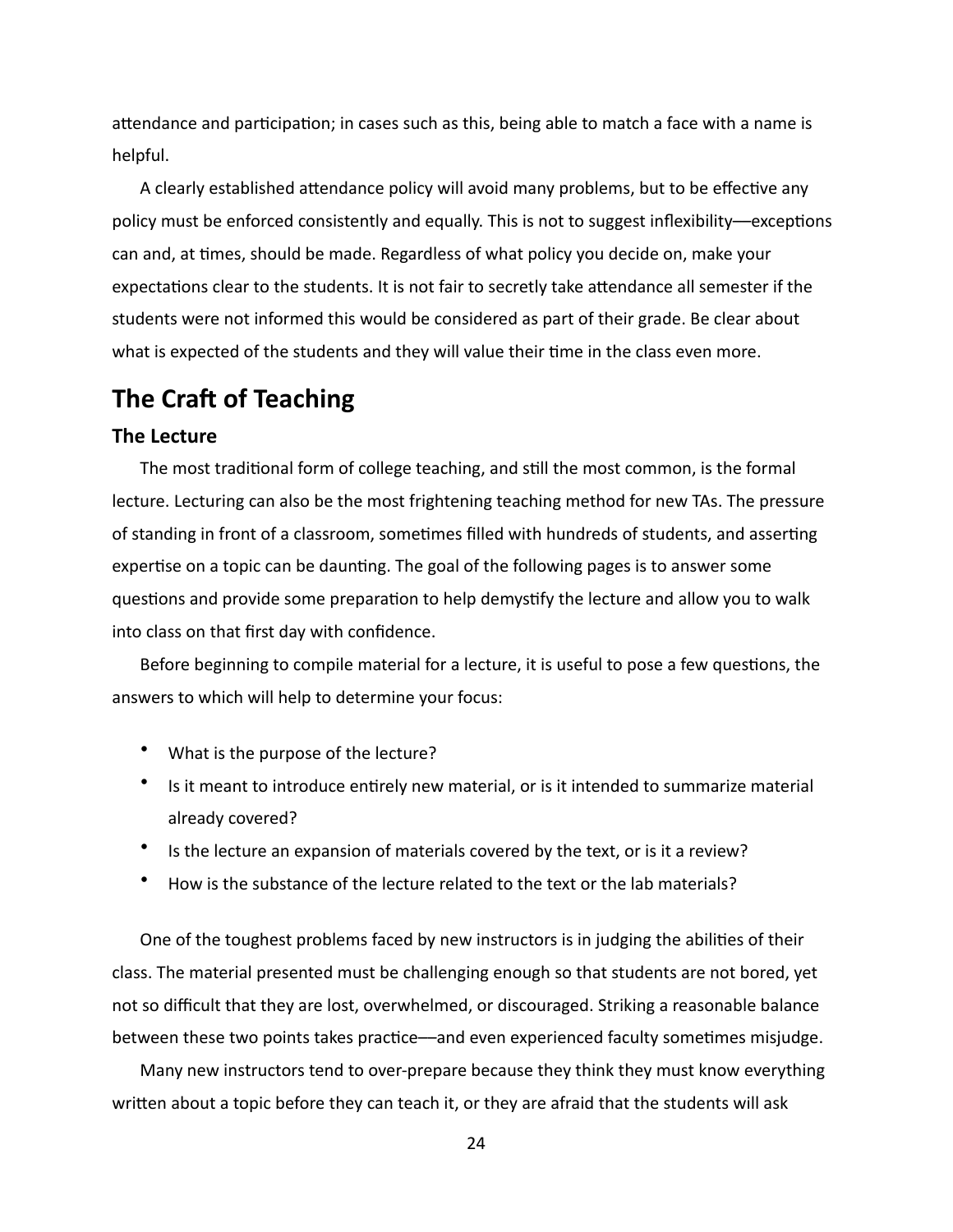attendance and participation; in cases such as this, being able to match a face with a name is helpful.

A clearly established attendance policy will avoid many problems, but to be effective any policy must be enforced consistently and equally. This is not to suggest inflexibility––exceptions can and, at times, should be made. Regardless of what policy you decide on, make your expectations clear to the students. It is not fair to secretly take attendance all semester if the students were not informed this would be considered as part of their grade. Be clear about what is expected of the students and they will value their time in the class even more.

## The Craft of Teaching

### The Lecture

The most traditional form of college teaching, and still the most common, is the formal lecture. Lecturing can also be the most frightening teaching method for new TAs. The pressure of standing in front of a classroom, sometimes filled with hundreds of students, and asserting expertise on a topic can be daunting. The goal of the following pages is to answer some questions and provide some preparation to help demystify the lecture and allow you to walk into class on that first day with confidence.

Before beginning to compile material for a lecture, it is useful to pose a few questions, the answers to which will help to determine your focus:

- What is the purpose of the lecture?
- Is it meant to introduce entirely new material, or is it intended to summarize material already covered?
- Is the lecture an expansion of materials covered by the text, or is it a review?
- How is the substance of the lecture related to the text or the lab materials?

One of the toughest problems faced by new instructors is in judging the abilities of their class. The material presented must be challenging enough so that students are not bored, yet not so difficult that they are lost, overwhelmed, or discouraged. Striking a reasonable balance between these two points takes practice––and even experienced faculty sometimes misjudge.

Many new instructors tend to over-prepare because they think they must know everything written about a topic before they can teach it, or they are afraid that the students will ask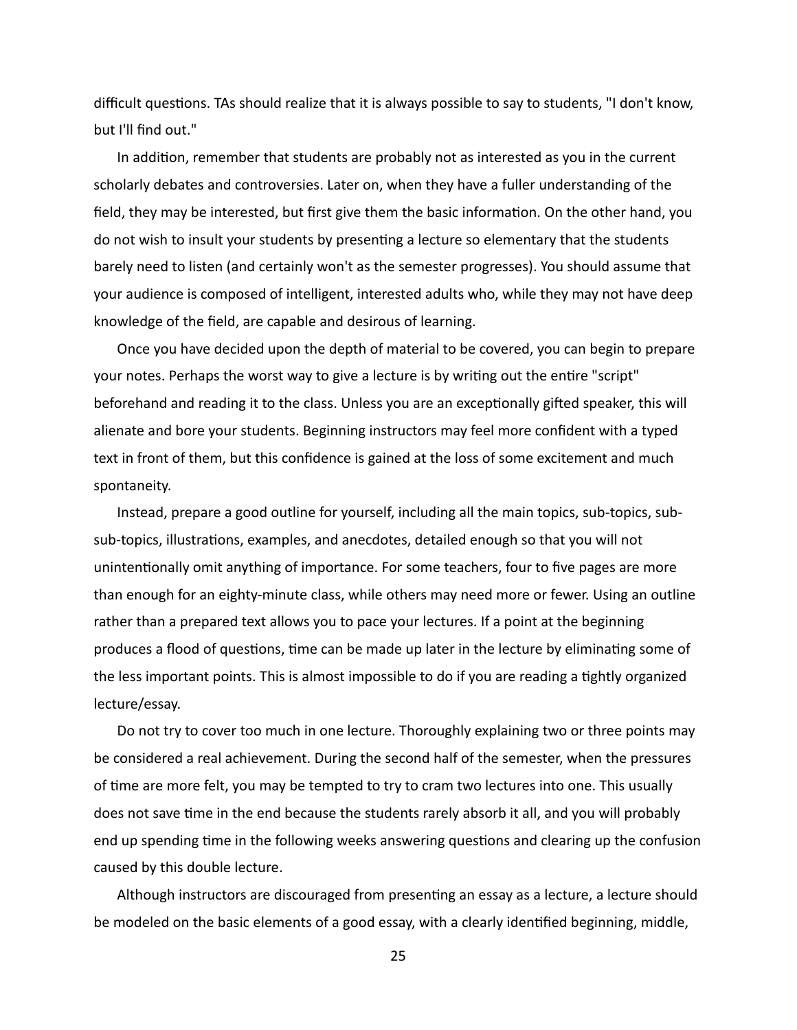difficult questions. TAs should realize that it is always possible to say to students, "I don't know, but I'll find out."

In addition, remember that students are probably not as interested as you in the current scholarly debates and controversies. Later on, when they have a fuller understanding of the field, they may be interested, but first give them the basic information. On the other hand, you do not wish to insult your students by presenting a lecture so elementary that the students barely need to listen (and certainly won't as the semester progresses). You should assume that your audience is composed of intelligent, interested adults who, while they may not have deep knowledge of the field, are capable and desirous of learning.

Once you have decided upon the depth of material to be covered, you can begin to prepare your notes. Perhaps the worst way to give a lecture is by writing out the entire "script" beforehand and reading it to the class. Unless you are an exceptionally gifted speaker, this will alienate and bore your students. Beginning instructors may feel more confident with a typed text in front of them, but this confidence is gained at the loss of some excitement and much spontaneity.

Instead, prepare a good outline for yourself, including all the main topics, sub-topics, sub-sub-topics, illustrations, examples, and anecdotes, detailed enough so that you will not unintentionally omit anything of importance. For some teachers, four to five pages are more than enough for an eighty-minute class, while others may need more or fewer. Using an outline rather than a prepared text allows you to pace your lectures. If a point at the beginning produces a flood of questions, time can be made up later in the lecture by eliminating some of the less important points. This is almost impossible to do if you are reading a tightly organized lecture/essay.

Do not try to cover too much in one lecture. Thoroughly explaining two or three points may be considered a real achievement. During the second half of the semester, when the pressures of time are more felt, you may be tempted to try to cram two lectures into one. This usually does not save time in the end because the students rarely absorb it all, and you will probably end up spending time in the following weeks answering questions and clearing up the confusion caused by this double lecture.

Although instructors are discouraged from presenting an essay as a lecture, a lecture should be modeled on the basic elements of a good essay, with a clearly identified beginning, middle,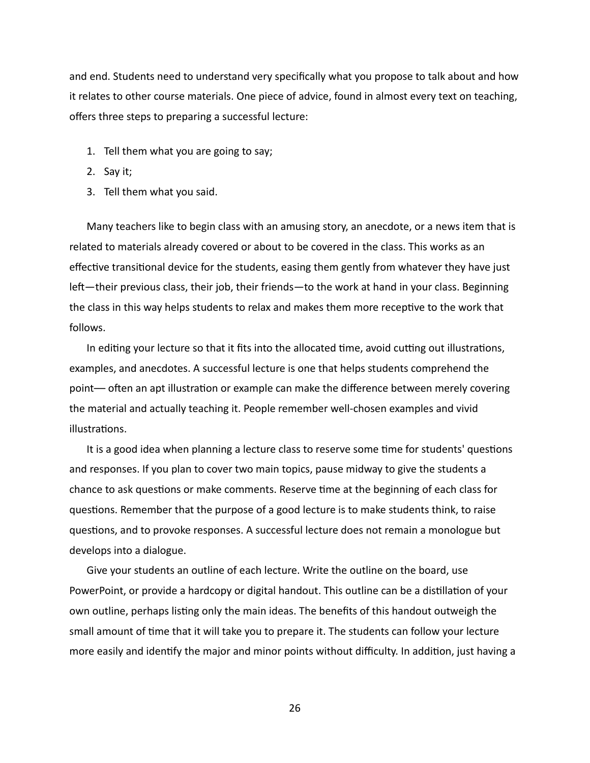and end. Students need to understand very specifically what you propose to talk about and how it relates to other course materials. One piece of advice, found in almost every text on teaching, offers three steps to preparing a successful lecture:

1. Tell them what you are going to say;
2. Say it;
3. Tell them what you said.

Many teachers like to begin class with an amusing story, an anecdote, or a news item that is related to materials already covered or about to be covered in the class. This works as an effective transitional device for the students, easing them gently from whatever they have just left—their previous class, their job, their friends—to the work at hand in your class. Beginning the class in this way helps students to relax and makes them more receptive to the work that follows.

In editing your lecture so that it fits into the allocated time, avoid cutting out illustrations, examples, and anecdotes. A successful lecture is one that helps students comprehend the point— often an apt illustration or example can make the difference between merely covering the material and actually teaching it. People remember well-chosen examples and vivid illustrations.

It is a good idea when planning a lecture class to reserve some time for students' questions and responses. If you plan to cover two main topics, pause midway to give the students a chance to ask questions or make comments. Reserve time at the beginning of each class for questions. Remember that the purpose of a good lecture is to make students think, to raise questions, and to provoke responses. A successful lecture does not remain a monologue but develops into a dialogue.

Give your students an outline of each lecture. Write the outline on the board, use PowerPoint, or provide a hardcopy or digital handout. This outline can be a distillation of your own outline, perhaps listing only the main ideas. The benefits of this handout outweigh the small amount of time that it will take you to prepare it. The students can follow your lecture more easily and identify the major and minor points without difficulty. In addition, just having a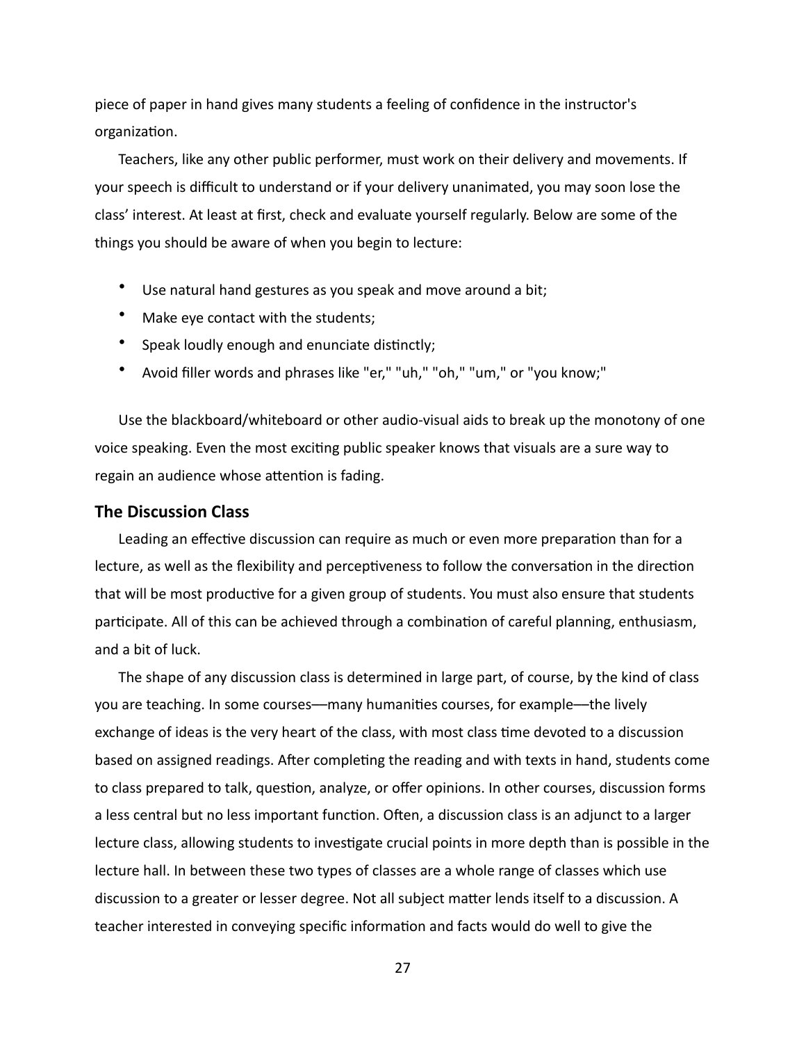piece of paper in hand gives many students a feeling of confidence in the instructor's organization.

Teachers, like any other public performer, must work on their delivery and movements. If your speech is difficult to understand or if your delivery unanimated, you may soon lose the class' interest. At least at first, check and evaluate yourself regularly. Below are some of the things you should be aware of when you begin to lecture:

- Use natural hand gestures as you speak and move around a bit;
- Make eye contact with the students;
- Speak loudly enough and enunciate distinctly;
- Avoid filler words and phrases like "er," "uh," "oh," "um," or "you know;"

Use the blackboard/whiteboard or other audio-visual aids to break up the monotony of one voice speaking. Even the most exciting public speaker knows that visuals are a sure way to regain an audience whose attention is fading.

## The Discussion Class

Leading an effective discussion can require as much or even more preparation than for a lecture, as well as the flexibility and perceptiveness to follow the conversation in the direction that will be most productive for a given group of students. You must also ensure that students participate. All of this can be achieved through a combination of careful planning, enthusiasm, and a bit of luck.

The shape of any discussion class is determined in large part, of course, by the kind of class you are teaching. In some courses—many humanities courses, for example—the lively exchange of ideas is the very heart of the class, with most class time devoted to a discussion based on assigned readings. After completing the reading and with texts in hand, students come to class prepared to talk, question, analyze, or offer opinions. In other courses, discussion forms a less central but no less important function. Often, a discussion class is an adjunct to a larger lecture class, allowing students to investigate crucial points in more depth than is possible in the lecture hall. In between these two types of classes are a whole range of classes which use discussion to a greater or lesser degree. Not all subject matter lends itself to a discussion. A teacher interested in conveying specific information and facts would do well to give the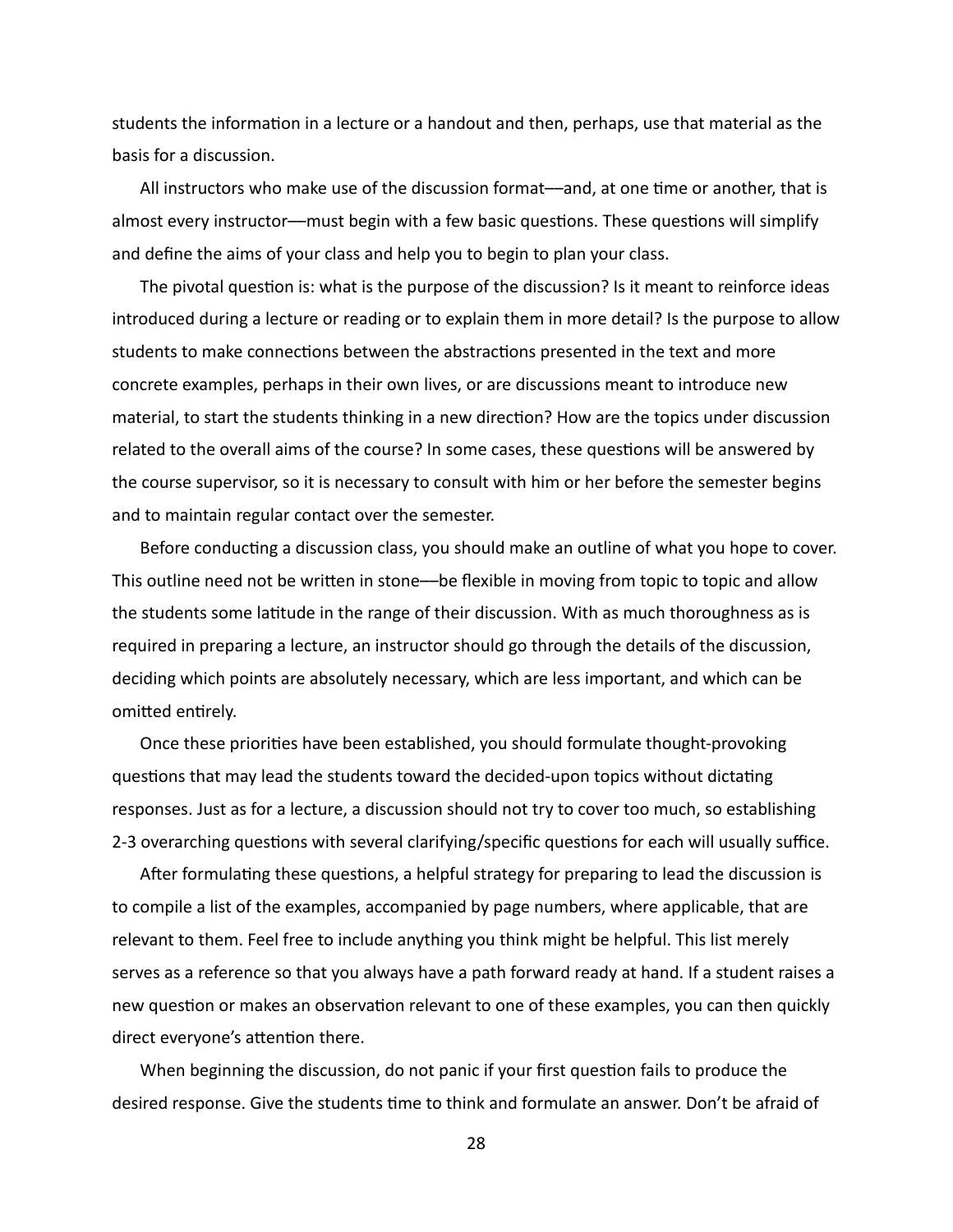students the information in a lecture or a handout and then, perhaps, use that material as the basis for a discussion.

All instructors who make use of the discussion format—and, at one time or another, that is almost every instructor—must begin with a few basic questions. These questions will simplify and define the aims of your class and help you to begin to plan your class.

The pivotal question is: what is the purpose of the discussion? Is it meant to reinforce ideas introduced during a lecture or reading or to explain them in more detail? Is the purpose to allow students to make connections between the abstractions presented in the text and more concrete examples, perhaps in their own lives, or are discussions meant to introduce new material, to start the students thinking in a new direction? How are the topics under discussion related to the overall aims of the course? In some cases, these questions will be answered by the course supervisor, so it is necessary to consult with him or her before the semester begins and to maintain regular contact over the semester.

Before conducting a discussion class, you should make an outline of what you hope to cover. This outline need not be written in stone—be flexible in moving from topic to topic and allow the students some latitude in the range of their discussion. With as much thoroughness as is required in preparing a lecture, an instructor should go through the details of the discussion, deciding which points are absolutely necessary, which are less important, and which can be omitted entirely.

Once these priorities have been established, you should formulate thought-provoking questions that may lead the students toward the decided-upon topics without dictating responses. Just as for a lecture, a discussion should not try to cover too much, so establishing 2-3 overarching questions with several clarifying/specific questions for each will usually suffice.

After formulating these questions, a helpful strategy for preparing to lead the discussion is to compile a list of the examples, accompanied by page numbers, where applicable, that are relevant to them. Feel free to include anything you think might be helpful. This list merely serves as a reference so that you always have a path forward ready at hand. If a student raises a new question or makes an observation relevant to one of these examples, you can then quickly direct everyone's attention there.

When beginning the discussion, do not panic if your first question fails to produce the desired response. Give the students time to think and formulate an answer. Don't be afraid of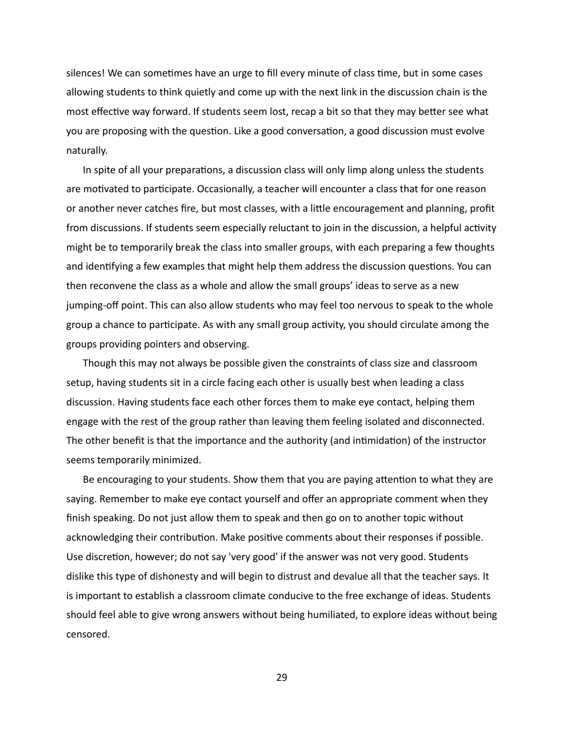silences! We can sometimes have an urge to fill every minute of class time, but in some cases allowing students to think quietly and come up with the next link in the discussion chain is the most effective way forward. If students seem lost, recap a bit so that they may better see what you are proposing with the question. Like a good conversation, a good discussion must evolve naturally.

In spite of all your preparations, a discussion class will only limp along unless the students are motivated to participate. Occasionally, a teacher will encounter a class that for one reason or another never catches fire, but most classes, with a little encouragement and planning, profit from discussions. If students seem especially reluctant to join in the discussion, a helpful activity might be to temporarily break the class into smaller groups, with each preparing a few thoughts and identifying a few examples that might help them address the discussion questions. You can then reconvene the class as a whole and allow the small groups' ideas to serve as a new jumping-off point. This can also allow students who may feel too nervous to speak to the whole group a chance to participate. As with any small group activity, you should circulate among the groups providing pointers and observing.

Though this may not always be possible given the constraints of class size and classroom setup, having students sit in a circle facing each other is usually best when leading a class discussion. Having students face each other forces them to make eye contact, helping them engage with the rest of the group rather than leaving them feeling isolated and disconnected. The other benefit is that the importance and the authority (and intimidation) of the instructor seems temporarily minimized.

Be encouraging to your students. Show them that you are paying attention to what they are saying. Remember to make eye contact yourself and offer an appropriate comment when they finish speaking. Do not just allow them to speak and then go on to another topic without acknowledging their contribution. Make positive comments about their responses if possible. Use discretion, however; do not say 'very good' if the answer was not very good. Students dislike this type of dishonesty and will begin to distrust and devalue all that the teacher says. It is important to establish a classroom climate conducive to the free exchange of ideas. Students should feel able to give wrong answers without being humiliated, to explore ideas without being censored.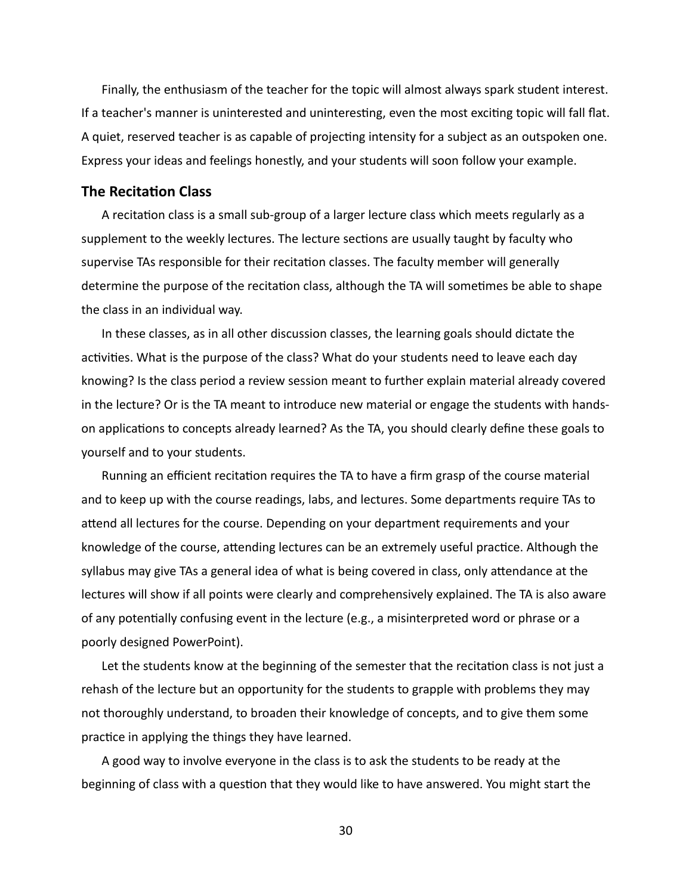Finally, the enthusiasm of the teacher for the topic will almost always spark student interest. If a teacher's manner is uninterested and uninteresting, even the most exciting topic will fall flat. A quiet, reserved teacher is as capable of projecting intensity for a subject as an outspoken one. Express your ideas and feelings honestly, and your students will soon follow your example.

### The Recitation Class

A recitation class is a small sub-group of a larger lecture class which meets regularly as a supplement to the weekly lectures. The lecture sections are usually taught by faculty who supervise TAs responsible for their recitation classes. The faculty member will generally determine the purpose of the recitation class, although the TA will sometimes be able to shape the class in an individual way.

In these classes, as in all other discussion classes, the learning goals should dictate the activities. What is the purpose of the class? What do your students need to leave each day knowing? Is the class period a review session meant to further explain material already covered in the lecture? Or is the TA meant to introduce new material or engage the students with hands-on applications to concepts already learned? As the TA, you should clearly define these goals to yourself and to your students.

Running an efficient recitation requires the TA to have a firm grasp of the course material and to keep up with the course readings, labs, and lectures. Some departments require TAs to attend all lectures for the course. Depending on your department requirements and your knowledge of the course, attending lectures can be an extremely useful practice. Although the syllabus may give TAs a general idea of what is being covered in class, only attendance at the lectures will show if all points were clearly and comprehensively explained. The TA is also aware of any potentially confusing event in the lecture (e.g., a misinterpreted word or phrase or a poorly designed PowerPoint).

Let the students know at the beginning of the semester that the recitation class is not just a rehash of the lecture but an opportunity for the students to grapple with problems they may not thoroughly understand, to broaden their knowledge of concepts, and to give them some practice in applying the things they have learned.

A good way to involve everyone in the class is to ask the students to be ready at the beginning of class with a question that they would like to have answered. You might start the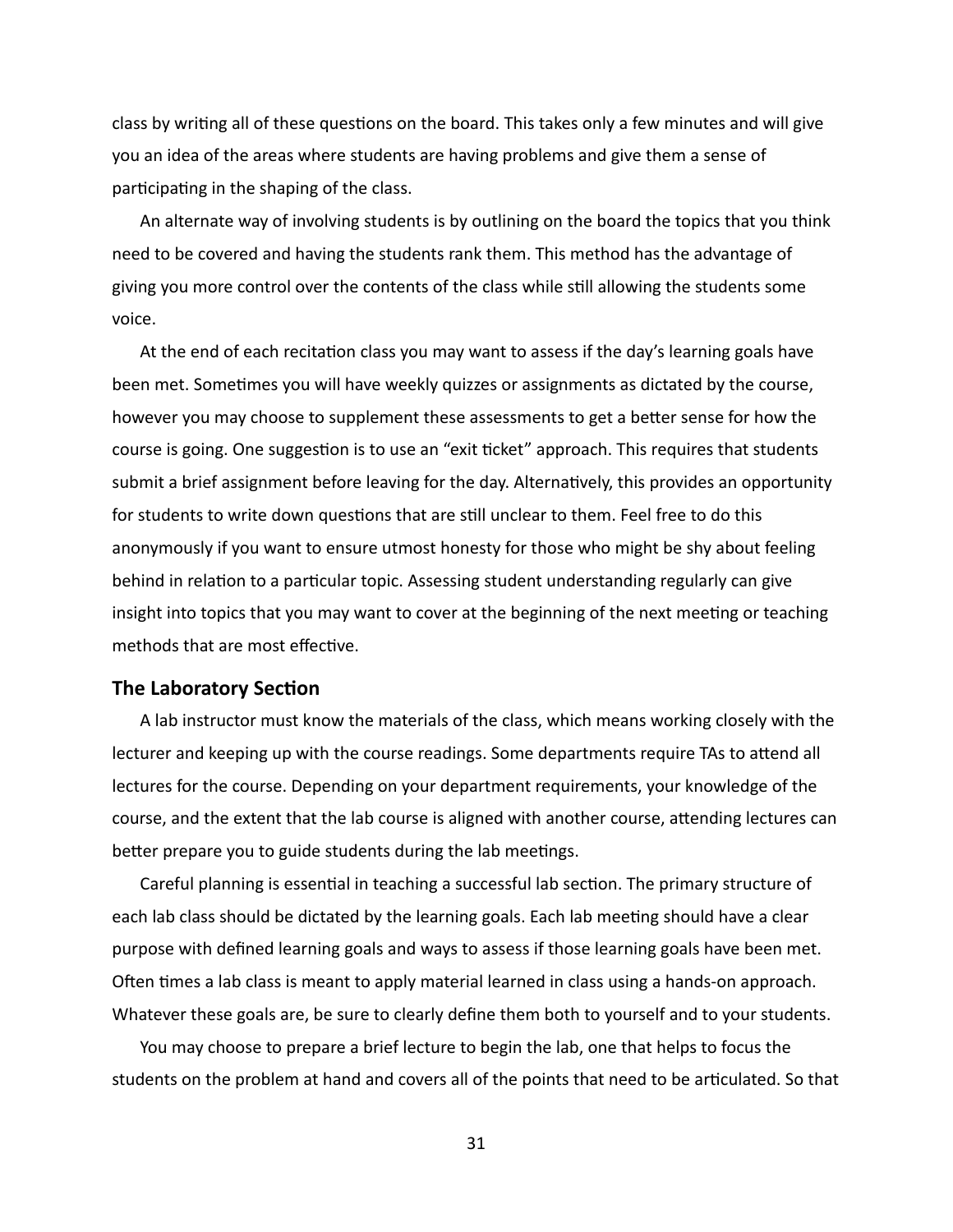class by writing all of these questions on the board. This takes only a few minutes and will give you an idea of the areas where students are having problems and give them a sense of participating in the shaping of the class.

An alternate way of involving students is by outlining on the board the topics that you think need to be covered and having the students rank them. This method has the advantage of giving you more control over the contents of the class while still allowing the students some voice.

At the end of each recitation class you may want to assess if the day's learning goals have been met. Sometimes you will have weekly quizzes or assignments as dictated by the course, however you may choose to supplement these assessments to get a better sense for how the course is going. One suggestion is to use an "exit ticket" approach. This requires that students submit a brief assignment before leaving for the day. Alternatively, this provides an opportunity for students to write down questions that are still unclear to them. Feel free to do this anonymously if you want to ensure utmost honesty for those who might be shy about feeling behind in relation to a particular topic. Assessing student understanding regularly can give insight into topics that you may want to cover at the beginning of the next meeting or teaching methods that are most effective.

### The Laboratory Section

A lab instructor must know the materials of the class, which means working closely with the lecturer and keeping up with the course readings. Some departments require TAs to attend all lectures for the course. Depending on your department requirements, your knowledge of the course, and the extent that the lab course is aligned with another course, attending lectures can better prepare you to guide students during the lab meetings.

Careful planning is essential in teaching a successful lab section. The primary structure of each lab class should be dictated by the learning goals. Each lab meeting should have a clear purpose with defined learning goals and ways to assess if those learning goals have been met. Often times a lab class is meant to apply material learned in class using a hands-on approach. Whatever these goals are, be sure to clearly define them both to yourself and to your students.

You may choose to prepare a brief lecture to begin the lab, one that helps to focus the students on the problem at hand and covers all of the points that need to be articulated. So that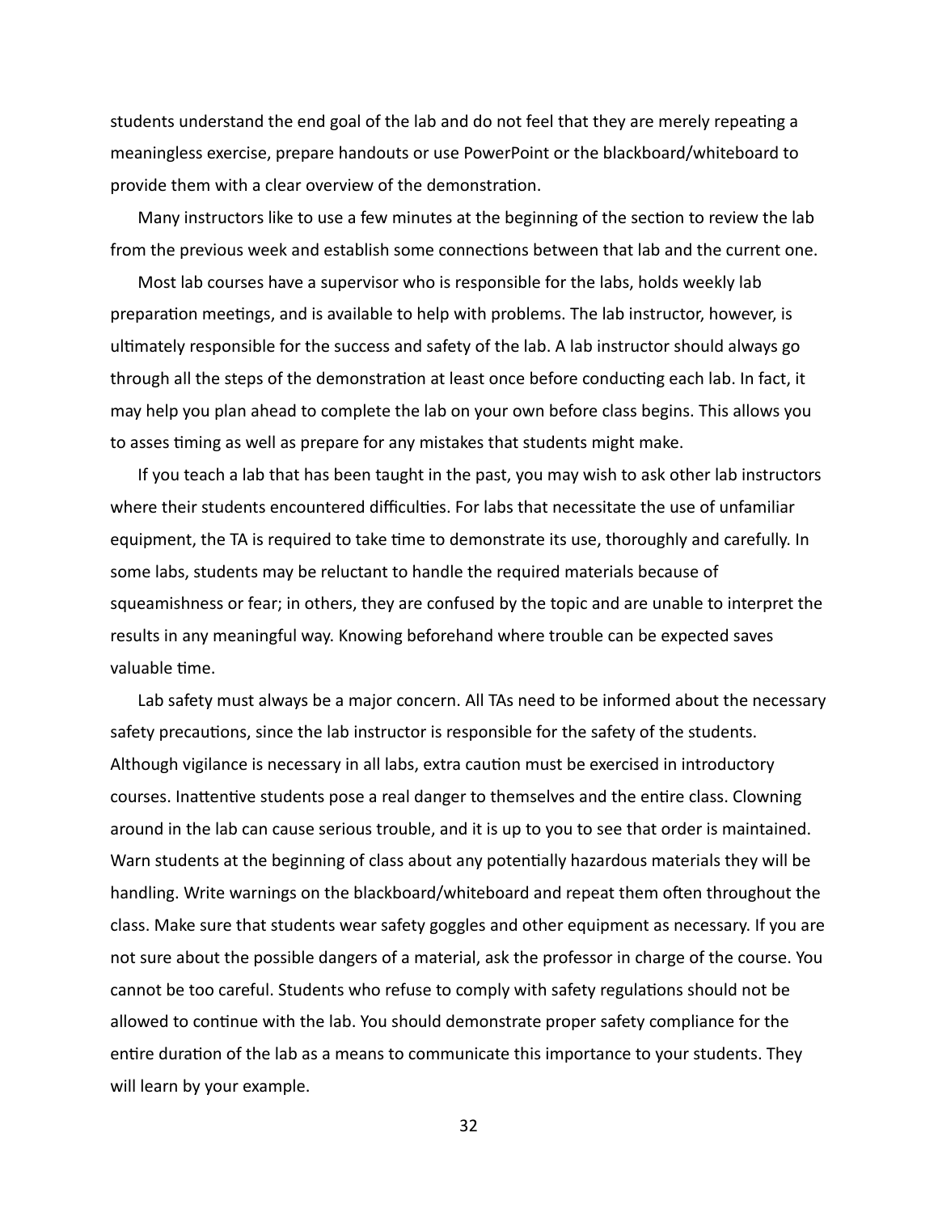students understand the end goal of the lab and do not feel that they are merely repeating a meaningless exercise, prepare handouts or use PowerPoint or the blackboard/whiteboard to provide them with a clear overview of the demonstration.

Many instructors like to use a few minutes at the beginning of the section to review the lab from the previous week and establish some connections between that lab and the current one.

Most lab courses have a supervisor who is responsible for the labs, holds weekly lab preparation meetings, and is available to help with problems. The lab instructor, however, is ultimately responsible for the success and safety of the lab. A lab instructor should always go through all the steps of the demonstration at least once before conducting each lab. In fact, it may help you plan ahead to complete the lab on your own before class begins. This allows you to asses timing as well as prepare for any mistakes that students might make.

If you teach a lab that has been taught in the past, you may wish to ask other lab instructors where their students encountered difficulties. For labs that necessitate the use of unfamiliar equipment, the TA is required to take time to demonstrate its use, thoroughly and carefully. In some labs, students may be reluctant to handle the required materials because of squeamishness or fear; in others, they are confused by the topic and are unable to interpret the results in any meaningful way. Knowing beforehand where trouble can be expected saves valuable time.

Lab safety must always be a major concern. All TAs need to be informed about the necessary safety precautions, since the lab instructor is responsible for the safety of the students. Although vigilance is necessary in all labs, extra caution must be exercised in introductory courses. Inattentive students pose a real danger to themselves and the entire class. Clowning around in the lab can cause serious trouble, and it is up to you to see that order is maintained. Warn students at the beginning of class about any potentially hazardous materials they will be handling. Write warnings on the blackboard/whiteboard and repeat them often throughout the class. Make sure that students wear safety goggles and other equipment as necessary. If you are not sure about the possible dangers of a material, ask the professor in charge of the course. You cannot be too careful. Students who refuse to comply with safety regulations should not be allowed to continue with the lab. You should demonstrate proper safety compliance for the entire duration of the lab as a means to communicate this importance to your students. They will learn by your example.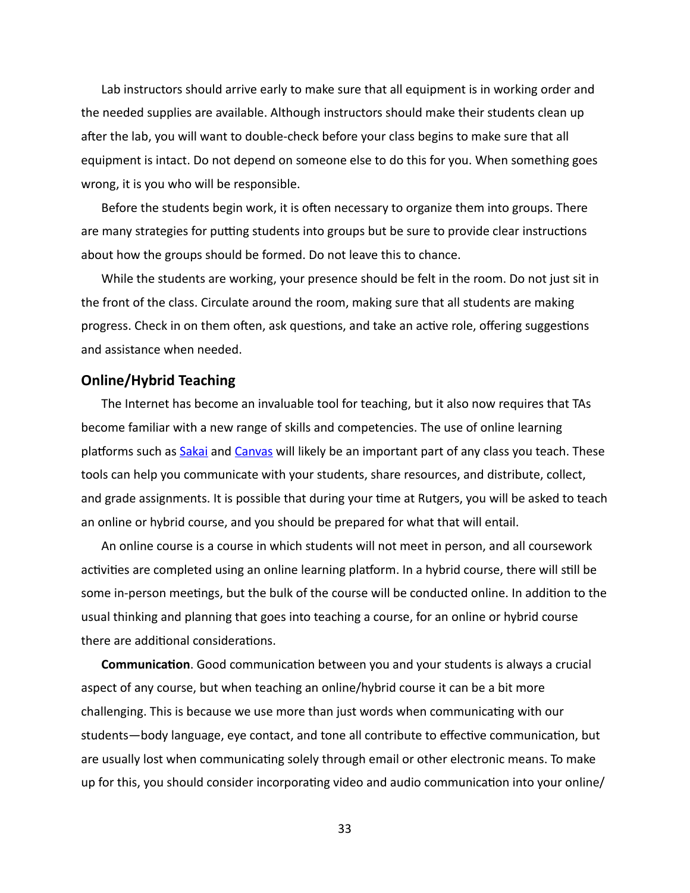Lab instructors should arrive early to make sure that all equipment is in working order and the needed supplies are available. Although instructors should make their students clean up after the lab, you will want to double-check before your class begins to make sure that all equipment is intact. Do not depend on someone else to do this for you. When something goes wrong, it is you who will be responsible.

Before the students begin work, it is often necessary to organize them into groups. There are many strategies for putting students into groups but be sure to provide clear instructions about how the groups should be formed. Do not leave this to chance.

While the students are working, your presence should be felt in the room. Do not just sit in the front of the class. Circulate around the room, making sure that all students are making progress. Check in on them often, ask questions, and take an active role, offering suggestions and assistance when needed.

### Online/Hybrid Teaching

The Internet has become an invaluable tool for teaching, but it also now requires that TAs become familiar with a new range of skills and competencies. The use of online learning platforms such as [Sakai]() and [Canvas]() will likely be an important part of any class you teach. These tools can help you communicate with your students, share resources, and distribute, collect, and grade assignments. It is possible that during your time at Rutgers, you will be asked to teach an online or hybrid course, and you should be prepared for what that will entail.

An online course is a course in which students will not meet in person, and all coursework activities are completed using an online learning platform. In a hybrid course, there will still be some in-person meetings, but the bulk of the course will be conducted online. In addition to the usual thinking and planning that goes into teaching a course, for an online or hybrid course there are additional considerations.

**Communication**. Good communication between you and your students is always a crucial aspect of any course, but when teaching an online/hybrid course it can be a bit more challenging. This is because we use more than just words when communicating with our students—body language, eye contact, and tone all contribute to effective communication, but are usually lost when communicating solely through email or other electronic means. To make up for this, you should consider incorporating video and audio communication into your online/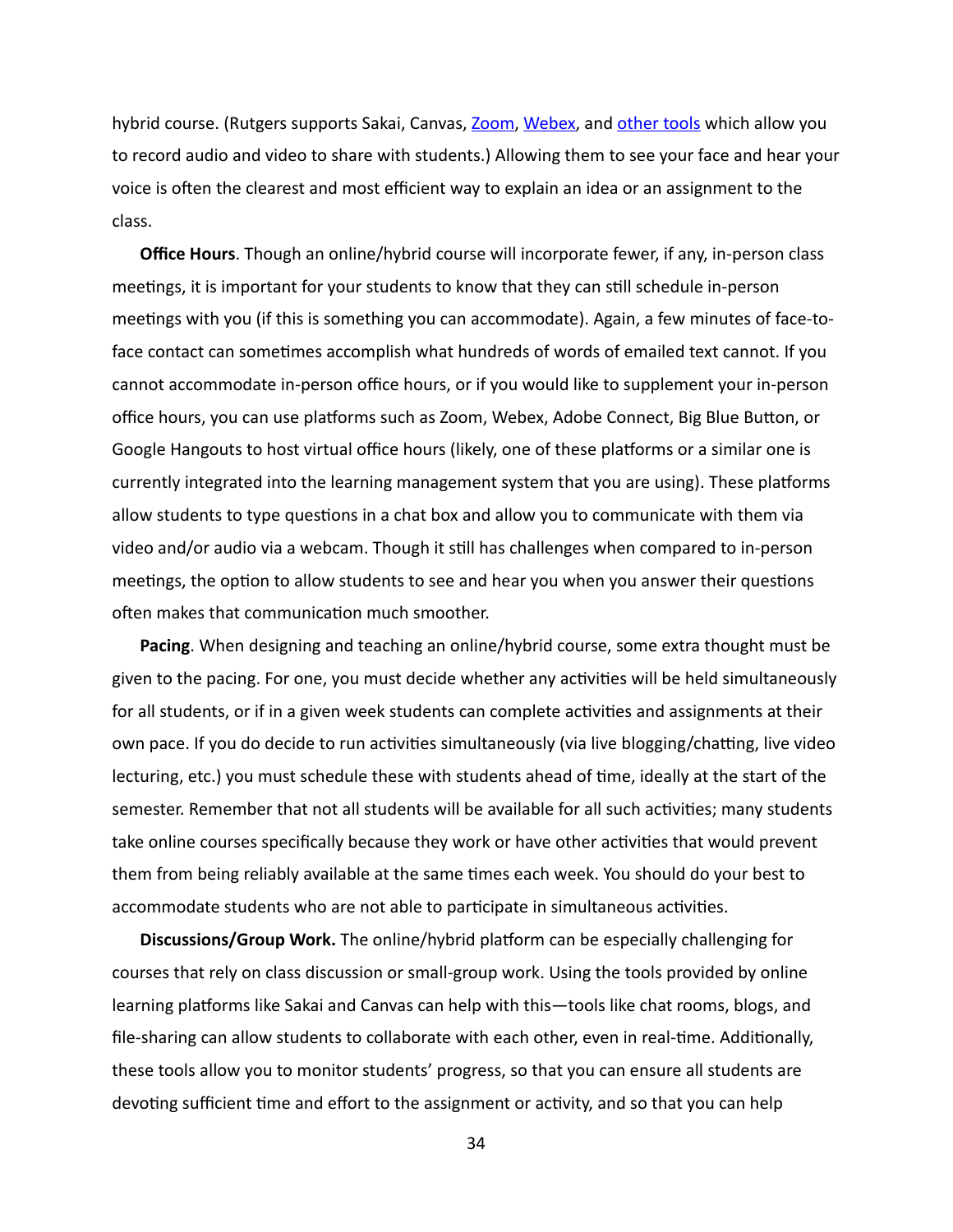hybrid course. (Rutgers supports Sakai, Canvas, Zoom, Webex, and other tools which allow you to record audio and video to share with students.) Allowing them to see your face and hear your voice is often the clearest and most efficient way to explain an idea or an assignment to the class.

**Office Hours**. Though an online/hybrid course will incorporate fewer, if any, in-person class meetings, it is important for your students to know that they can still schedule in-person meetings with you (if this is something you can accommodate). Again, a few minutes of face-to-face contact can sometimes accomplish what hundreds of words of emailed text cannot. If you cannot accommodate in-person office hours, or if you would like to supplement your in-person office hours, you can use platforms such as Zoom, Webex, Adobe Connect, Big Blue Button, or Google Hangouts to host virtual office hours (likely, one of these platforms or a similar one is currently integrated into the learning management system that you are using). These platforms allow students to type questions in a chat box and allow you to communicate with them via video and/or audio via a webcam. Though it still has challenges when compared to in-person meetings, the option to allow students to see and hear you when you answer their questions often makes that communication much smoother.

**Pacing**. When designing and teaching an online/hybrid course, some extra thought must be given to the pacing. For one, you must decide whether any activities will be held simultaneously for all students, or if in a given week students can complete activities and assignments at their own pace. If you do decide to run activities simultaneously (via live blogging/chatting, live video lecturing, etc.) you must schedule these with students ahead of time, ideally at the start of the semester. Remember that not all students will be available for all such activities; many students take online courses specifically because they work or have other activities that would prevent them from being reliably available at the same times each week. You should do your best to accommodate students who are not able to participate in simultaneous activities.

**Discussions/Group Work.** The online/hybrid platform can be especially challenging for courses that rely on class discussion or small-group work. Using the tools provided by online learning platforms like Sakai and Canvas can help with this—tools like chat rooms, blogs, and file-sharing can allow students to collaborate with each other, even in real-time. Additionally, these tools allow you to monitor students' progress, so that you can ensure all students are devoting sufficient time and effort to the assignment or activity, and so that you can help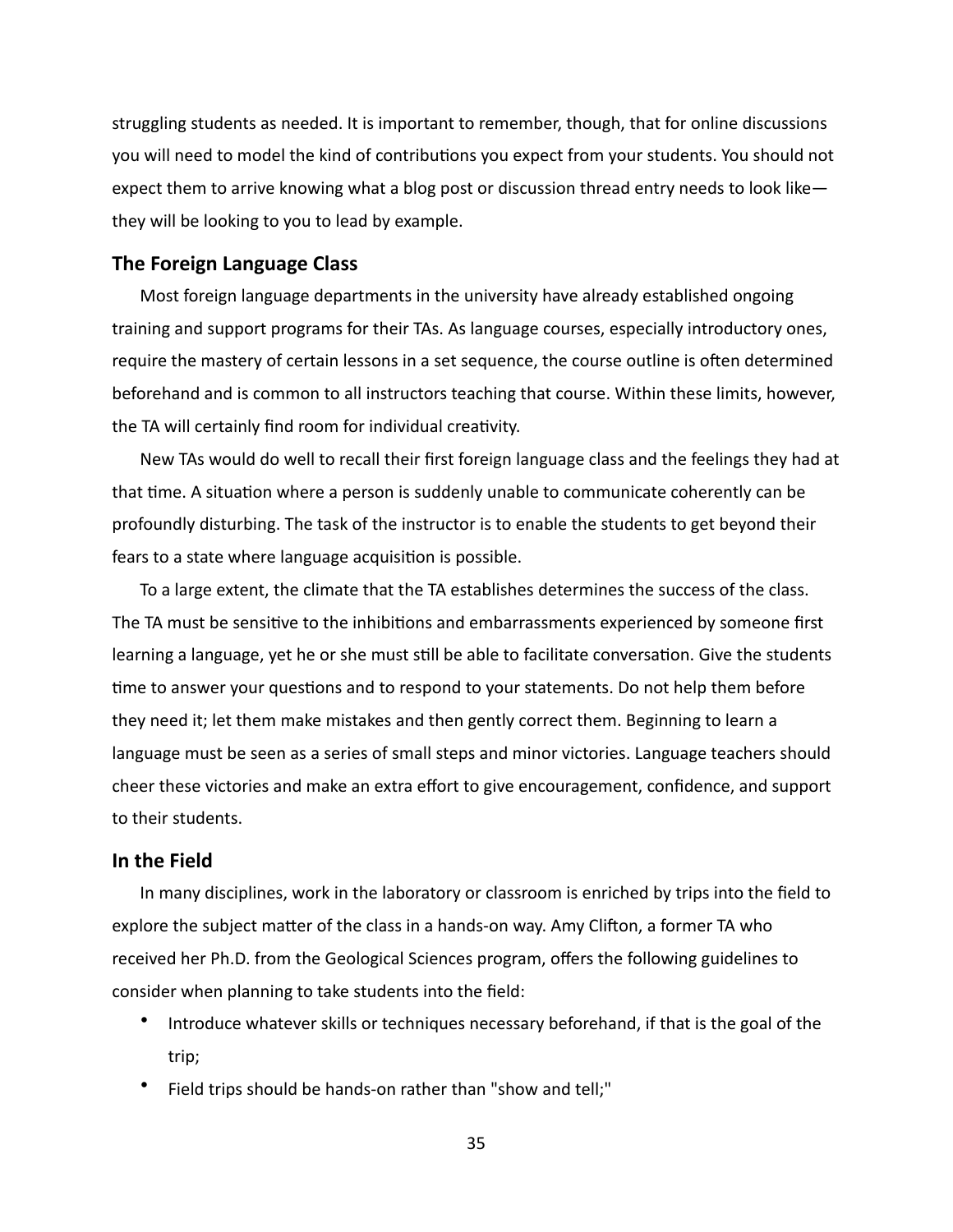struggling students as needed. It is important to remember, though, that for online discussions you will need to model the kind of contributions you expect from your students. You should not expect them to arrive knowing what a blog post or discussion thread entry needs to look like—they will be looking to you to lead by example.

### The Foreign Language Class

Most foreign language departments in the university have already established ongoing training and support programs for their TAs. As language courses, especially introductory ones, require the mastery of certain lessons in a set sequence, the course outline is often determined beforehand and is common to all instructors teaching that course. Within these limits, however, the TA will certainly find room for individual creativity.

New TAs would do well to recall their first foreign language class and the feelings they had at that time. A situation where a person is suddenly unable to communicate coherently can be profoundly disturbing. The task of the instructor is to enable the students to get beyond their fears to a state where language acquisition is possible.

To a large extent, the climate that the TA establishes determines the success of the class. The TA must be sensitive to the inhibitions and embarrassments experienced by someone first learning a language, yet he or she must still be able to facilitate conversation. Give the students time to answer your questions and to respond to your statements. Do not help them before they need it; let them make mistakes and then gently correct them. Beginning to learn a language must be seen as a series of small steps and minor victories. Language teachers should cheer these victories and make an extra effort to give encouragement, confidence, and support to their students.

### In the Field

In many disciplines, work in the laboratory or classroom is enriched by trips into the field to explore the subject matter of the class in a hands-on way. Amy Clifton, a former TA who received her Ph.D. from the Geological Sciences program, offers the following guidelines to consider when planning to take students into the field:

- Introduce whatever skills or techniques necessary beforehand, if that is the goal of the trip;
- Field trips should be hands-on rather than "show and tell;"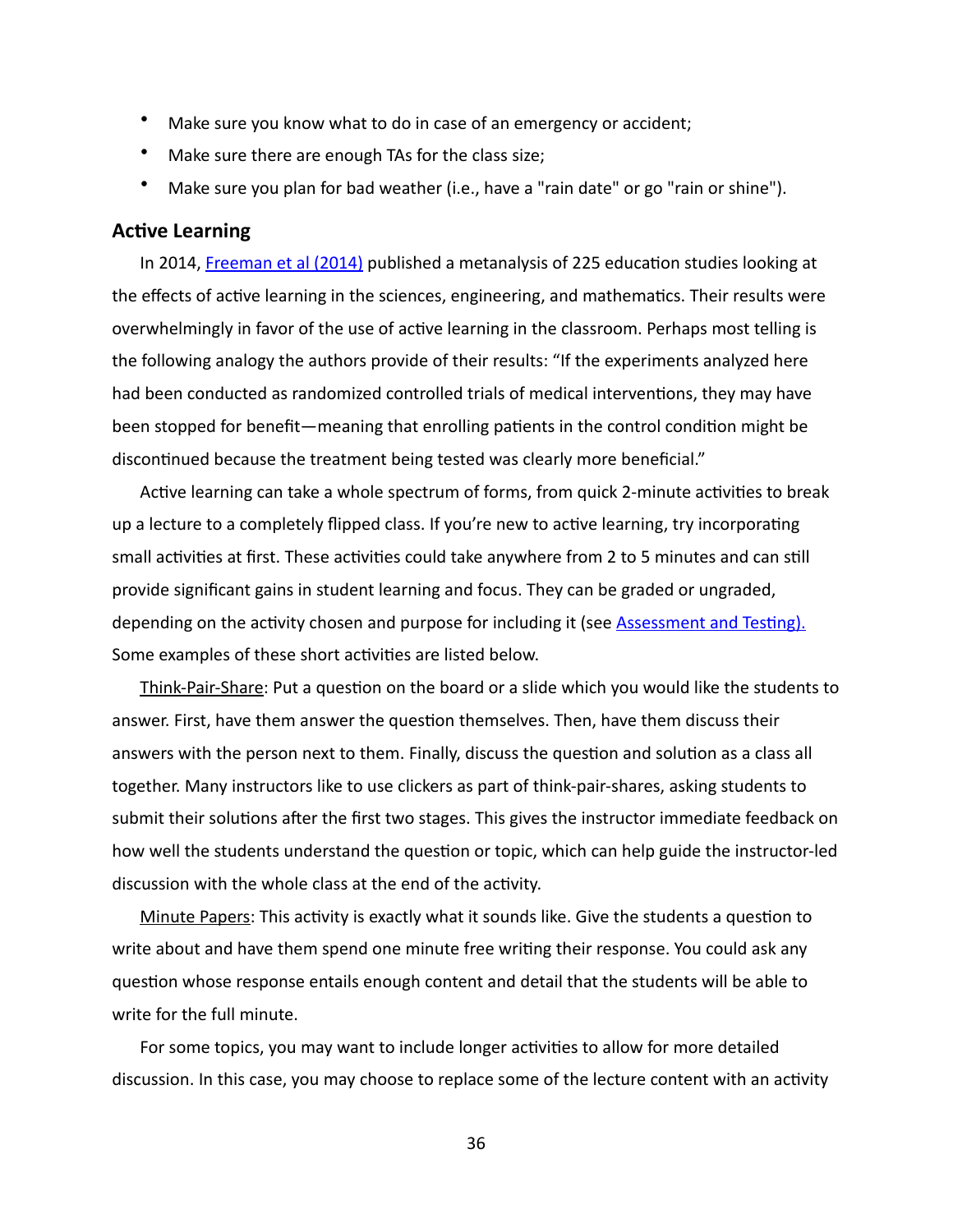- Make sure you know what to do in case of an emergency or accident;
- Make sure there are enough TAs for the class size;
- Make sure you plan for bad weather (i.e., have a "rain date" or go "rain or shine").

### Active Learning

In 2014, [Freeman et al (2014)]() published a metanalysis of 225 education studies looking at the effects of active learning in the sciences, engineering, and mathematics. Their results were overwhelmingly in favor of the use of active learning in the classroom. Perhaps most telling is the following analogy the authors provide of their results: "If the experiments analyzed here had been conducted as randomized controlled trials of medical interventions, they may have been stopped for benefit—meaning that enrolling patients in the control condition might be discontinued because the treatment being tested was clearly more beneficial."

Active learning can take a whole spectrum of forms, from quick 2-minute activities to break up a lecture to a completely flipped class. If you're new to active learning, try incorporating small activities at first. These activities could take anywhere from 2 to 5 minutes and can still provide significant gains in student learning and focus. They can be graded or ungraded, depending on the activity chosen and purpose for including it (see [Assessment and Testing).]() Some examples of these short activities are listed below.

<u>Think-Pair-Share</u>: Put a question on the board or a slide which you would like the students to answer. First, have them answer the question themselves. Then, have them discuss their answers with the person next to them. Finally, discuss the question and solution as a class all together. Many instructors like to use clickers as part of think-pair-shares, asking students to submit their solutions after the first two stages. This gives the instructor immediate feedback on how well the students understand the question or topic, which can help guide the instructor-led discussion with the whole class at the end of the activity.

<u>Minute Papers</u>: This activity is exactly what it sounds like. Give the students a question to write about and have them spend one minute free writing their response. You could ask any question whose response entails enough content and detail that the students will be able to write for the full minute.

For some topics, you may want to include longer activities to allow for more detailed discussion. In this case, you may choose to replace some of the lecture content with an activity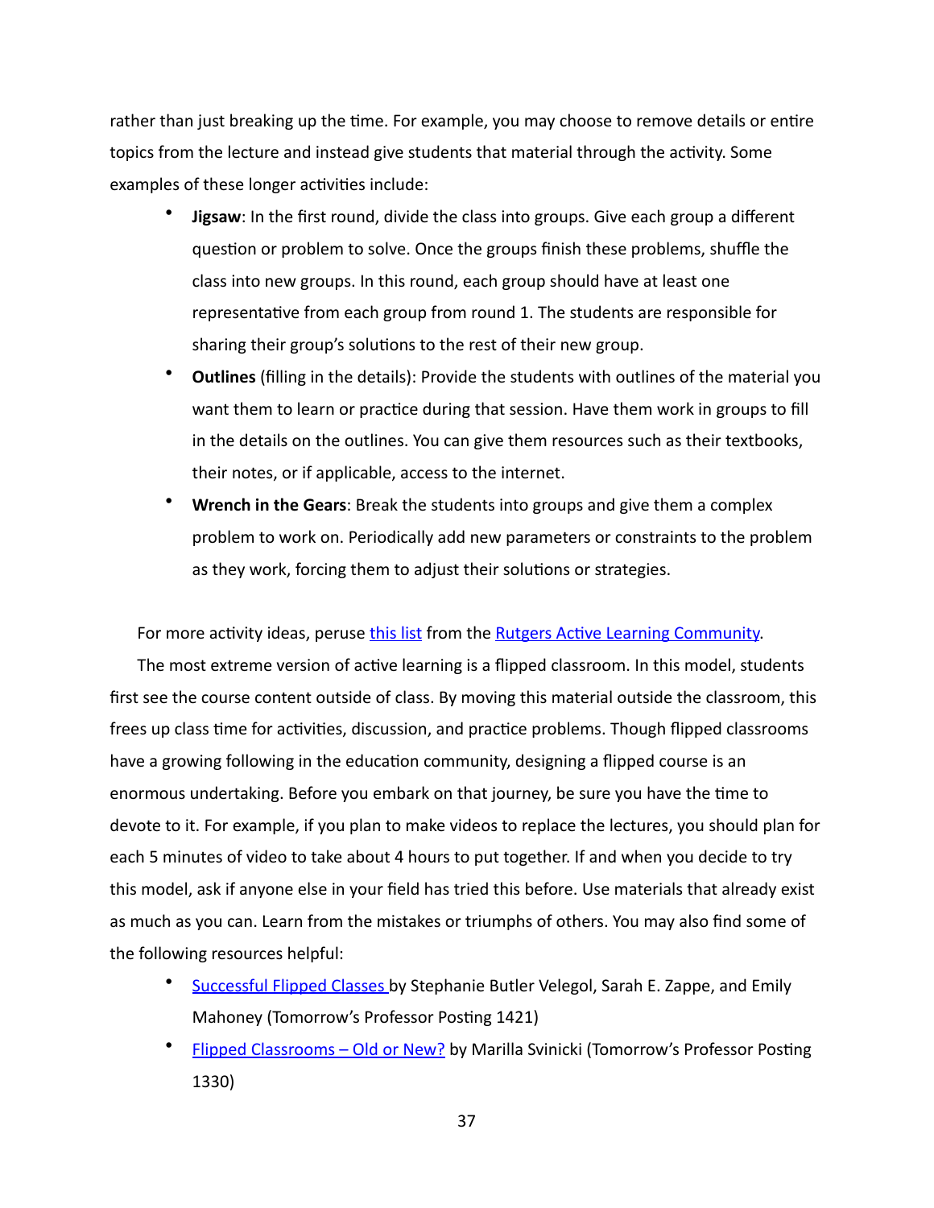rather than just breaking up the time. For example, you may choose to remove details or entire topics from the lecture and instead give students that material through the activity. Some examples of these longer activities include:

- **Jigsaw**: In the first round, divide the class into groups. Give each group a different question or problem to solve. Once the groups finish these problems, shuffle the class into new groups. In this round, each group should have at least one representative from each group from round 1. The students are responsible for sharing their group's solutions to the rest of their new group.
- **Outlines** (filling in the details): Provide the students with outlines of the material you want them to learn or practice during that session. Have them work in groups to fill in the details on the outlines. You can give them resources such as their textbooks, their notes, or if applicable, access to the internet.
- **Wrench in the Gears**: Break the students into groups and give them a complex problem to work on. Periodically add new parameters or constraints to the problem as they work, forcing them to adjust their solutions or strategies.

For more activity ideas, peruse this list from the Rutgers Active Learning Community.

The most extreme version of active learning is a flipped classroom. In this model, students first see the course content outside of class. By moving this material outside the classroom, this frees up class time for activities, discussion, and practice problems. Though flipped classrooms have a growing following in the education community, designing a flipped course is an enormous undertaking. Before you embark on that journey, be sure you have the time to devote to it. For example, if you plan to make videos to replace the lectures, you should plan for each 5 minutes of video to take about 4 hours to put together. If and when you decide to try this model, ask if anyone else in your field has tried this before. Use materials that already exist as much as you can. Learn from the mistakes or triumphs of others. You may also find some of the following resources helpful:

- Successful Flipped Classes by Stephanie Butler Velegol, Sarah E. Zappe, and Emily Mahoney (Tomorrow's Professor Posting 1421)
- Flipped Classrooms – Old or New? by Marilla Svinicki (Tomorrow's Professor Posting 1330)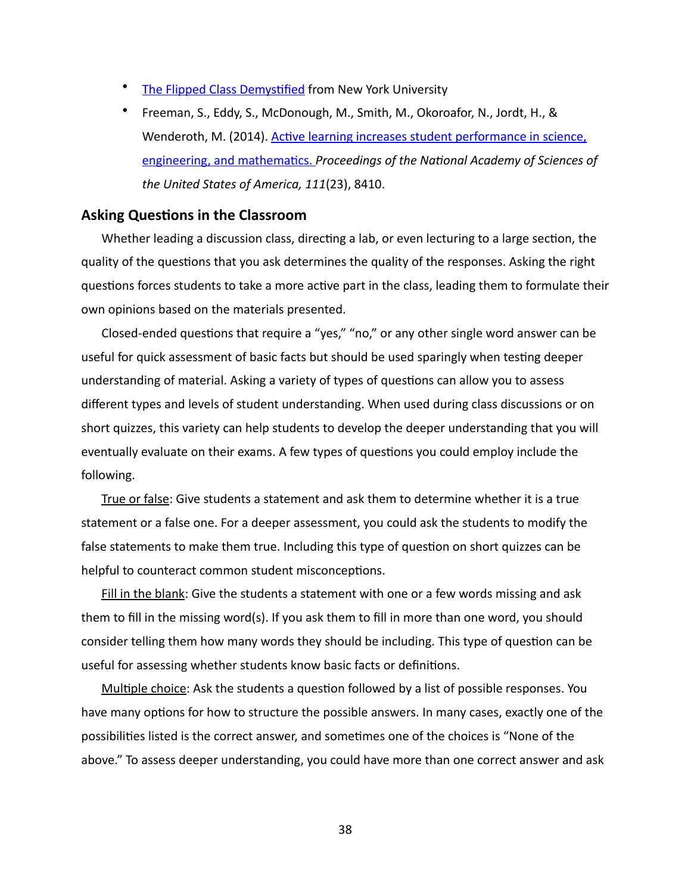- [The Flipped Class Demystified]() from New York University
- Freeman, S., Eddy, S., McDonough, M., Smith, M., Okoroafor, N., Jordt, H., & Wenderoth, M. (2014). [Active learning increases student performance in science, engineering, and mathematics.]() *Proceedings of the National Academy of Sciences of the United States of America, 111*(23), 8410.

### Asking Questions in the Classroom

Whether leading a discussion class, directing a lab, or even lecturing to a large section, the quality of the questions that you ask determines the quality of the responses. Asking the right questions forces students to take a more active part in the class, leading them to formulate their own opinions based on the materials presented.

Closed-ended questions that require a "yes," "no," or any other single word answer can be useful for quick assessment of basic facts but should be used sparingly when testing deeper understanding of material. Asking a variety of types of questions can allow you to assess different types and levels of student understanding. When used during class discussions or on short quizzes, this variety can help students to develop the deeper understanding that you will eventually evaluate on their exams. A few types of questions you could employ include the following.

<u>True or false</u>: Give students a statement and ask them to determine whether it is a true statement or a false one. For a deeper assessment, you could ask the students to modify the false statements to make them true. Including this type of question on short quizzes can be helpful to counteract common student misconceptions.

<u>Fill in the blank</u>: Give the students a statement with one or a few words missing and ask them to fill in the missing word(s). If you ask them to fill in more than one word, you should consider telling them how many words they should be including. This type of question can be useful for assessing whether students know basic facts or definitions.

<u>Multiple choice</u>: Ask the students a question followed by a list of possible responses. You have many options for how to structure the possible answers. In many cases, exactly one of the possibilities listed is the correct answer, and sometimes one of the choices is "None of the above." To assess deeper understanding, you could have more than one correct answer and ask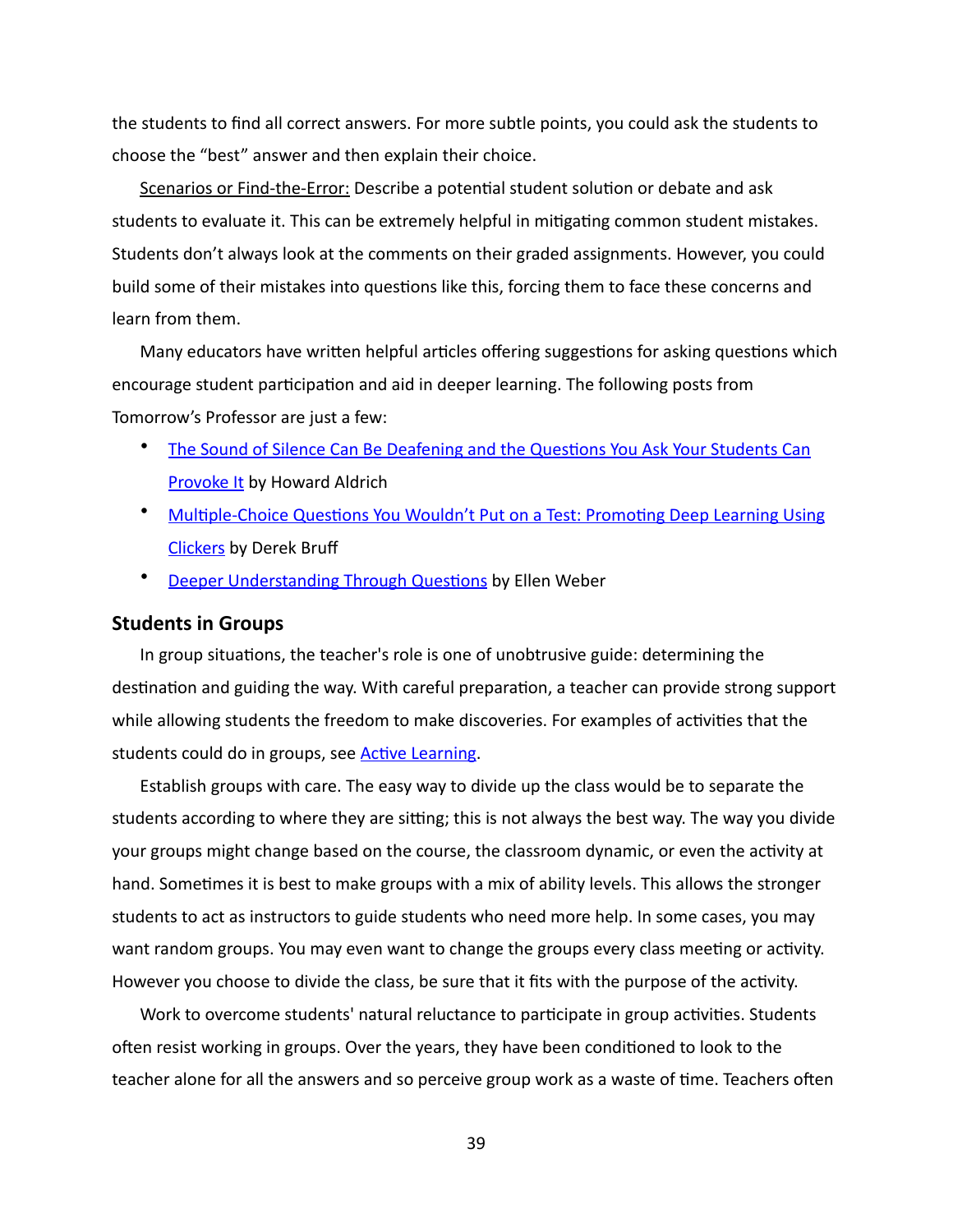the students to find all correct answers. For more subtle points, you could ask the students to choose the "best" answer and then explain their choice.

Scenarios or Find-the-Error: Describe a potential student solution or debate and ask students to evaluate it. This can be extremely helpful in mitigating common student mistakes. Students don't always look at the comments on their graded assignments. However, you could build some of their mistakes into questions like this, forcing them to face these concerns and learn from them.

Many educators have written helpful articles offering suggestions for asking questions which encourage student participation and aid in deeper learning. The following posts from Tomorrow's Professor are just a few:

- The Sound of Silence Can Be Deafening and the Questions You Ask Your Students Can Provoke It by Howard Aldrich
- Multiple-Choice Questions You Wouldn't Put on a Test: Promoting Deep Learning Using Clickers by Derek Bruff
- Deeper Understanding Through Questions by Ellen Weber

### Students in Groups

In group situations, the teacher's role is one of unobtrusive guide: determining the destination and guiding the way. With careful preparation, a teacher can provide strong support while allowing students the freedom to make discoveries. For examples of activities that the students could do in groups, see Active Learning.

Establish groups with care. The easy way to divide up the class would be to separate the students according to where they are sitting; this is not always the best way. The way you divide your groups might change based on the course, the classroom dynamic, or even the activity at hand. Sometimes it is best to make groups with a mix of ability levels. This allows the stronger students to act as instructors to guide students who need more help. In some cases, you may want random groups. You may even want to change the groups every class meeting or activity. However you choose to divide the class, be sure that it fits with the purpose of the activity.

Work to overcome students' natural reluctance to participate in group activities. Students often resist working in groups. Over the years, they have been conditioned to look to the teacher alone for all the answers and so perceive group work as a waste of time. Teachers often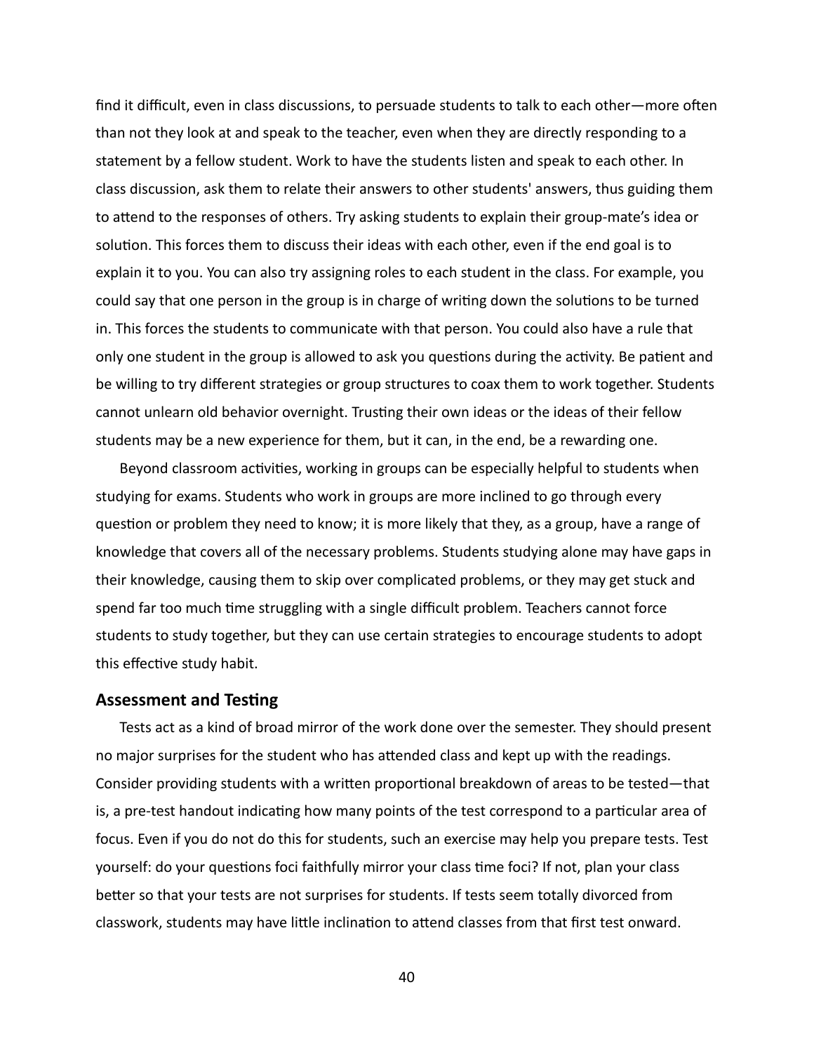find it difficult, even in class discussions, to persuade students to talk to each other—more often than not they look at and speak to the teacher, even when they are directly responding to a statement by a fellow student. Work to have the students listen and speak to each other. In class discussion, ask them to relate their answers to other students' answers, thus guiding them to attend to the responses of others. Try asking students to explain their group-mate's idea or solution. This forces them to discuss their ideas with each other, even if the end goal is to explain it to you. You can also try assigning roles to each student in the class. For example, you could say that one person in the group is in charge of writing down the solutions to be turned in. This forces the students to communicate with that person. You could also have a rule that only one student in the group is allowed to ask you questions during the activity. Be patient and be willing to try different strategies or group structures to coax them to work together. Students cannot unlearn old behavior overnight. Trusting their own ideas or the ideas of their fellow students may be a new experience for them, but it can, in the end, be a rewarding one.

Beyond classroom activities, working in groups can be especially helpful to students when studying for exams. Students who work in groups are more inclined to go through every question or problem they need to know; it is more likely that they, as a group, have a range of knowledge that covers all of the necessary problems. Students studying alone may have gaps in their knowledge, causing them to skip over complicated problems, or they may get stuck and spend far too much time struggling with a single difficult problem. Teachers cannot force students to study together, but they can use certain strategies to encourage students to adopt this effective study habit.

### Assessment and Testing

Tests act as a kind of broad mirror of the work done over the semester. They should present no major surprises for the student who has attended class and kept up with the readings. Consider providing students with a written proportional breakdown of areas to be tested—that is, a pre-test handout indicating how many points of the test correspond to a particular area of focus. Even if you do not do this for students, such an exercise may help you prepare tests. Test yourself: do your questions foci faithfully mirror your class time foci? If not, plan your class better so that your tests are not surprises for students. If tests seem totally divorced from classwork, students may have little inclination to attend classes from that first test onward.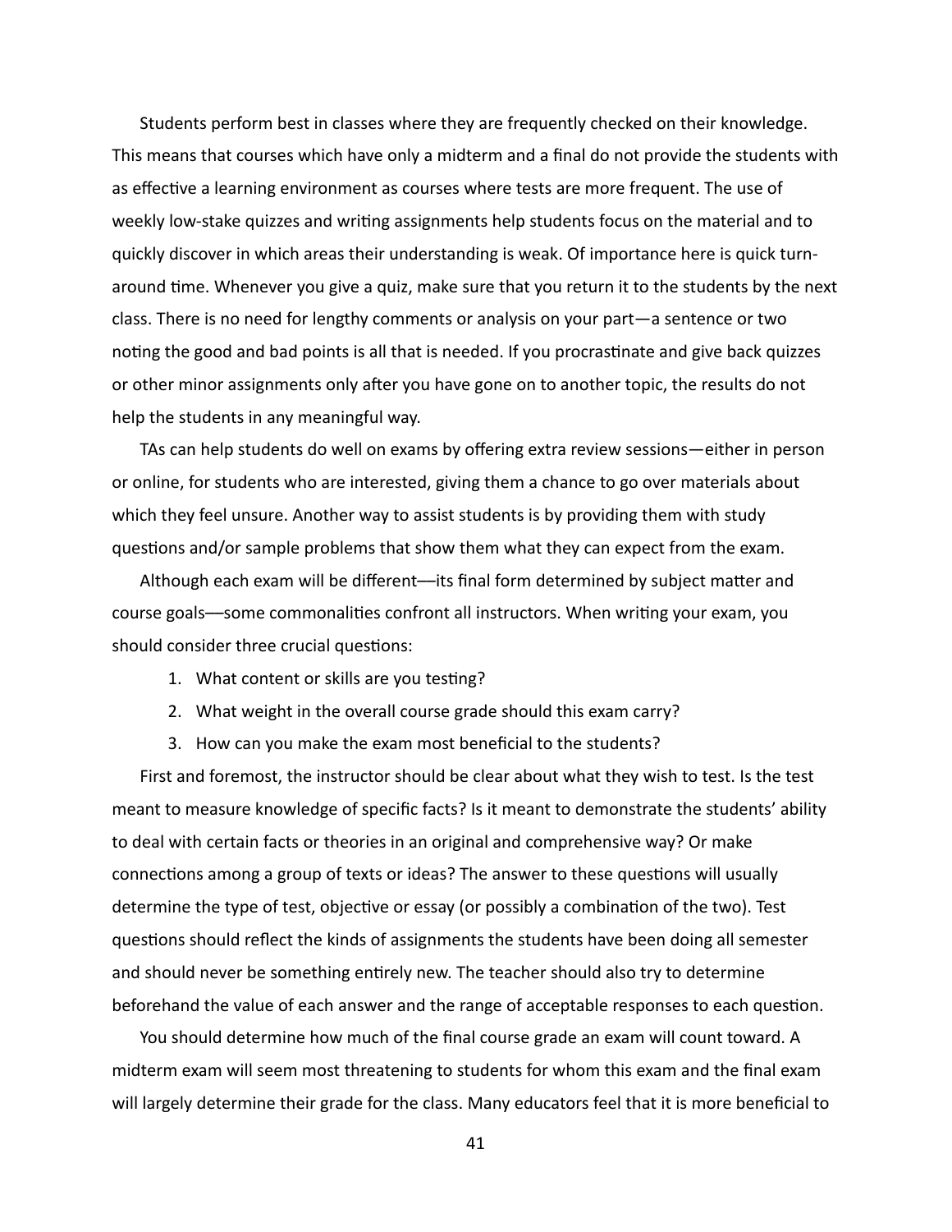Students perform best in classes where they are frequently checked on their knowledge. This means that courses which have only a midterm and a final do not provide the students with as effective a learning environment as courses where tests are more frequent. The use of weekly low-stake quizzes and writing assignments help students focus on the material and to quickly discover in which areas their understanding is weak. Of importance here is quick turn-around time. Whenever you give a quiz, make sure that you return it to the students by the next class. There is no need for lengthy comments or analysis on your part—a sentence or two noting the good and bad points is all that is needed. If you procrastinate and give back quizzes or other minor assignments only after you have gone on to another topic, the results do not help the students in any meaningful way.

TAs can help students do well on exams by offering extra review sessions—either in person or online, for students who are interested, giving them a chance to go over materials about which they feel unsure. Another way to assist students is by providing them with study questions and/or sample problems that show them what they can expect from the exam.

Although each exam will be different—its final form determined by subject matter and course goals—some commonalities confront all instructors. When writing your exam, you should consider three crucial questions:

1. What content or skills are you testing?
2. What weight in the overall course grade should this exam carry?
3. How can you make the exam most beneficial to the students?

First and foremost, the instructor should be clear about what they wish to test. Is the test meant to measure knowledge of specific facts? Is it meant to demonstrate the students' ability to deal with certain facts or theories in an original and comprehensive way? Or make connections among a group of texts or ideas? The answer to these questions will usually determine the type of test, objective or essay (or possibly a combination of the two). Test questions should reflect the kinds of assignments the students have been doing all semester and should never be something entirely new. The teacher should also try to determine beforehand the value of each answer and the range of acceptable responses to each question.

You should determine how much of the final course grade an exam will count toward. A midterm exam will seem most threatening to students for whom this exam and the final exam will largely determine their grade for the class. Many educators feel that it is more beneficial to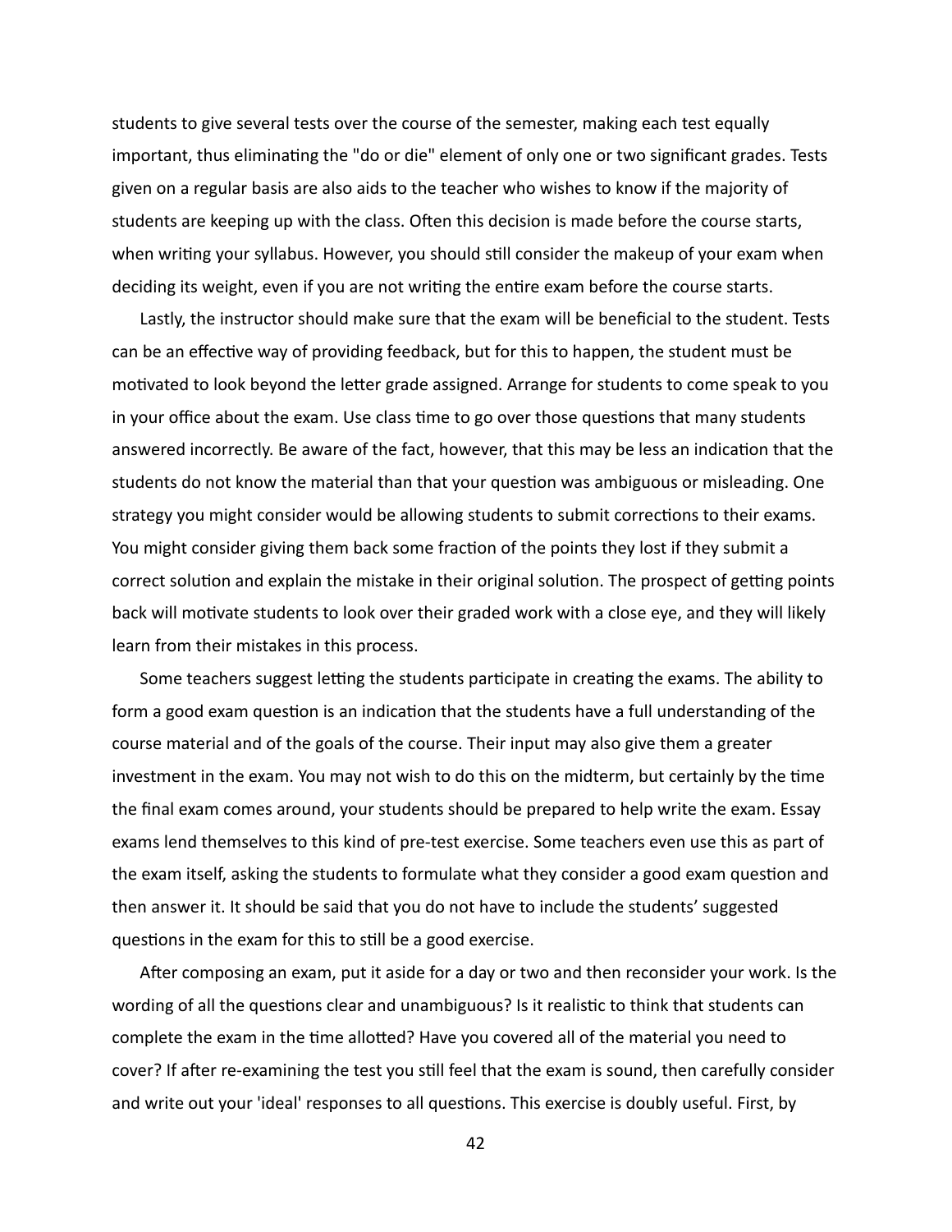students to give several tests over the course of the semester, making each test equally important, thus eliminating the "do or die" element of only one or two significant grades. Tests given on a regular basis are also aids to the teacher who wishes to know if the majority of students are keeping up with the class. Often this decision is made before the course starts, when writing your syllabus. However, you should still consider the makeup of your exam when deciding its weight, even if you are not writing the entire exam before the course starts.

Lastly, the instructor should make sure that the exam will be beneficial to the student. Tests can be an effective way of providing feedback, but for this to happen, the student must be motivated to look beyond the letter grade assigned. Arrange for students to come speak to you in your office about the exam. Use class time to go over those questions that many students answered incorrectly. Be aware of the fact, however, that this may be less an indication that the students do not know the material than that your question was ambiguous or misleading. One strategy you might consider would be allowing students to submit corrections to their exams. You might consider giving them back some fraction of the points they lost if they submit a correct solution and explain the mistake in their original solution. The prospect of getting points back will motivate students to look over their graded work with a close eye, and they will likely learn from their mistakes in this process.

Some teachers suggest letting the students participate in creating the exams. The ability to form a good exam question is an indication that the students have a full understanding of the course material and of the goals of the course. Their input may also give them a greater investment in the exam. You may not wish to do this on the midterm, but certainly by the time the final exam comes around, your students should be prepared to help write the exam. Essay exams lend themselves to this kind of pre-test exercise. Some teachers even use this as part of the exam itself, asking the students to formulate what they consider a good exam question and then answer it. It should be said that you do not have to include the students' suggested questions in the exam for this to still be a good exercise.

After composing an exam, put it aside for a day or two and then reconsider your work. Is the wording of all the questions clear and unambiguous? Is it realistic to think that students can complete the exam in the time allotted? Have you covered all of the material you need to cover? If after re-examining the test you still feel that the exam is sound, then carefully consider and write out your 'ideal' responses to all questions. This exercise is doubly useful. First, by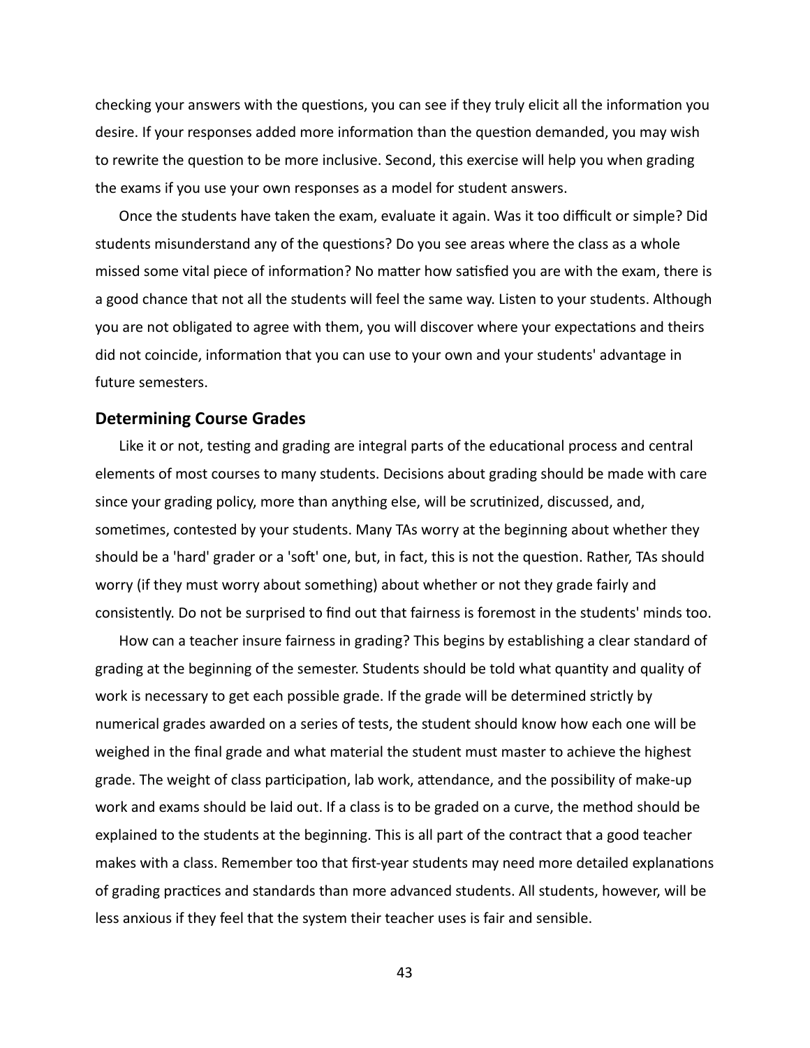checking your answers with the questions, you can see if they truly elicit all the information you desire. If your responses added more information than the question demanded, you may wish to rewrite the question to be more inclusive. Second, this exercise will help you when grading the exams if you use your own responses as a model for student answers.

Once the students have taken the exam, evaluate it again. Was it too difficult or simple? Did students misunderstand any of the questions? Do you see areas where the class as a whole missed some vital piece of information? No matter how satisfied you are with the exam, there is a good chance that not all the students will feel the same way. Listen to your students. Although you are not obligated to agree with them, you will discover where your expectations and theirs did not coincide, information that you can use to your own and your students' advantage in future semesters.

## Determining Course Grades

Like it or not, testing and grading are integral parts of the educational process and central elements of most courses to many students. Decisions about grading should be made with care since your grading policy, more than anything else, will be scrutinized, discussed, and, sometimes, contested by your students. Many TAs worry at the beginning about whether they should be a 'hard' grader or a 'soft' one, but, in fact, this is not the question. Rather, TAs should worry (if they must worry about something) about whether or not they grade fairly and consistently. Do not be surprised to find out that fairness is foremost in the students' minds too.

How can a teacher insure fairness in grading? This begins by establishing a clear standard of grading at the beginning of the semester. Students should be told what quantity and quality of work is necessary to get each possible grade. If the grade will be determined strictly by numerical grades awarded on a series of tests, the student should know how each one will be weighed in the final grade and what material the student must master to achieve the highest grade. The weight of class participation, lab work, attendance, and the possibility of make-up work and exams should be laid out. If a class is to be graded on a curve, the method should be explained to the students at the beginning. This is all part of the contract that a good teacher makes with a class. Remember too that first-year students may need more detailed explanations of grading practices and standards than more advanced students. All students, however, will be less anxious if they feel that the system their teacher uses is fair and sensible.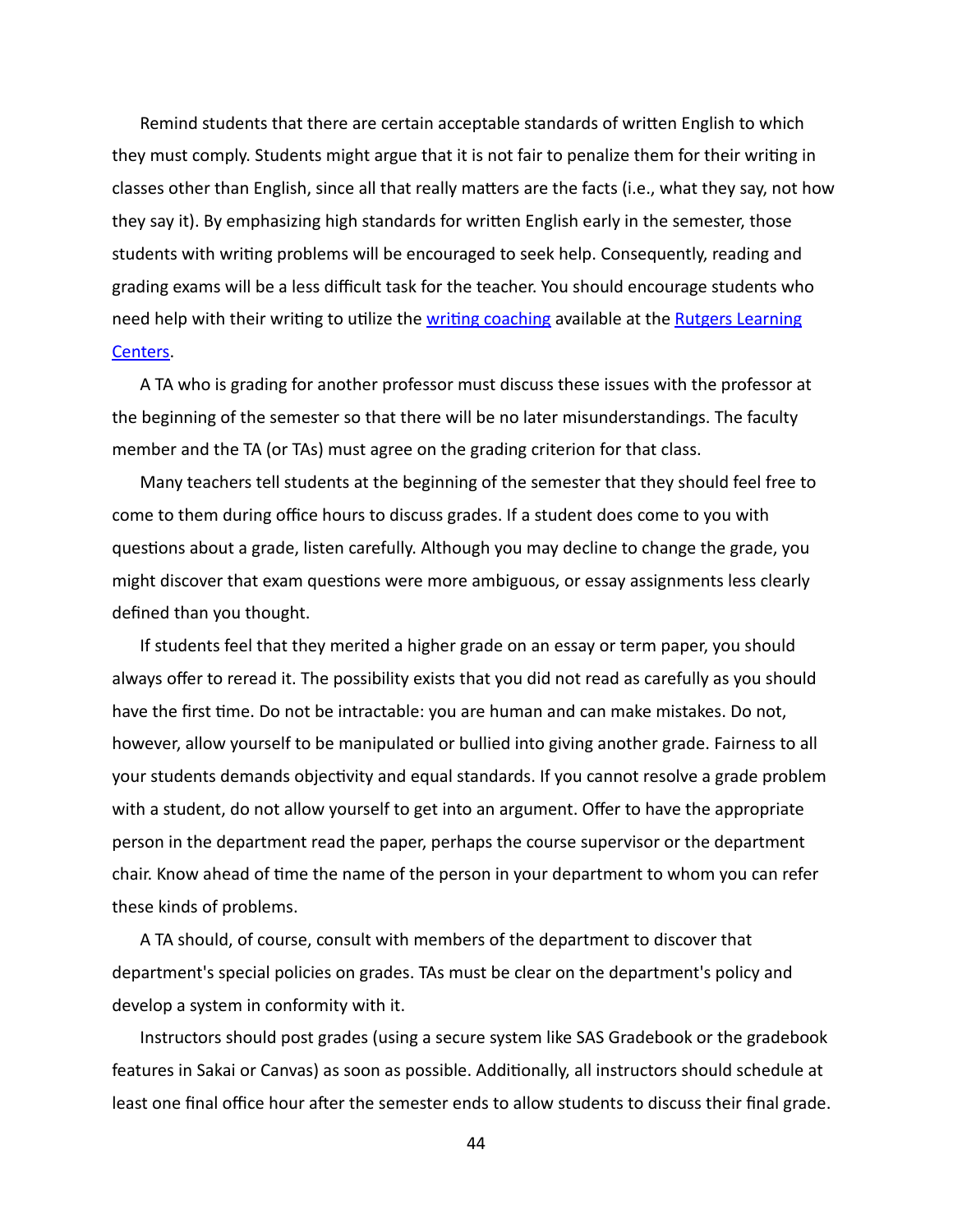Remind students that there are certain acceptable standards of written English to which they must comply. Students might argue that it is not fair to penalize them for their writing in classes other than English, since all that really matters are the facts (i.e., what they say, not how they say it). By emphasizing high standards for written English early in the semester, those students with writing problems will be encouraged to seek help. Consequently, reading and grading exams will be a less difficult task for the teacher. You should encourage students who need help with their writing to utilize the writing coaching available at the Rutgers Learning Centers.

A TA who is grading for another professor must discuss these issues with the professor at the beginning of the semester so that there will be no later misunderstandings. The faculty member and the TA (or TAs) must agree on the grading criterion for that class.

Many teachers tell students at the beginning of the semester that they should feel free to come to them during office hours to discuss grades. If a student does come to you with questions about a grade, listen carefully. Although you may decline to change the grade, you might discover that exam questions were more ambiguous, or essay assignments less clearly defined than you thought.

If students feel that they merited a higher grade on an essay or term paper, you should always offer to reread it. The possibility exists that you did not read as carefully as you should have the first time. Do not be intractable: you are human and can make mistakes. Do not, however, allow yourself to be manipulated or bullied into giving another grade. Fairness to all your students demands objectivity and equal standards. If you cannot resolve a grade problem with a student, do not allow yourself to get into an argument. Offer to have the appropriate person in the department read the paper, perhaps the course supervisor or the department chair. Know ahead of time the name of the person in your department to whom you can refer these kinds of problems.

A TA should, of course, consult with members of the department to discover that department's special policies on grades. TAs must be clear on the department's policy and develop a system in conformity with it.

Instructors should post grades (using a secure system like SAS Gradebook or the gradebook features in Sakai or Canvas) as soon as possible. Additionally, all instructors should schedule at least one final office hour after the semester ends to allow students to discuss their final grade.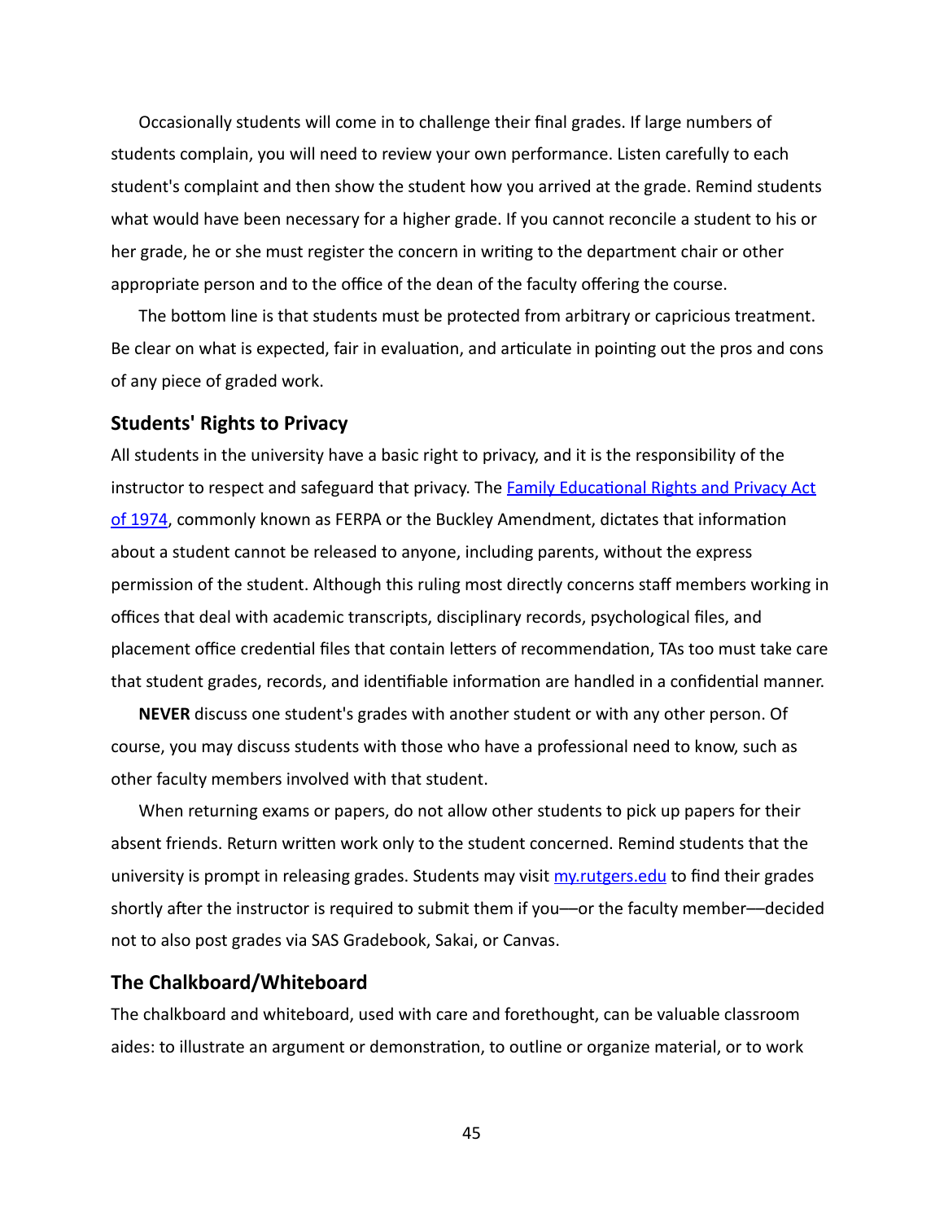Occasionally students will come in to challenge their final grades. If large numbers of students complain, you will need to review your own performance. Listen carefully to each student's complaint and then show the student how you arrived at the grade. Remind students what would have been necessary for a higher grade. If you cannot reconcile a student to his or her grade, he or she must register the concern in writing to the department chair or other appropriate person and to the office of the dean of the faculty offering the course.

The bottom line is that students must be protected from arbitrary or capricious treatment. Be clear on what is expected, fair in evaluation, and articulate in pointing out the pros and cons of any piece of graded work.

### Students' Rights to Privacy

All students in the university have a basic right to privacy, and it is the responsibility of the instructor to respect and safeguard that privacy. The [Family Educational Rights and Privacy Act of 1974](), commonly known as FERPA or the Buckley Amendment, dictates that information about a student cannot be released to anyone, including parents, without the express permission of the student. Although this ruling most directly concerns staff members working in offices that deal with academic transcripts, disciplinary records, psychological files, and placement office credential files that contain letters of recommendation, TAs too must take care that student grades, records, and identifiable information are handled in a confidential manner.

**NEVER** discuss one student's grades with another student or with any other person. Of course, you may discuss students with those who have a professional need to know, such as other faculty members involved with that student.

When returning exams or papers, do not allow other students to pick up papers for their absent friends. Return written work only to the student concerned. Remind students that the university is prompt in releasing grades. Students may visit [my.rutgers.edu]() to find their grades shortly after the instructor is required to submit them if you—or the faculty member—decided not to also post grades via SAS Gradebook, Sakai, or Canvas.

### The Chalkboard/Whiteboard

The chalkboard and whiteboard, used with care and forethought, can be valuable classroom aides: to illustrate an argument or demonstration, to outline or organize material, or to work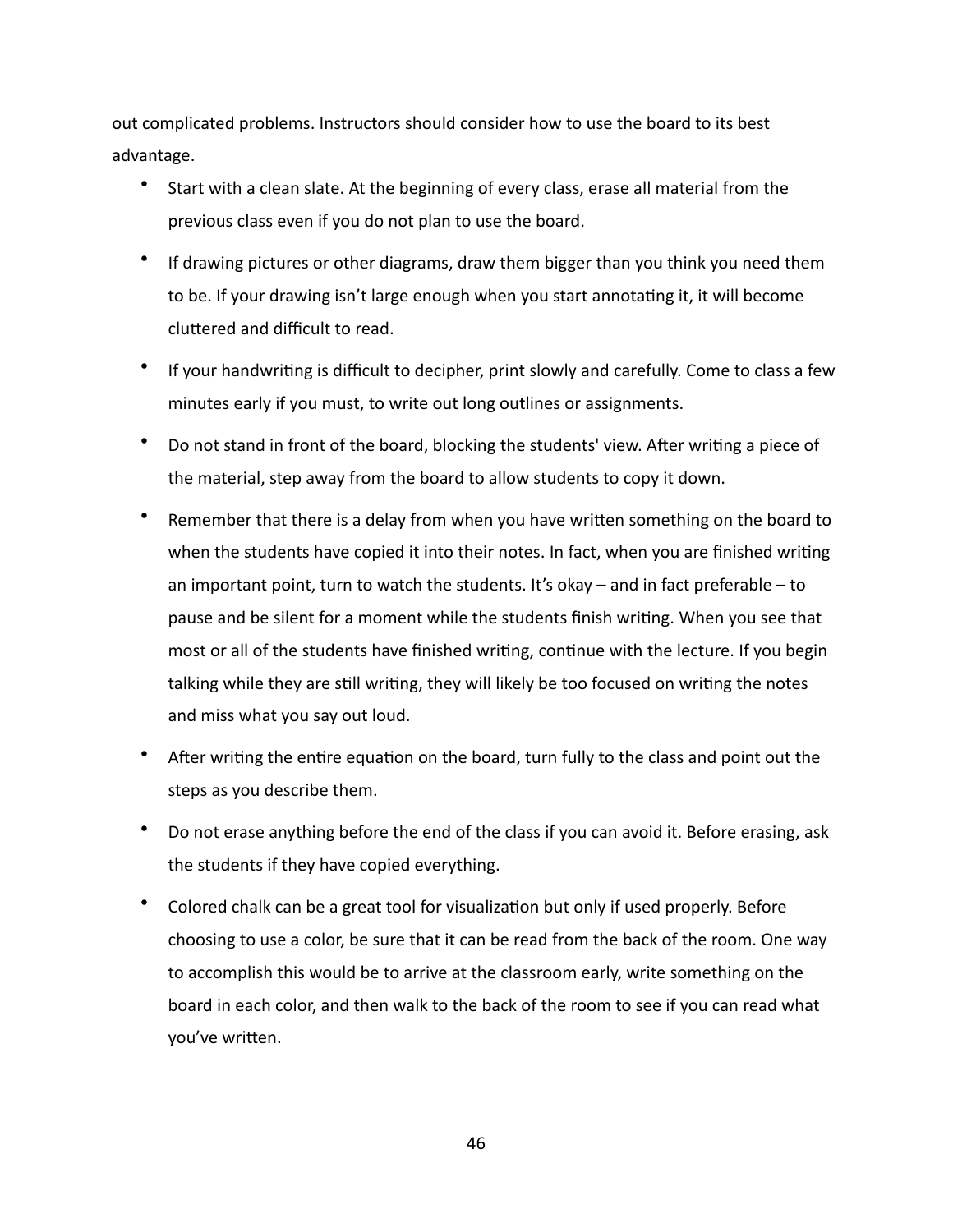out complicated problems. Instructors should consider how to use the board to its best advantage.

- Start with a clean slate. At the beginning of every class, erase all material from the previous class even if you do not plan to use the board.
- If drawing pictures or other diagrams, draw them bigger than you think you need them to be. If your drawing isn't large enough when you start annotating it, it will become cluttered and difficult to read.
- If your handwriting is difficult to decipher, print slowly and carefully. Come to class a few minutes early if you must, to write out long outlines or assignments.
- Do not stand in front of the board, blocking the students' view. After writing a piece of the material, step away from the board to allow students to copy it down.
- Remember that there is a delay from when you have written something on the board to when the students have copied it into their notes. In fact, when you are finished writing an important point, turn to watch the students. It's okay – and in fact preferable – to pause and be silent for a moment while the students finish writing. When you see that most or all of the students have finished writing, continue with the lecture. If you begin talking while they are still writing, they will likely be too focused on writing the notes and miss what you say out loud.
- After writing the entire equation on the board, turn fully to the class and point out the steps as you describe them.
- Do not erase anything before the end of the class if you can avoid it. Before erasing, ask the students if they have copied everything.
- Colored chalk can be a great tool for visualization but only if used properly. Before choosing to use a color, be sure that it can be read from the back of the room. One way to accomplish this would be to arrive at the classroom early, write something on the board in each color, and then walk to the back of the room to see if you can read what you've written.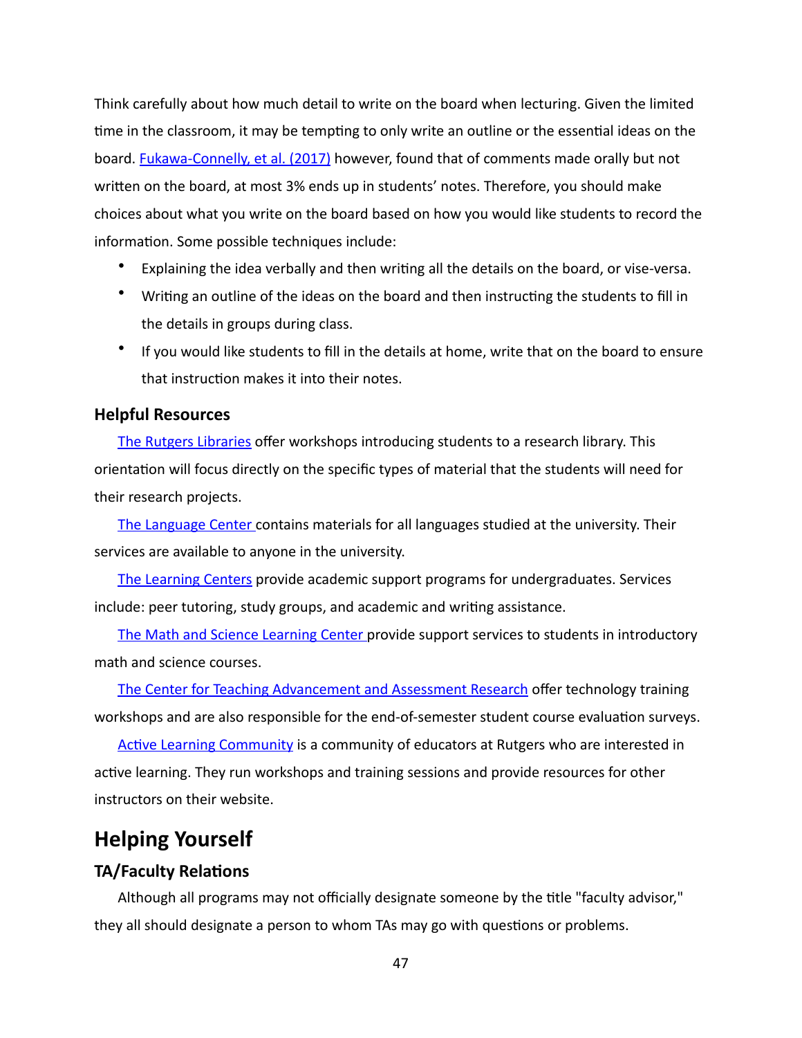Think carefully about how much detail to write on the board when lecturing. Given the limited time in the classroom, it may be tempting to only write an outline or the essential ideas on the board. Fukawa-Connelly, et al. (2017) however, found that of comments made orally but not written on the board, at most 3% ends up in students' notes. Therefore, you should make choices about what you write on the board based on how you would like students to record the information. Some possible techniques include:

- Explaining the idea verbally and then writing all the details on the board, or vise-versa.
- Writing an outline of the ideas on the board and then instructing the students to fill in the details in groups during class.
- If you would like students to fill in the details at home, write that on the board to ensure that instruction makes it into their notes.

### Helpful Resources

The Rutgers Libraries offer workshops introducing students to a research library. This orientation will focus directly on the specific types of material that the students will need for their research projects.

The Language Center contains materials for all languages studied at the university. Their services are available to anyone in the university.

The Learning Centers provide academic support programs for undergraduates. Services include: peer tutoring, study groups, and academic and writing assistance.

The Math and Science Learning Center provide support services to students in introductory math and science courses.

The Center for Teaching Advancement and Assessment Research offer technology training workshops and are also responsible for the end-of-semester student course evaluation surveys.

Active Learning Community is a community of educators at Rutgers who are interested in active learning. They run workshops and training sessions and provide resources for other instructors on their website.

## Helping Yourself

### TA/Faculty Relations

Although all programs may not officially designate someone by the title "faculty advisor," they all should designate a person to whom TAs may go with questions or problems.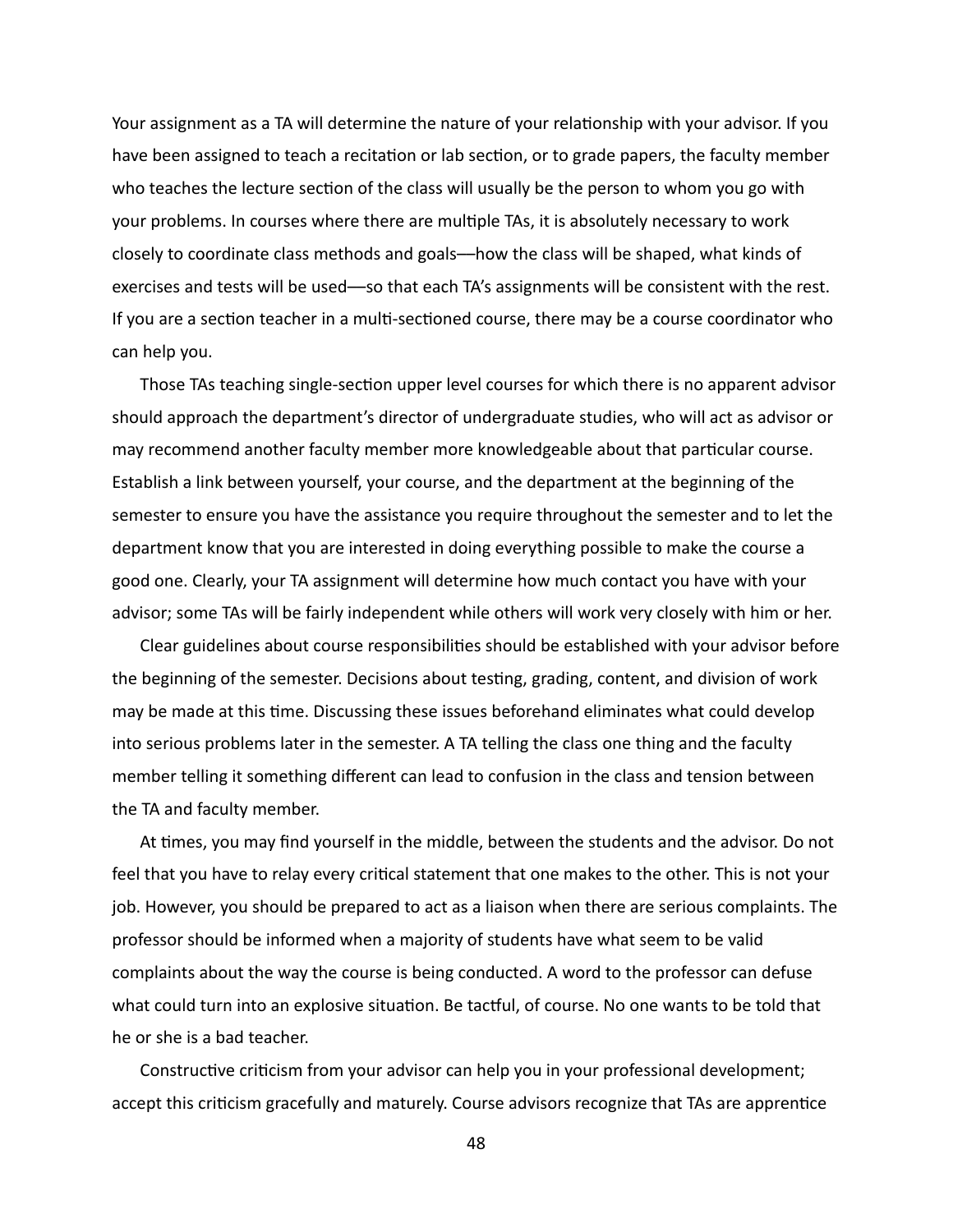Your assignment as a TA will determine the nature of your relationship with your advisor. If you have been assigned to teach a recitation or lab section, or to grade papers, the faculty member who teaches the lecture section of the class will usually be the person to whom you go with your problems. In courses where there are multiple TAs, it is absolutely necessary to work closely to coordinate class methods and goals––how the class will be shaped, what kinds of exercises and tests will be used––so that each TA's assignments will be consistent with the rest. If you are a section teacher in a multi-sectioned course, there may be a course coordinator who can help you.

Those TAs teaching single-section upper level courses for which there is no apparent advisor should approach the department's director of undergraduate studies, who will act as advisor or may recommend another faculty member more knowledgeable about that particular course. Establish a link between yourself, your course, and the department at the beginning of the semester to ensure you have the assistance you require throughout the semester and to let the department know that you are interested in doing everything possible to make the course a good one. Clearly, your TA assignment will determine how much contact you have with your advisor; some TAs will be fairly independent while others will work very closely with him or her.

Clear guidelines about course responsibilities should be established with your advisor before the beginning of the semester. Decisions about testing, grading, content, and division of work may be made at this time. Discussing these issues beforehand eliminates what could develop into serious problems later in the semester. A TA telling the class one thing and the faculty member telling it something different can lead to confusion in the class and tension between the TA and faculty member.

At times, you may find yourself in the middle, between the students and the advisor. Do not feel that you have to relay every critical statement that one makes to the other. This is not your job. However, you should be prepared to act as a liaison when there are serious complaints. The professor should be informed when a majority of students have what seem to be valid complaints about the way the course is being conducted. A word to the professor can defuse what could turn into an explosive situation. Be tactful, of course. No one wants to be told that he or she is a bad teacher.

Constructive criticism from your advisor can help you in your professional development; accept this criticism gracefully and maturely. Course advisors recognize that TAs are apprentice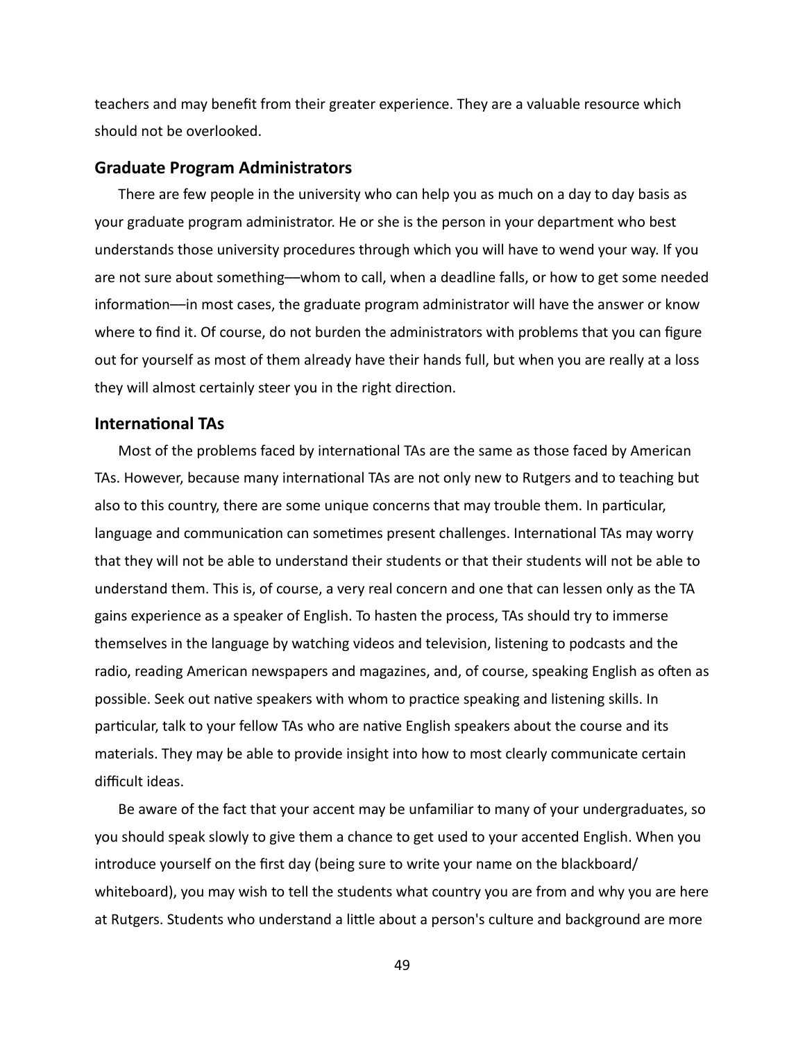teachers and may benefit from their greater experience. They are a valuable resource which should not be overlooked.

### Graduate Program Administrators

There are few people in the university who can help you as much on a day to day basis as your graduate program administrator. He or she is the person in your department who best understands those university procedures through which you will have to wend your way. If you are not sure about something—whom to call, when a deadline falls, or how to get some needed information—in most cases, the graduate program administrator will have the answer or know where to find it. Of course, do not burden the administrators with problems that you can figure out for yourself as most of them already have their hands full, but when you are really at a loss they will almost certainly steer you in the right direction.

### International TAs

Most of the problems faced by international TAs are the same as those faced by American TAs. However, because many international TAs are not only new to Rutgers and to teaching but also to this country, there are some unique concerns that may trouble them. In particular, language and communication can sometimes present challenges. International TAs may worry that they will not be able to understand their students or that their students will not be able to understand them. This is, of course, a very real concern and one that can lessen only as the TA gains experience as a speaker of English. To hasten the process, TAs should try to immerse themselves in the language by watching videos and television, listening to podcasts and the radio, reading American newspapers and magazines, and, of course, speaking English as often as possible. Seek out native speakers with whom to practice speaking and listening skills. In particular, talk to your fellow TAs who are native English speakers about the course and its materials. They may be able to provide insight into how to most clearly communicate certain difficult ideas.

Be aware of the fact that your accent may be unfamiliar to many of your undergraduates, so you should speak slowly to give them a chance to get used to your accented English. When you introduce yourself on the first day (being sure to write your name on the blackboard/ whiteboard), you may wish to tell the students what country you are from and why you are here at Rutgers. Students who understand a little about a person's culture and background are more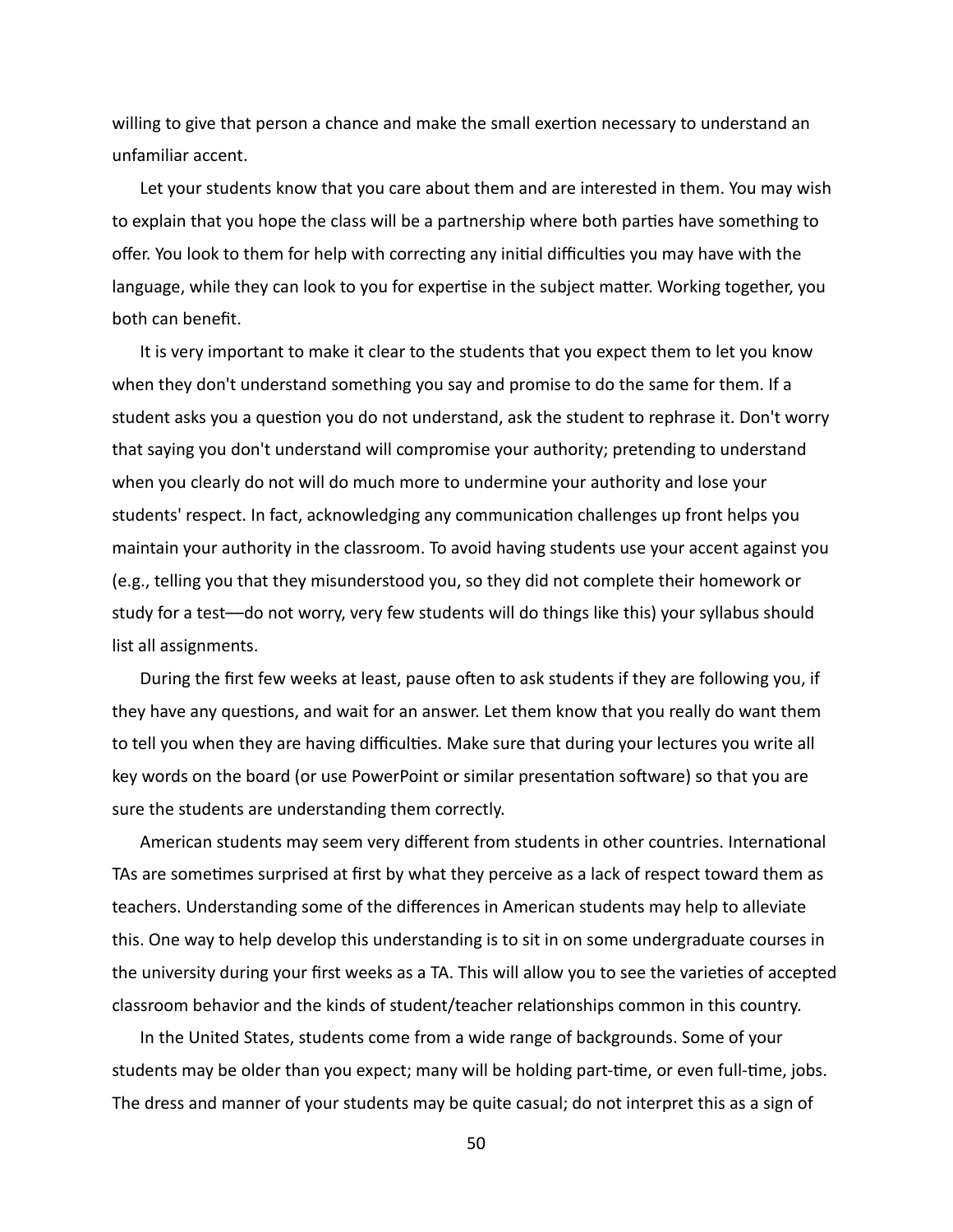willing to give that person a chance and make the small exertion necessary to understand an unfamiliar accent.

Let your students know that you care about them and are interested in them. You may wish to explain that you hope the class will be a partnership where both parties have something to offer. You look to them for help with correcting any initial difficulties you may have with the language, while they can look to you for expertise in the subject matter. Working together, you both can benefit.

It is very important to make it clear to the students that you expect them to let you know when they don't understand something you say and promise to do the same for them. If a student asks you a question you do not understand, ask the student to rephrase it. Don't worry that saying you don't understand will compromise your authority; pretending to understand when you clearly do not will do much more to undermine your authority and lose your students' respect. In fact, acknowledging any communication challenges up front helps you maintain your authority in the classroom. To avoid having students use your accent against you (e.g., telling you that they misunderstood you, so they did not complete their homework or study for a test—do not worry, very few students will do things like this) your syllabus should list all assignments.

During the first few weeks at least, pause often to ask students if they are following you, if they have any questions, and wait for an answer. Let them know that you really do want them to tell you when they are having difficulties. Make sure that during your lectures you write all key words on the board (or use PowerPoint or similar presentation software) so that you are sure the students are understanding them correctly.

American students may seem very different from students in other countries. International TAs are sometimes surprised at first by what they perceive as a lack of respect toward them as teachers. Understanding some of the differences in American students may help to alleviate this. One way to help develop this understanding is to sit in on some undergraduate courses in the university during your first weeks as a TA. This will allow you to see the varieties of accepted classroom behavior and the kinds of student/teacher relationships common in this country.

In the United States, students come from a wide range of backgrounds. Some of your students may be older than you expect; many will be holding part-time, or even full-time, jobs. The dress and manner of your students may be quite casual; do not interpret this as a sign of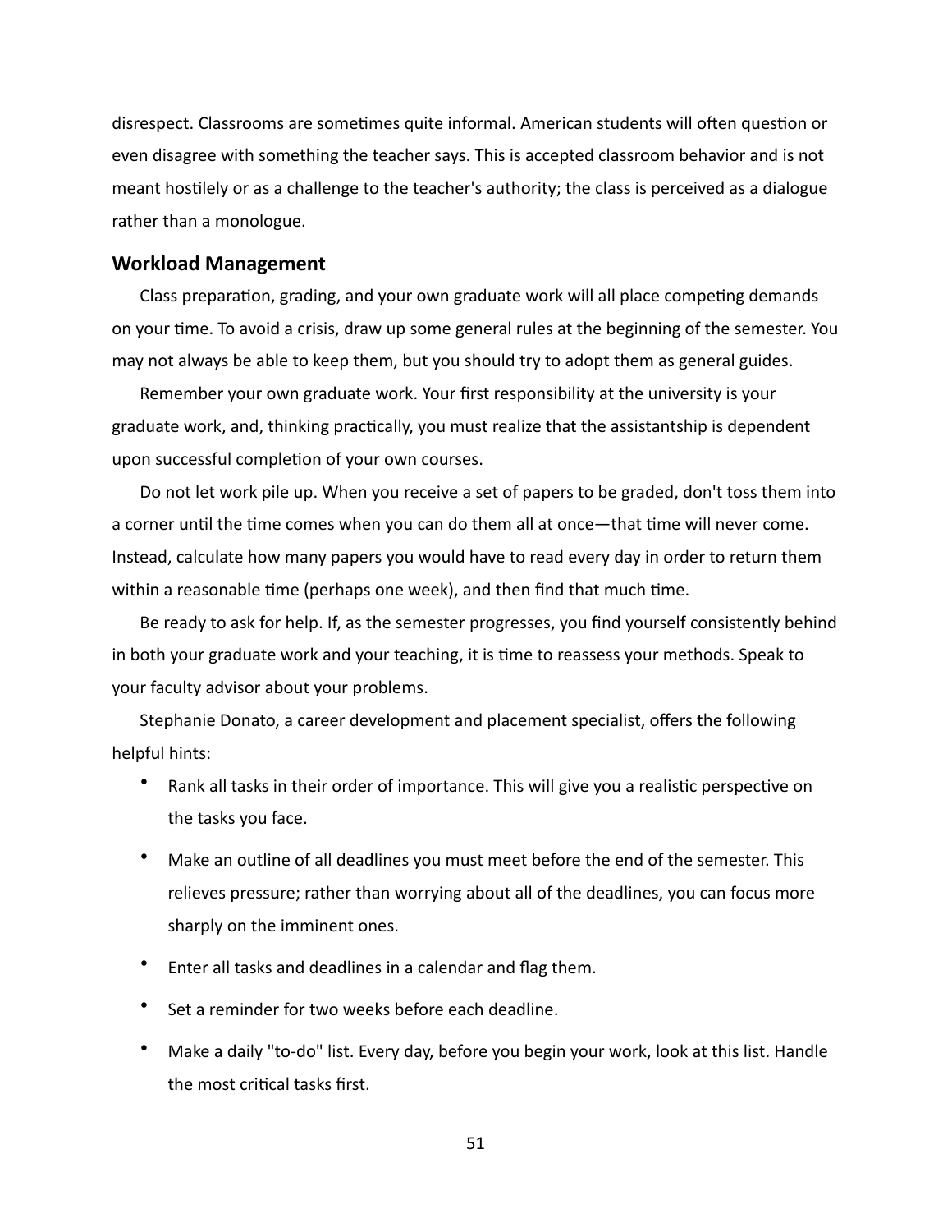disrespect. Classrooms are sometimes quite informal. American students will often question or even disagree with something the teacher says. This is accepted classroom behavior and is not meant hostilely or as a challenge to the teacher's authority; the class is perceived as a dialogue rather than a monologue.

### Workload Management

Class preparation, grading, and your own graduate work will all place competing demands on your time. To avoid a crisis, draw up some general rules at the beginning of the semester. You may not always be able to keep them, but you should try to adopt them as general guides.

Remember your own graduate work. Your first responsibility at the university is your graduate work, and, thinking practically, you must realize that the assistantship is dependent upon successful completion of your own courses.

Do not let work pile up. When you receive a set of papers to be graded, don't toss them into a corner until the time comes when you can do them all at once—that time will never come. Instead, calculate how many papers you would have to read every day in order to return them within a reasonable time (perhaps one week), and then find that much time.

Be ready to ask for help. If, as the semester progresses, you find yourself consistently behind in both your graduate work and your teaching, it is time to reassess your methods. Speak to your faculty advisor about your problems.

Stephanie Donato, a career development and placement specialist, offers the following helpful hints:

- Rank all tasks in their order of importance. This will give you a realistic perspective on the tasks you face.
- Make an outline of all deadlines you must meet before the end of the semester. This relieves pressure; rather than worrying about all of the deadlines, you can focus more sharply on the imminent ones.
- Enter all tasks and deadlines in a calendar and flag them.
- Set a reminder for two weeks before each deadline.
- Make a daily "to-do" list. Every day, before you begin your work, look at this list. Handle the most critical tasks first.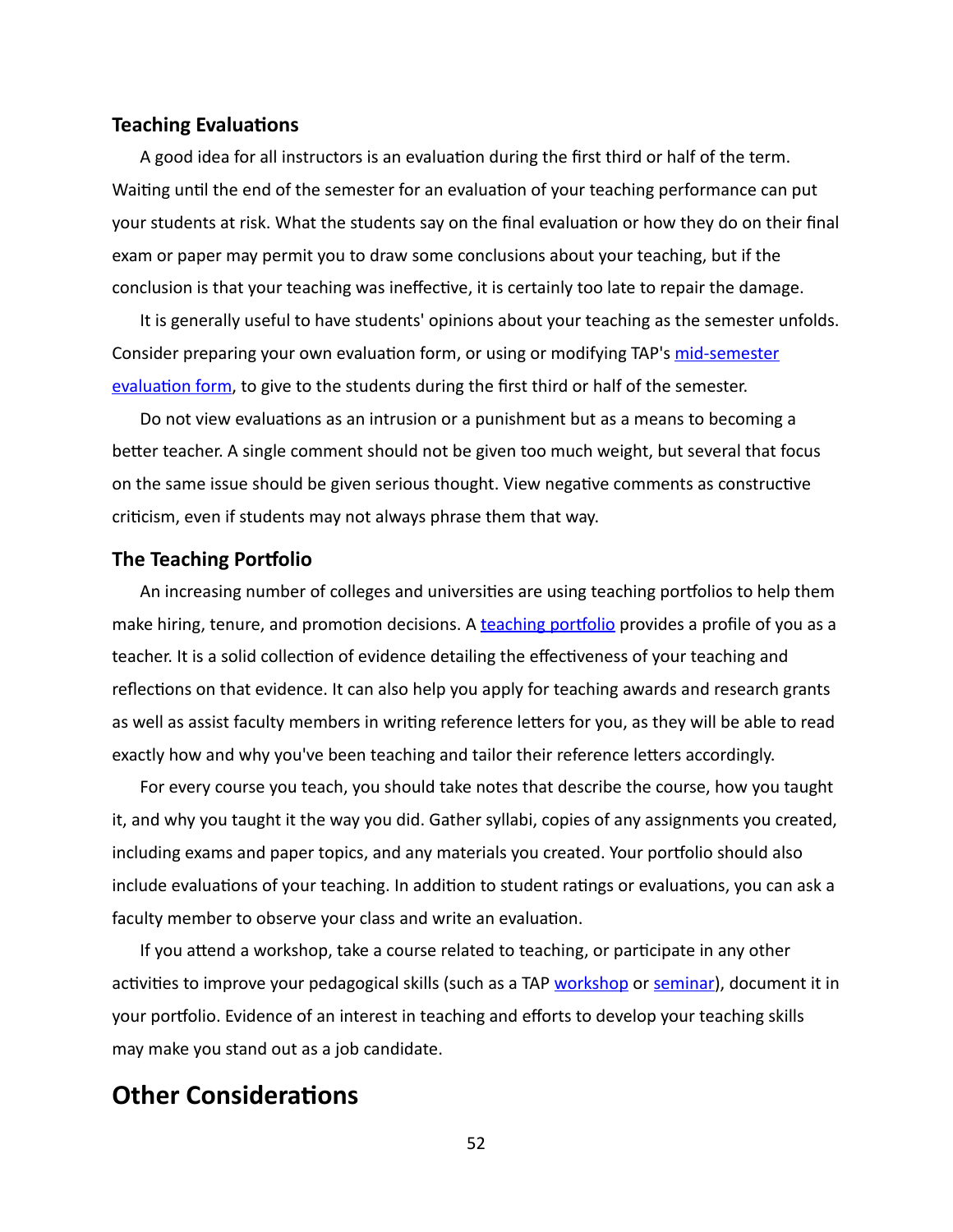### Teaching Evaluations

A good idea for all instructors is an evaluation during the first third or half of the term. Waiting until the end of the semester for an evaluation of your teaching performance can put your students at risk. What the students say on the final evaluation or how they do on their final exam or paper may permit you to draw some conclusions about your teaching, but if the conclusion is that your teaching was ineffective, it is certainly too late to repair the damage.

It is generally useful to have students' opinions about your teaching as the semester unfolds. Consider preparing your own evaluation form, or using or modifying TAP's mid-semester evaluation form, to give to the students during the first third or half of the semester.

Do not view evaluations as an intrusion or a punishment but as a means to becoming a better teacher. A single comment should not be given too much weight, but several that focus on the same issue should be given serious thought. View negative comments as constructive criticism, even if students may not always phrase them that way.

### The Teaching Portfolio

An increasing number of colleges and universities are using teaching portfolios to help them make hiring, tenure, and promotion decisions. A teaching portfolio provides a profile of you as a teacher. It is a solid collection of evidence detailing the effectiveness of your teaching and reflections on that evidence. It can also help you apply for teaching awards and research grants as well as assist faculty members in writing reference letters for you, as they will be able to read exactly how and why you've been teaching and tailor their reference letters accordingly.

For every course you teach, you should take notes that describe the course, how you taught it, and why you taught it the way you did. Gather syllabi, copies of any assignments you created, including exams and paper topics, and any materials you created. Your portfolio should also include evaluations of your teaching. In addition to student ratings or evaluations, you can ask a faculty member to observe your class and write an evaluation.

If you attend a workshop, take a course related to teaching, or participate in any other activities to improve your pedagogical skills (such as a TAP workshop or seminar), document it in your portfolio. Evidence of an interest in teaching and efforts to develop your teaching skills may make you stand out as a job candidate.

## Other Considerations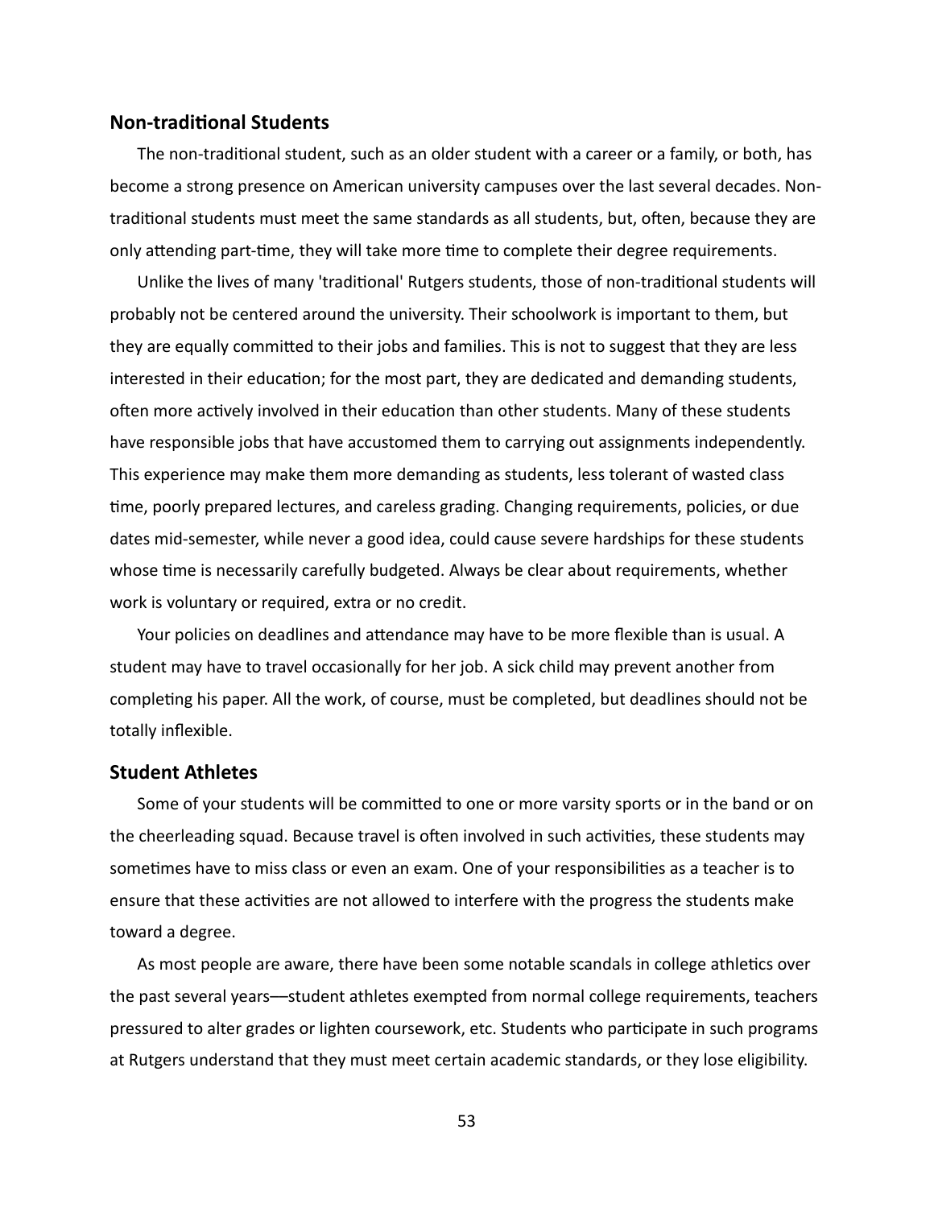## Non-traditional Students

The non-traditional student, such as an older student with a career or a family, or both, has become a strong presence on American university campuses over the last several decades. Non-traditional students must meet the same standards as all students, but, often, because they are only attending part-time, they will take more time to complete their degree requirements.

Unlike the lives of many 'traditional' Rutgers students, those of non-traditional students will probably not be centered around the university. Their schoolwork is important to them, but they are equally committed to their jobs and families. This is not to suggest that they are less interested in their education; for the most part, they are dedicated and demanding students, often more actively involved in their education than other students. Many of these students have responsible jobs that have accustomed them to carrying out assignments independently. This experience may make them more demanding as students, less tolerant of wasted class time, poorly prepared lectures, and careless grading. Changing requirements, policies, or due dates mid-semester, while never a good idea, could cause severe hardships for these students whose time is necessarily carefully budgeted. Always be clear about requirements, whether work is voluntary or required, extra or no credit.

Your policies on deadlines and attendance may have to be more flexible than is usual. A student may have to travel occasionally for her job. A sick child may prevent another from completing his paper. All the work, of course, must be completed, but deadlines should not be totally inflexible.

## Student Athletes

Some of your students will be committed to one or more varsity sports or in the band or on the cheerleading squad. Because travel is often involved in such activities, these students may sometimes have to miss class or even an exam. One of your responsibilities as a teacher is to ensure that these activities are not allowed to interfere with the progress the students make toward a degree.

As most people are aware, there have been some notable scandals in college athletics over the past several years—student athletes exempted from normal college requirements, teachers pressured to alter grades or lighten coursework, etc. Students who participate in such programs at Rutgers understand that they must meet certain academic standards, or they lose eligibility.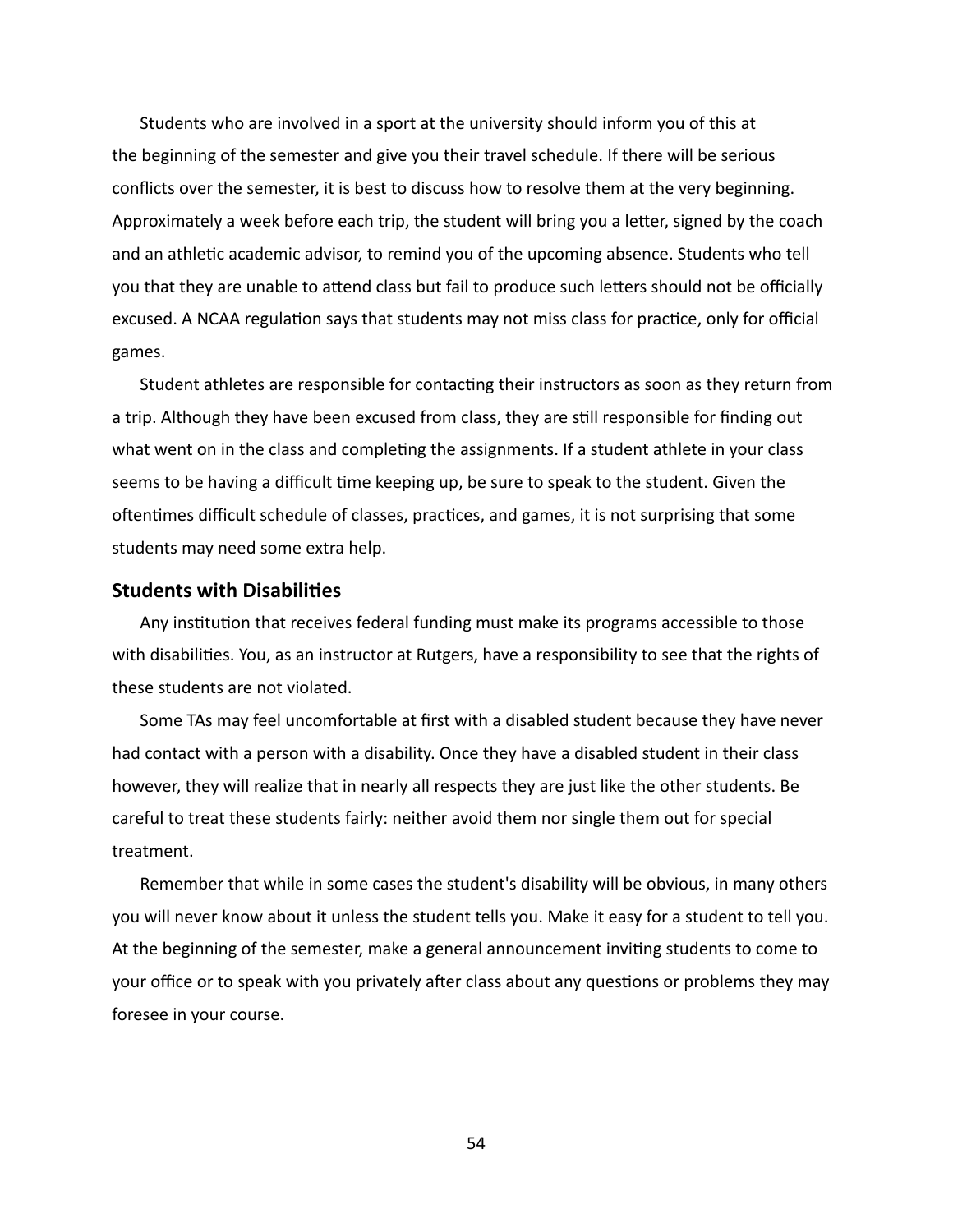Students who are involved in a sport at the university should inform you of this at the beginning of the semester and give you their travel schedule. If there will be serious conflicts over the semester, it is best to discuss how to resolve them at the very beginning. Approximately a week before each trip, the student will bring you a letter, signed by the coach and an athletic academic advisor, to remind you of the upcoming absence. Students who tell you that they are unable to attend class but fail to produce such letters should not be officially excused. A NCAA regulation says that students may not miss class for practice, only for official games.

Student athletes are responsible for contacting their instructors as soon as they return from a trip. Although they have been excused from class, they are still responsible for finding out what went on in the class and completing the assignments. If a student athlete in your class seems to be having a difficult time keeping up, be sure to speak to the student. Given the oftentimes difficult schedule of classes, practices, and games, it is not surprising that some students may need some extra help.

### Students with Disabilities

Any institution that receives federal funding must make its programs accessible to those with disabilities. You, as an instructor at Rutgers, have a responsibility to see that the rights of these students are not violated.

Some TAs may feel uncomfortable at first with a disabled student because they have never had contact with a person with a disability. Once they have a disabled student in their class however, they will realize that in nearly all respects they are just like the other students. Be careful to treat these students fairly: neither avoid them nor single them out for special treatment.

Remember that while in some cases the student's disability will be obvious, in many others you will never know about it unless the student tells you. Make it easy for a student to tell you. At the beginning of the semester, make a general announcement inviting students to come to your office or to speak with you privately after class about any questions or problems they may foresee in your course.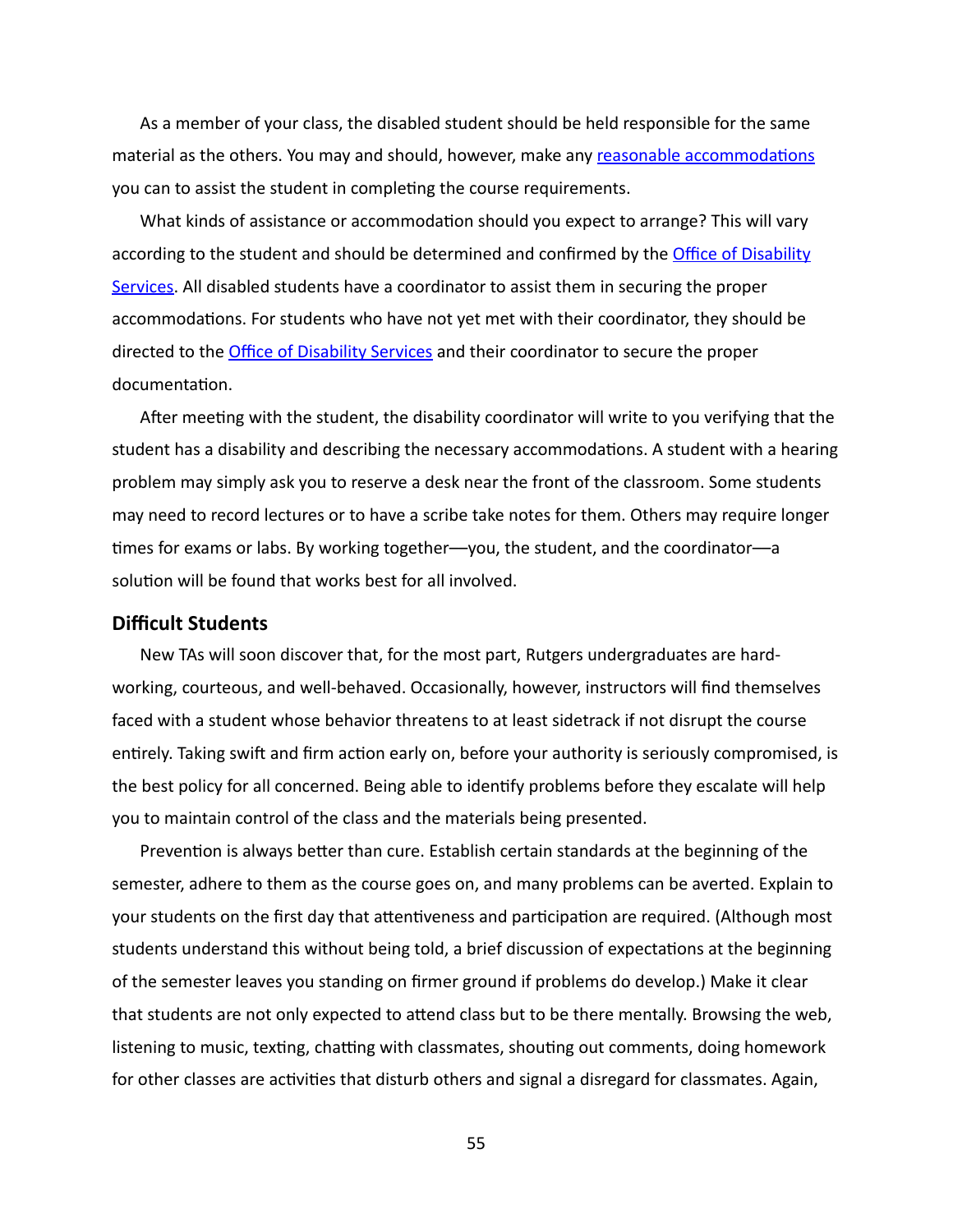As a member of your class, the disabled student should be held responsible for the same material as the others. You may and should, however, make any [reasonable accommodations] you can to assist the student in completing the course requirements.

What kinds of assistance or accommodation should you expect to arrange? This will vary according to the student and should be determined and confirmed by the [Office of Disability Services]. All disabled students have a coordinator to assist them in securing the proper accommodations. For students who have not yet met with their coordinator, they should be directed to the [Office of Disability Services] and their coordinator to secure the proper documentation.

After meeting with the student, the disability coordinator will write to you verifying that the student has a disability and describing the necessary accommodations. A student with a hearing problem may simply ask you to reserve a desk near the front of the classroom. Some students may need to record lectures or to have a scribe take notes for them. Others may require longer times for exams or labs. By working together—you, the student, and the coordinator—a solution will be found that works best for all involved.

### Difficult Students

New TAs will soon discover that, for the most part, Rutgers undergraduates are hard-working, courteous, and well-behaved. Occasionally, however, instructors will find themselves faced with a student whose behavior threatens to at least sidetrack if not disrupt the course entirely. Taking swift and firm action early on, before your authority is seriously compromised, is the best policy for all concerned. Being able to identify problems before they escalate will help you to maintain control of the class and the materials being presented.

Prevention is always better than cure. Establish certain standards at the beginning of the semester, adhere to them as the course goes on, and many problems can be averted. Explain to your students on the first day that attentiveness and participation are required. (Although most students understand this without being told, a brief discussion of expectations at the beginning of the semester leaves you standing on firmer ground if problems do develop.) Make it clear that students are not only expected to attend class but to be there mentally. Browsing the web, listening to music, texting, chatting with classmates, shouting out comments, doing homework for other classes are activities that disturb others and signal a disregard for classmates. Again,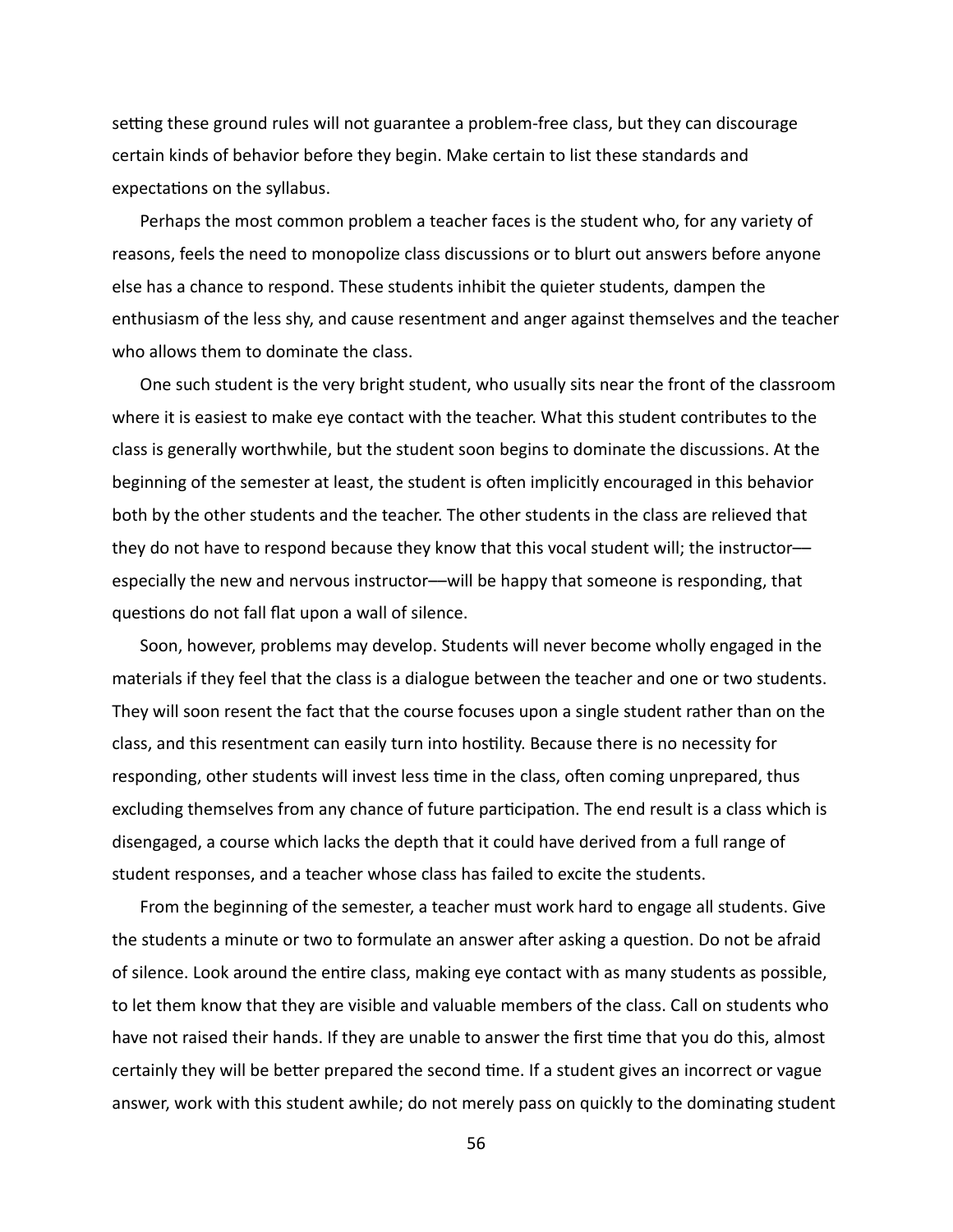setting these ground rules will not guarantee a problem-free class, but they can discourage certain kinds of behavior before they begin. Make certain to list these standards and expectations on the syllabus.

Perhaps the most common problem a teacher faces is the student who, for any variety of reasons, feels the need to monopolize class discussions or to blurt out answers before anyone else has a chance to respond. These students inhibit the quieter students, dampen the enthusiasm of the less shy, and cause resentment and anger against themselves and the teacher who allows them to dominate the class.

One such student is the very bright student, who usually sits near the front of the classroom where it is easiest to make eye contact with the teacher. What this student contributes to the class is generally worthwhile, but the student soon begins to dominate the discussions. At the beginning of the semester at least, the student is often implicitly encouraged in this behavior both by the other students and the teacher. The other students in the class are relieved that they do not have to respond because they know that this vocal student will; the instructor––especially the new and nervous instructor––will be happy that someone is responding, that questions do not fall flat upon a wall of silence.

Soon, however, problems may develop. Students will never become wholly engaged in the materials if they feel that the class is a dialogue between the teacher and one or two students. They will soon resent the fact that the course focuses upon a single student rather than on the class, and this resentment can easily turn into hostility. Because there is no necessity for responding, other students will invest less time in the class, often coming unprepared, thus excluding themselves from any chance of future participation. The end result is a class which is disengaged, a course which lacks the depth that it could have derived from a full range of student responses, and a teacher whose class has failed to excite the students.

From the beginning of the semester, a teacher must work hard to engage all students. Give the students a minute or two to formulate an answer after asking a question. Do not be afraid of silence. Look around the entire class, making eye contact with as many students as possible, to let them know that they are visible and valuable members of the class. Call on students who have not raised their hands. If they are unable to answer the first time that you do this, almost certainly they will be better prepared the second time. If a student gives an incorrect or vague answer, work with this student awhile; do not merely pass on quickly to the dominating student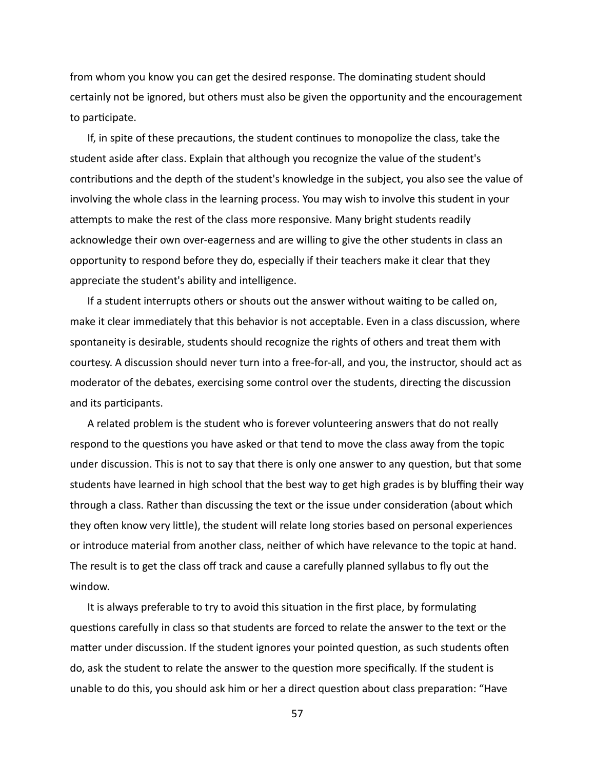from whom you know you can get the desired response. The dominating student should certainly not be ignored, but others must also be given the opportunity and the encouragement to participate.

If, in spite of these precautions, the student continues to monopolize the class, take the student aside after class. Explain that although you recognize the value of the student's contributions and the depth of the student's knowledge in the subject, you also see the value of involving the whole class in the learning process. You may wish to involve this student in your attempts to make the rest of the class more responsive. Many bright students readily acknowledge their own over-eagerness and are willing to give the other students in class an opportunity to respond before they do, especially if their teachers make it clear that they appreciate the student's ability and intelligence.

If a student interrupts others or shouts out the answer without waiting to be called on, make it clear immediately that this behavior is not acceptable. Even in a class discussion, where spontaneity is desirable, students should recognize the rights of others and treat them with courtesy. A discussion should never turn into a free-for-all, and you, the instructor, should act as moderator of the debates, exercising some control over the students, directing the discussion and its participants.

A related problem is the student who is forever volunteering answers that do not really respond to the questions you have asked or that tend to move the class away from the topic under discussion. This is not to say that there is only one answer to any question, but that some students have learned in high school that the best way to get high grades is by bluffing their way through a class. Rather than discussing the text or the issue under consideration (about which they often know very little), the student will relate long stories based on personal experiences or introduce material from another class, neither of which have relevance to the topic at hand. The result is to get the class off track and cause a carefully planned syllabus to fly out the window.

It is always preferable to try to avoid this situation in the first place, by formulating questions carefully in class so that students are forced to relate the answer to the text or the matter under discussion. If the student ignores your pointed question, as such students often do, ask the student to relate the answer to the question more specifically. If the student is unable to do this, you should ask him or her a direct question about class preparation: "Have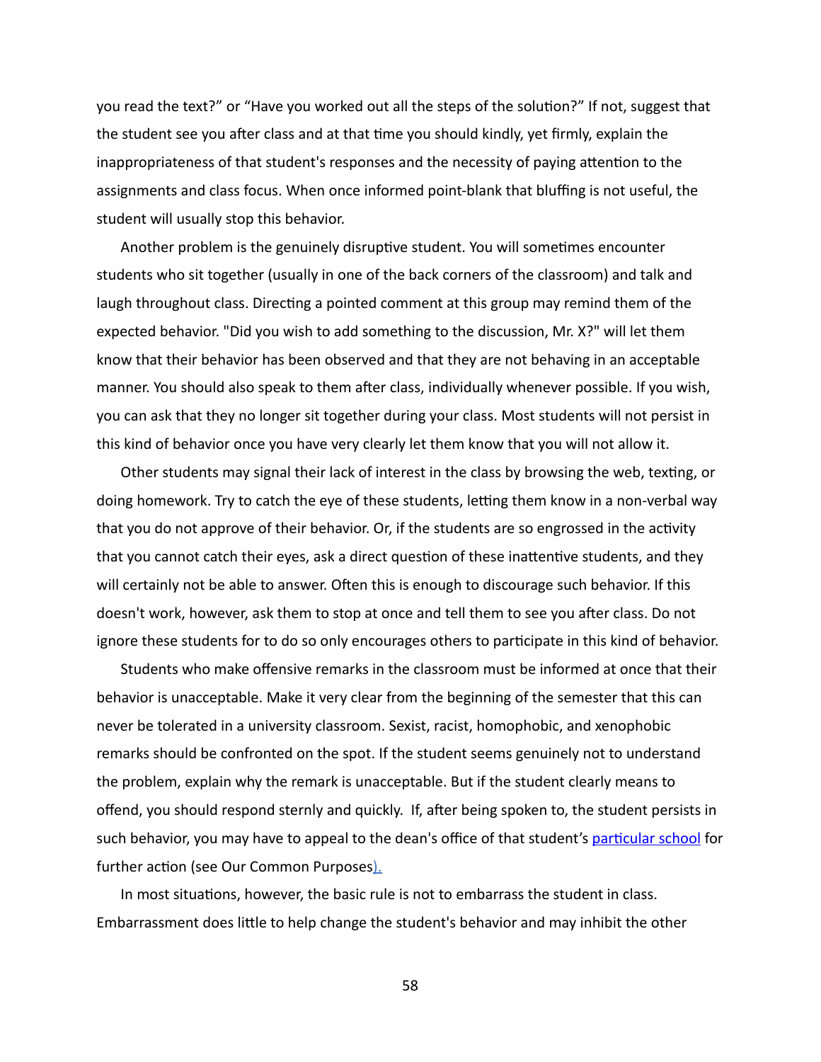you read the text?" or "Have you worked out all the steps of the solution?" If not, suggest that the student see you after class and at that time you should kindly, yet firmly, explain the inappropriateness of that student's responses and the necessity of paying attention to the assignments and class focus. When once informed point-blank that bluffing is not useful, the student will usually stop this behavior.

Another problem is the genuinely disruptive student. You will sometimes encounter students who sit together (usually in one of the back corners of the classroom) and talk and laugh throughout class. Directing a pointed comment at this group may remind them of the expected behavior. "Did you wish to add something to the discussion, Mr. X?" will let them know that their behavior has been observed and that they are not behaving in an acceptable manner. You should also speak to them after class, individually whenever possible. If you wish, you can ask that they no longer sit together during your class. Most students will not persist in this kind of behavior once you have very clearly let them know that you will not allow it.

Other students may signal their lack of interest in the class by browsing the web, texting, or doing homework. Try to catch the eye of these students, letting them know in a non-verbal way that you do not approve of their behavior. Or, if the students are so engrossed in the activity that you cannot catch their eyes, ask a direct question of these inattentive students, and they will certainly not be able to answer. Often this is enough to discourage such behavior. If this doesn't work, however, ask them to stop at once and tell them to see you after class. Do not ignore these students for to do so only encourages others to participate in this kind of behavior.

Students who make offensive remarks in the classroom must be informed at once that their behavior is unacceptable. Make it very clear from the beginning of the semester that this can never be tolerated in a university classroom. Sexist, racist, homophobic, and xenophobic remarks should be confronted on the spot. If the student seems genuinely not to understand the problem, explain why the remark is unacceptable. But if the student clearly means to offend, you should respond sternly and quickly. If, after being spoken to, the student persists in such behavior, you may have to appeal to the dean's office of that student's particular school for further action (see Our Common Purposes).

In most situations, however, the basic rule is not to embarrass the student in class. Embarrassment does little to help change the student's behavior and may inhibit the other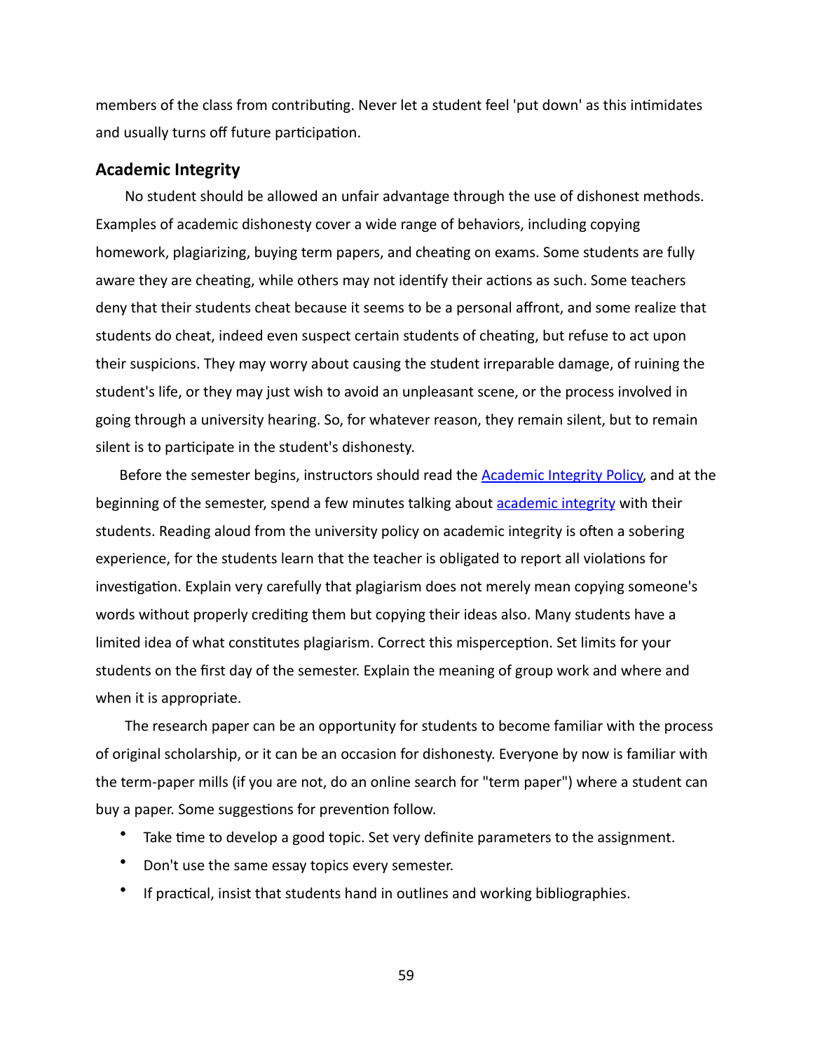members of the class from contributing. Never let a student feel 'put down' as this intimidates and usually turns off future participation.

## Academic Integrity

No student should be allowed an unfair advantage through the use of dishonest methods. Examples of academic dishonesty cover a wide range of behaviors, including copying homework, plagiarizing, buying term papers, and cheating on exams. Some students are fully aware they are cheating, while others may not identify their actions as such. Some teachers deny that their students cheat because it seems to be a personal affront, and some realize that students do cheat, indeed even suspect certain students of cheating, but refuse to act upon their suspicions. They may worry about causing the student irreparable damage, of ruining the student's life, or they may just wish to avoid an unpleasant scene, or the process involved in going through a university hearing. So, for whatever reason, they remain silent, but to remain silent is to participate in the student's dishonesty.

Before the semester begins, instructors should read the Academic Integrity Policy, and at the beginning of the semester, spend a few minutes talking about academic integrity with their students. Reading aloud from the university policy on academic integrity is often a sobering experience, for the students learn that the teacher is obligated to report all violations for investigation. Explain very carefully that plagiarism does not merely mean copying someone's words without properly crediting them but copying their ideas also. Many students have a limited idea of what constitutes plagiarism. Correct this misperception. Set limits for your students on the first day of the semester. Explain the meaning of group work and where and when it is appropriate.

The research paper can be an opportunity for students to become familiar with the process of original scholarship, or it can be an occasion for dishonesty. Everyone by now is familiar with the term-paper mills (if you are not, do an online search for "term paper") where a student can buy a paper. Some suggestions for prevention follow.

- Take time to develop a good topic. Set very definite parameters to the assignment.
- Don't use the same essay topics every semester.
- If practical, insist that students hand in outlines and working bibliographies.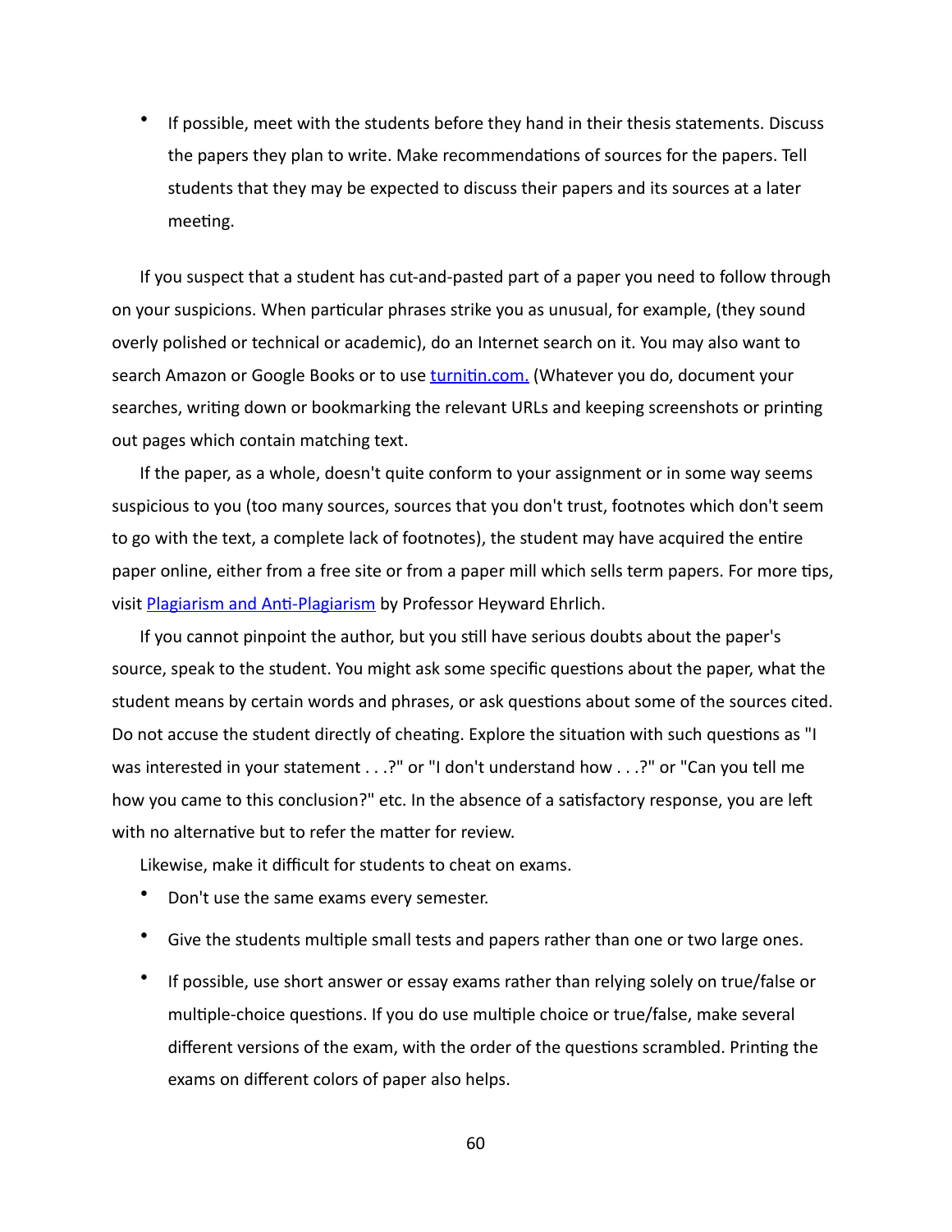- If possible, meet with the students before they hand in their thesis statements. Discuss the papers they plan to write. Make recommendations of sources for the papers. Tell students that they may be expected to discuss their papers and its sources at a later meeting.

If you suspect that a student has cut-and-pasted part of a paper you need to follow through on your suspicions. When particular phrases strike you as unusual, for example, (they sound overly polished or technical or academic), do an Internet search on it. You may also want to search Amazon or Google Books or to use [turnitin.com.](turnitin.com) (Whatever you do, document your searches, writing down or bookmarking the relevant URLs and keeping screenshots or printing out pages which contain matching text.

If the paper, as a whole, doesn't quite conform to your assignment or in some way seems suspicious to you (too many sources, sources that you don't trust, footnotes which don't seem to go with the text, a complete lack of footnotes), the student may have acquired the entire paper online, either from a free site or from a paper mill which sells term papers. For more tips, visit [Plagiarism and Anti-Plagiarism]() by Professor Heyward Ehrlich.

If you cannot pinpoint the author, but you still have serious doubts about the paper's source, speak to the student. You might ask some specific questions about the paper, what the student means by certain words and phrases, or ask questions about some of the sources cited. Do not accuse the student directly of cheating. Explore the situation with such questions as "I was interested in your statement . . .?" or "I don't understand how . . .?" or "Can you tell me how you came to this conclusion?" etc. In the absence of a satisfactory response, you are left with no alternative but to refer the matter for review.

Likewise, make it difficult for students to cheat on exams.

- Don't use the same exams every semester.
- Give the students multiple small tests and papers rather than one or two large ones.
- If possible, use short answer or essay exams rather than relying solely on true/false or multiple-choice questions. If you do use multiple choice or true/false, make several different versions of the exam, with the order of the questions scrambled. Printing the exams on different colors of paper also helps.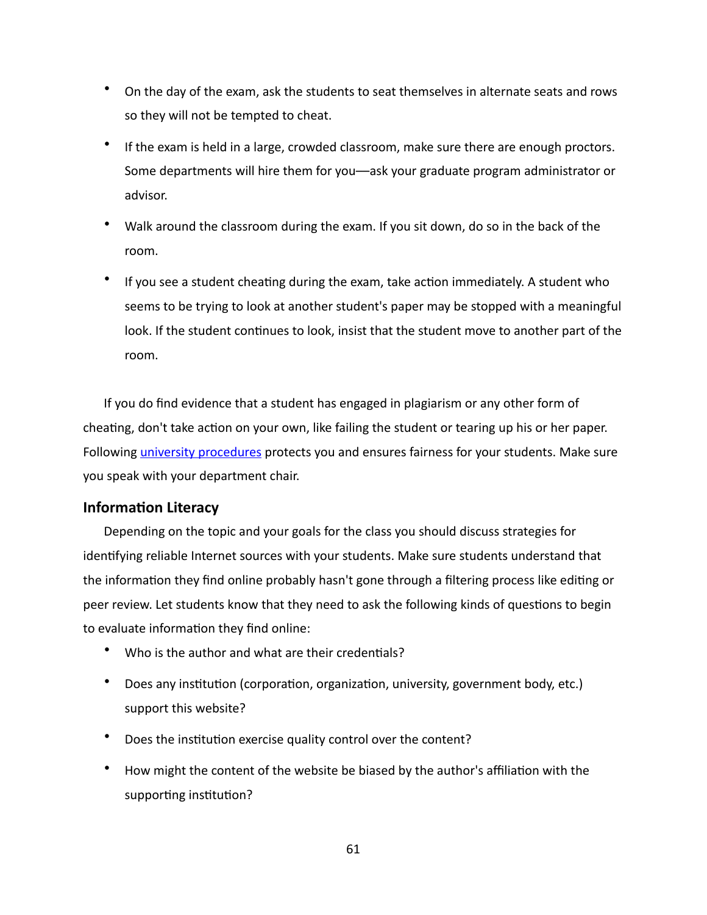- On the day of the exam, ask the students to seat themselves in alternate seats and rows so they will not be tempted to cheat.
- If the exam is held in a large, crowded classroom, make sure there are enough proctors. Some departments will hire them for you—ask your graduate program administrator or advisor.
- Walk around the classroom during the exam. If you sit down, do so in the back of the room.
- If you see a student cheating during the exam, take action immediately. A student who seems to be trying to look at another student's paper may be stopped with a meaningful look. If the student continues to look, insist that the student move to another part of the room.

If you do find evidence that a student has engaged in plagiarism or any other form of cheating, don't take action on your own, like failing the student or tearing up his or her paper. Following university procedures protects you and ensures fairness for your students. Make sure you speak with your department chair.

## Information Literacy

Depending on the topic and your goals for the class you should discuss strategies for identifying reliable Internet sources with your students. Make sure students understand that the information they find online probably hasn't gone through a filtering process like editing or peer review. Let students know that they need to ask the following kinds of questions to begin to evaluate information they find online:

- Who is the author and what are their credentials?
- Does any institution (corporation, organization, university, government body, etc.) support this website?
- Does the institution exercise quality control over the content?
- How might the content of the website be biased by the author's affiliation with the supporting institution?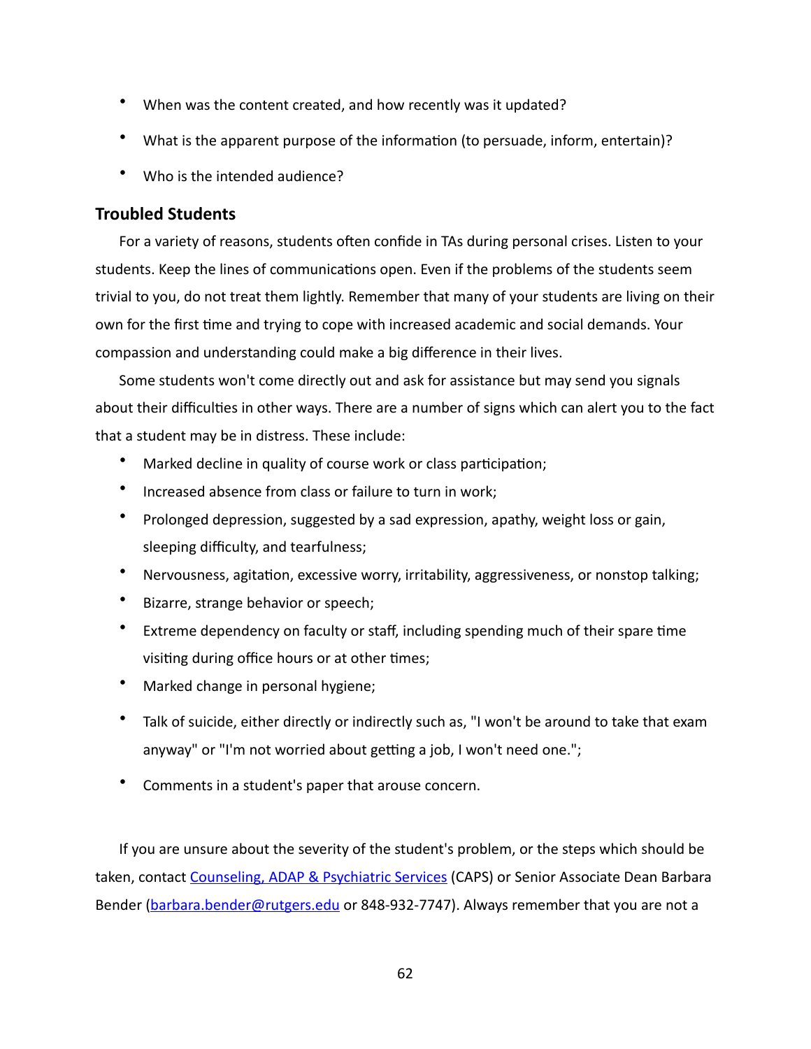- When was the content created, and how recently was it updated?
- What is the apparent purpose of the information (to persuade, inform, entertain)?
- Who is the intended audience?

### Troubled Students

For a variety of reasons, students often confide in TAs during personal crises. Listen to your students. Keep the lines of communications open. Even if the problems of the students seem trivial to you, do not treat them lightly. Remember that many of your students are living on their own for the first time and trying to cope with increased academic and social demands. Your compassion and understanding could make a big difference in their lives.

Some students won't come directly out and ask for assistance but may send you signals about their difficulties in other ways. There are a number of signs which can alert you to the fact that a student may be in distress. These include:

- Marked decline in quality of course work or class participation;
- Increased absence from class or failure to turn in work;
- Prolonged depression, suggested by a sad expression, apathy, weight loss or gain, sleeping difficulty, and tearfulness;
- Nervousness, agitation, excessive worry, irritability, aggressiveness, or nonstop talking;
- Bizarre, strange behavior or speech;
- Extreme dependency on faculty or staff, including spending much of their spare time visiting during office hours or at other times;
- Marked change in personal hygiene;
- Talk of suicide, either directly or indirectly such as, "I won't be around to take that exam anyway" or "I'm not worried about getting a job, I won't need one.";
- Comments in a student's paper that arouse concern.

If you are unsure about the severity of the student's problem, or the steps which should be taken, contact Counseling, ADAP & Psychiatric Services (CAPS) or Senior Associate Dean Barbara Bender (barbara.bender@rutgers.edu or 848-932-7747). Always remember that you are not a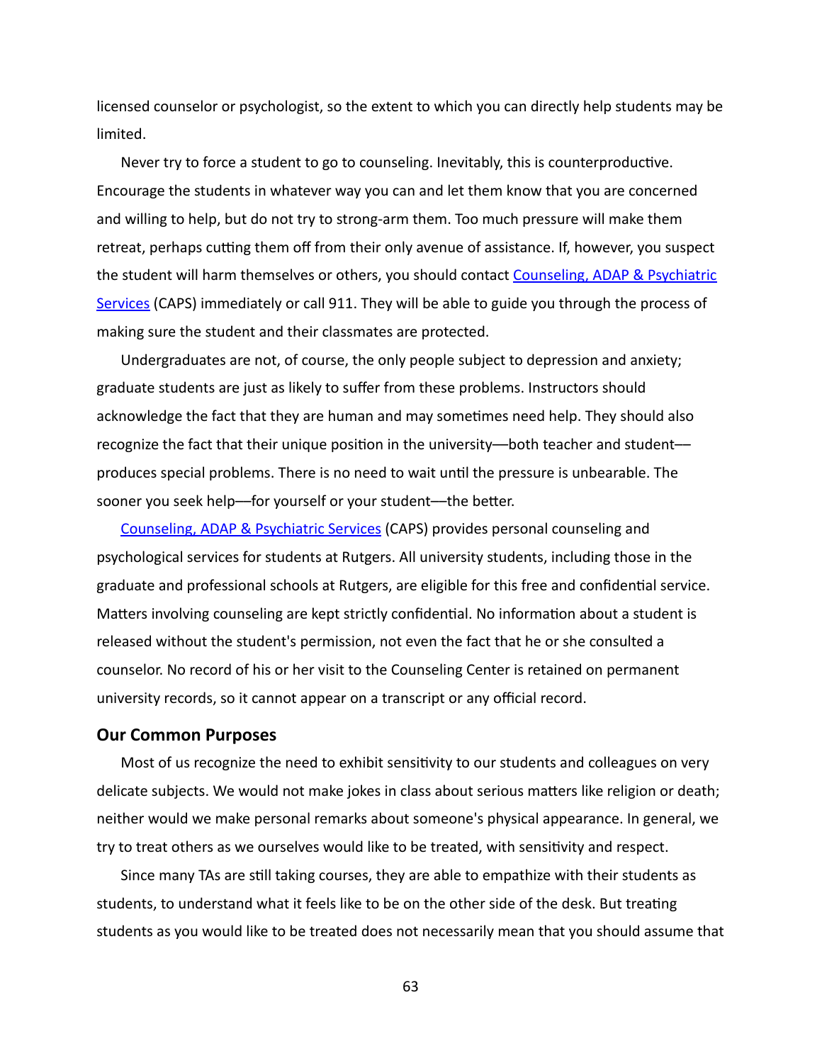licensed counselor or psychologist, so the extent to which you can directly help students may be limited.

Never try to force a student to go to counseling. Inevitably, this is counterproductive. Encourage the students in whatever way you can and let them know that you are concerned and willing to help, but do not try to strong-arm them. Too much pressure will make them retreat, perhaps cutting them off from their only avenue of assistance. If, however, you suspect the student will harm themselves or others, you should contact Counseling, ADAP & Psychiatric Services (CAPS) immediately or call 911. They will be able to guide you through the process of making sure the student and their classmates are protected.

Undergraduates are not, of course, the only people subject to depression and anxiety; graduate students are just as likely to suffer from these problems. Instructors should acknowledge the fact that they are human and may sometimes need help. They should also recognize the fact that their unique position in the university—both teacher and student—produces special problems. There is no need to wait until the pressure is unbearable. The sooner you seek help—for yourself or your student—the better.

Counseling, ADAP & Psychiatric Services (CAPS) provides personal counseling and psychological services for students at Rutgers. All university students, including those in the graduate and professional schools at Rutgers, are eligible for this free and confidential service. Matters involving counseling are kept strictly confidential. No information about a student is released without the student's permission, not even the fact that he or she consulted a counselor. No record of his or her visit to the Counseling Center is retained on permanent university records, so it cannot appear on a transcript or any official record.

## Our Common Purposes

Most of us recognize the need to exhibit sensitivity to our students and colleagues on very delicate subjects. We would not make jokes in class about serious matters like religion or death; neither would we make personal remarks about someone's physical appearance. In general, we try to treat others as we ourselves would like to be treated, with sensitivity and respect.

Since many TAs are still taking courses, they are able to empathize with their students as students, to understand what it feels like to be on the other side of the desk. But treating students as you would like to be treated does not necessarily mean that you should assume that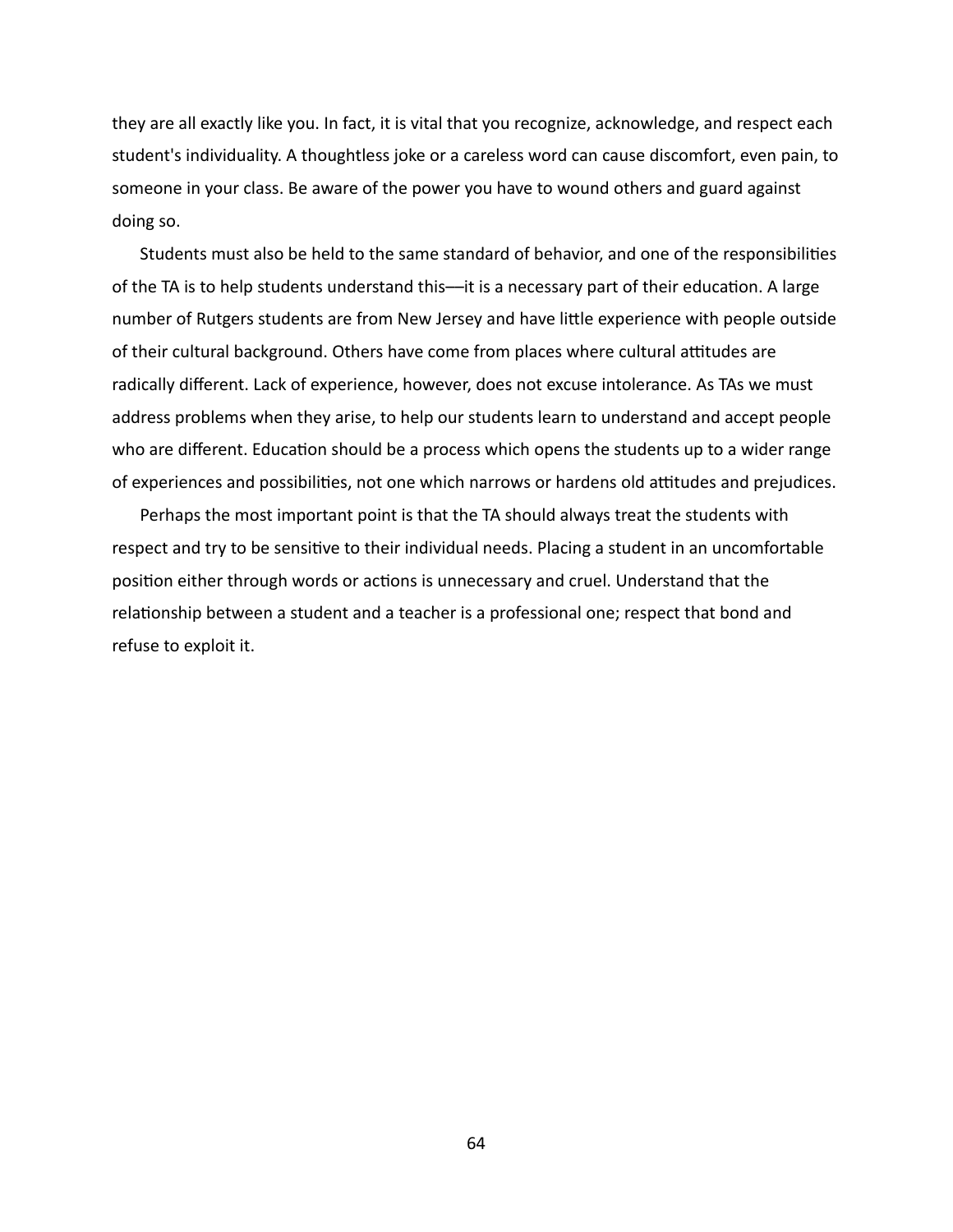they are all exactly like you. In fact, it is vital that you recognize, acknowledge, and respect each student's individuality. A thoughtless joke or a careless word can cause discomfort, even pain, to someone in your class. Be aware of the power you have to wound others and guard against doing so.

Students must also be held to the same standard of behavior, and one of the responsibilities of the TA is to help students understand this—it is a necessary part of their education. A large number of Rutgers students are from New Jersey and have little experience with people outside of their cultural background. Others have come from places where cultural attitudes are radically different. Lack of experience, however, does not excuse intolerance. As TAs we must address problems when they arise, to help our students learn to understand and accept people who are different. Education should be a process which opens the students up to a wider range of experiences and possibilities, not one which narrows or hardens old attitudes and prejudices.

Perhaps the most important point is that the TA should always treat the students with respect and try to be sensitive to their individual needs. Placing a student in an uncomfortable position either through words or actions is unnecessary and cruel. Understand that the relationship between a student and a teacher is a professional one; respect that bond and refuse to exploit it.